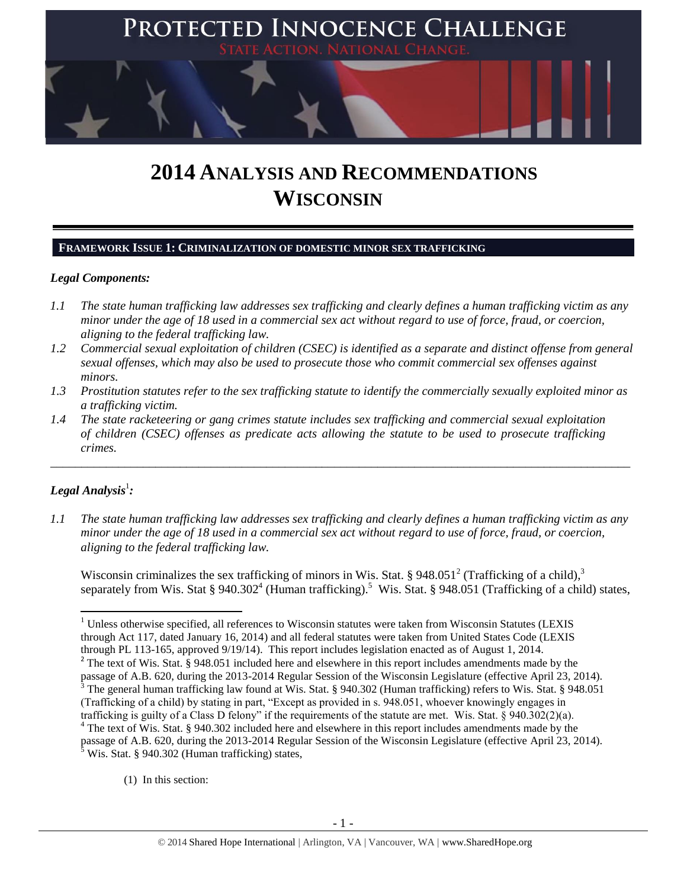# 2014 ANALYSIS AND RECOMMENDATIONS WISCONSIN

## FRAMEWORK ISSUE 1: CRIMINALIZATION OF DOMESTIC MINOR SEX TRAFFICKING

### *Legal Components:*

*1.1 The state human trafficking law addresses sex trafficking and clearly defines a human trafficking victim as any minor under the age of 18 used in a commercial sex act without regard to use of force, fraud, or coercion, aligning to the federal trafficking law.*

*1.2 Commercial sexual exploitation of children (CSEC) is identified as a separate and distinct offense from general sexual offenses, which may also be used to prosecute those who commit commercial sex offenses against minors.*

*1.3 Prostitution statutes refer to the sex trafficking statute to identify the commercially sexually exploited minor as a trafficking victim.*

*1.4 The state racketeering or gang crimes statute includes sex trafficking and commercial sexual exploitation of children (CSEC) offenses as predicate acts allowing the statute to be used to prosecute trafficking crimes.*

---

### *Legal Analysis*[1]*:*

*1.1 The state human trafficking law addresses sex trafficking and clearly defines a human trafficking victim as any minor under the age of 18 used in a commercial sex act without regard to use of force, fraud, or coercion, aligning to the federal trafficking law.*

Wisconsin criminalizes the sex trafficking of minors in Wis. Stat. § 948.051[2] (Trafficking of a child),[3] separately from Wis. Stat § 940.302[4] (Human trafficking).[5] Wis. Stat. § 948.051 (Trafficking of a child) states,

---

[1] Unless otherwise specified, all references to Wisconsin statutes were taken from Wisconsin Statutes (LEXIS through Act 117, dated January 16, 2014) and all federal statutes were taken from United States Code (LEXIS through PL 113-165, approved 9/19/14). This report includes legislation enacted as of August 1, 2014.

[2] The text of Wis. Stat. § 948.051 included here and elsewhere in this report includes amendments made by the passage of A.B. 620, during the 2013-2014 Regular Session of the Wisconsin Legislature (effective April 23, 2014).

[3] The general human trafficking law found at Wis. Stat. § 940.302 (Human trafficking) refers to Wis. Stat. § 948.051 (Trafficking of a child) by stating in part, "Except as provided in s. 948.051, whoever knowingly engages in trafficking is guilty of a Class D felony" if the requirements of the statute are met. Wis. Stat. § 940.302(2)(a).

[4] The text of Wis. Stat. § 940.302 included here and elsewhere in this report includes amendments made by the passage of A.B. 620, during the 2013-2014 Regular Session of the Wisconsin Legislature (effective April 23, 2014).

[5] Wis. Stat. § 940.302 (Human trafficking) states,

(1) In this section: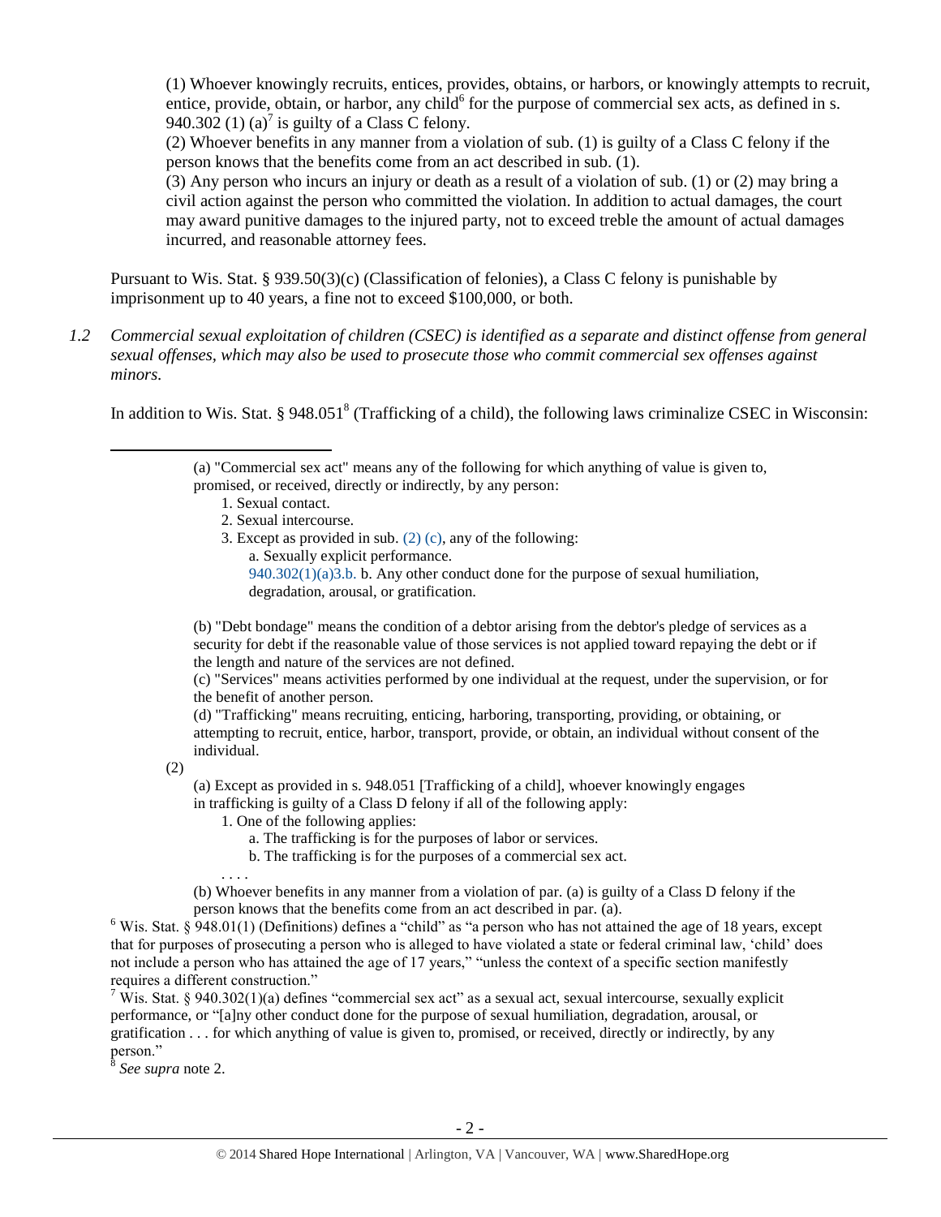(1) Whoever knowingly recruits, entices, provides, obtains, or harbors, or knowingly attempts to recruit, entice, provide, obtain, or harbor, any child[6] for the purpose of commercial sex acts, as defined in s. 940.302 (1) (a)[7] is guilty of a Class C felony.

(2) Whoever benefits in any manner from a violation of sub. (1) is guilty of a Class C felony if the person knows that the benefits come from an act described in sub. (1).

(3) Any person who incurs an injury or death as a result of a violation of sub. (1) or (2) may bring a civil action against the person who committed the violation. In addition to actual damages, the court may award punitive damages to the injured party, not to exceed treble the amount of actual damages incurred, and reasonable attorney fees.

Pursuant to Wis. Stat. § 939.50(3)(c) (Classification of felonies), a Class C felony is punishable by imprisonment up to 40 years, a fine not to exceed $100,000, or both.

*1.2 Commercial sexual exploitation of children (CSEC) is identified as a separate and distinct offense from general sexual offenses, which may also be used to prosecute those who commit commercial sex offenses against minors.*

In addition to Wis. Stat. § 948.051[8] (Trafficking of a child), the following laws criminalize CSEC in Wisconsin:

---

(a) "Commercial sex act" means any of the following for which anything of value is given to, promised, or received, directly or indirectly, by any person:

1. Sexual contact.
2. Sexual intercourse.
3. Except as provided in sub. (2) (c), any of the following:
   a. Sexually explicit performance.
   940.302(1)(a)3.b. b. Any other conduct done for the purpose of sexual humiliation, degradation, arousal, or gratification.

(b) "Debt bondage" means the condition of a debtor arising from the debtor's pledge of services as a security for debt if the reasonable value of those services is not applied toward repaying the debt or if the length and nature of the services are not defined.

(c) "Services" means activities performed by one individual at the request, under the supervision, or for the benefit of another person.

(d) "Trafficking" means recruiting, enticing, harboring, transporting, providing, or obtaining, or attempting to recruit, entice, harbor, transport, provide, or obtain, an individual without consent of the individual.

(2)

(a) Except as provided in s. 948.051 [Trafficking of a child], whoever knowingly engages in trafficking is guilty of a Class D felony if all of the following apply:

1. One of the following applies:
   a. The trafficking is for the purposes of labor or services.
   b. The trafficking is for the purposes of a commercial sex act.

. . . .

(b) Whoever benefits in any manner from a violation of par. (a) is guilty of a Class D felony if the person knows that the benefits come from an act described in par. (a).

[6] Wis. Stat. § 948.01(1) (Definitions) defines a "child" as "a person who has not attained the age of 18 years, except that for purposes of prosecuting a person who is alleged to have violated a state or federal criminal law, 'child' does not include a person who has attained the age of 17 years," "unless the context of a specific section manifestly requires a different construction."

[7] Wis. Stat. § 940.302(1)(a) defines "commercial sex act" as a sexual act, sexual intercourse, sexually explicit performance, or "[a]ny other conduct done for the purpose of sexual humiliation, degradation, arousal, or gratification . . . for which anything of value is given to, promised, or received, directly or indirectly, by any person."

[8] *See supra* note 2.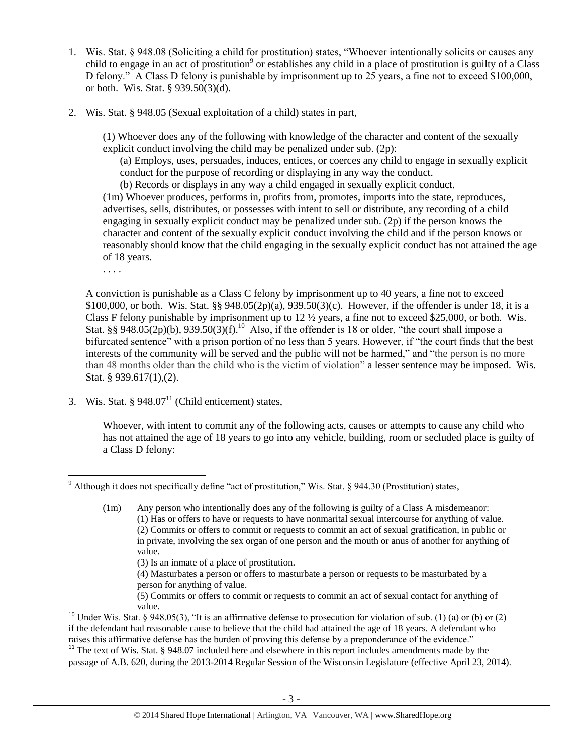1. Wis. Stat. § 948.08 (Soliciting a child for prostitution) states, "Whoever intentionally solicits or causes any child to engage in an act of prostitution[9] or establishes any child in a place of prostitution is guilty of a Class D felony." A Class D felony is punishable by imprisonment up to 25 years, a fine not to exceed $100,000, or both. Wis. Stat. § 939.50(3)(d).

2. Wis. Stat. § 948.05 (Sexual exploitation of a child) states in part,

   > (1) Whoever does any of the following with knowledge of the character and content of the sexually explicit conduct involving the child may be penalized under sub. (2p):
   >
   > (a) Employs, uses, persuades, induces, entices, or coerces any child to engage in sexually explicit conduct for the purpose of recording or displaying in any way the conduct.
   >
   > (b) Records or displays in any way a child engaged in sexually explicit conduct.
   >
   > (1m) Whoever produces, performs in, profits from, promotes, imports into the state, reproduces, advertises, sells, distributes, or possesses with intent to sell or distribute, any recording of a child engaging in sexually explicit conduct may be penalized under sub. (2p) if the person knows the character and content of the sexually explicit conduct involving the child and if the person knows or reasonably should know that the child engaging in the sexually explicit conduct has not attained the age of 18 years.
   >
   > . . . .

   A conviction is punishable as a Class C felony by imprisonment up to 40 years, a fine not to exceed $100,000, or both. Wis. Stat. §§ 948.05(2p)(a), 939.50(3)(c). However, if the offender is under 18, it is a Class F felony punishable by imprisonment up to 12 ½ years, a fine not to exceed $25,000, or both. Wis. Stat. §§ 948.05(2p)(b), 939.50(3)(f).[10] Also, if the offender is 18 or older, "the court shall impose a bifurcated sentence" with a prison portion of no less than 5 years. However, if "the court finds that the best interests of the community will be served and the public will not be harmed," and "the person is no more than 48 months older than the child who is the victim of violation" a lesser sentence may be imposed. Wis. Stat. § 939.617(1),(2).

3. Wis. Stat. § 948.07[11] (Child enticement) states,

   > Whoever, with intent to commit any of the following acts, causes or attempts to cause any child who has not attained the age of 18 years to go into any vehicle, building, room or secluded place is guilty of a Class D felony:

---

[9] Although it does not specifically define "act of prostitution," Wis. Stat. § 944.30 (Prostitution) states,

> (1m) Any person who intentionally does any of the following is guilty of a Class A misdemeanor:
> (1) Has or offers to have or requests to have nonmarital sexual intercourse for anything of value.
> (2) Commits or offers to commit or requests to commit an act of sexual gratification, in public or in private, involving the sex organ of one person and the mouth or anus of another for anything of value.
> (3) Is an inmate of a place of prostitution.
> (4) Masturbates a person or offers to masturbate a person or requests to be masturbated by a person for anything of value.
> (5) Commits or offers to commit or requests to commit an act of sexual contact for anything of value.

[10] Under Wis. Stat. § 948.05(3), "It is an affirmative defense to prosecution for violation of sub. (1) (a) or (b) or (2) if the defendant had reasonable cause to believe that the child had attained the age of 18 years. A defendant who raises this affirmative defense has the burden of proving this defense by a preponderance of the evidence."

[11] The text of Wis. Stat. § 948.07 included here and elsewhere in this report includes amendments made by the passage of A.B. 620, during the 2013-2014 Regular Session of the Wisconsin Legislature (effective April 23, 2014).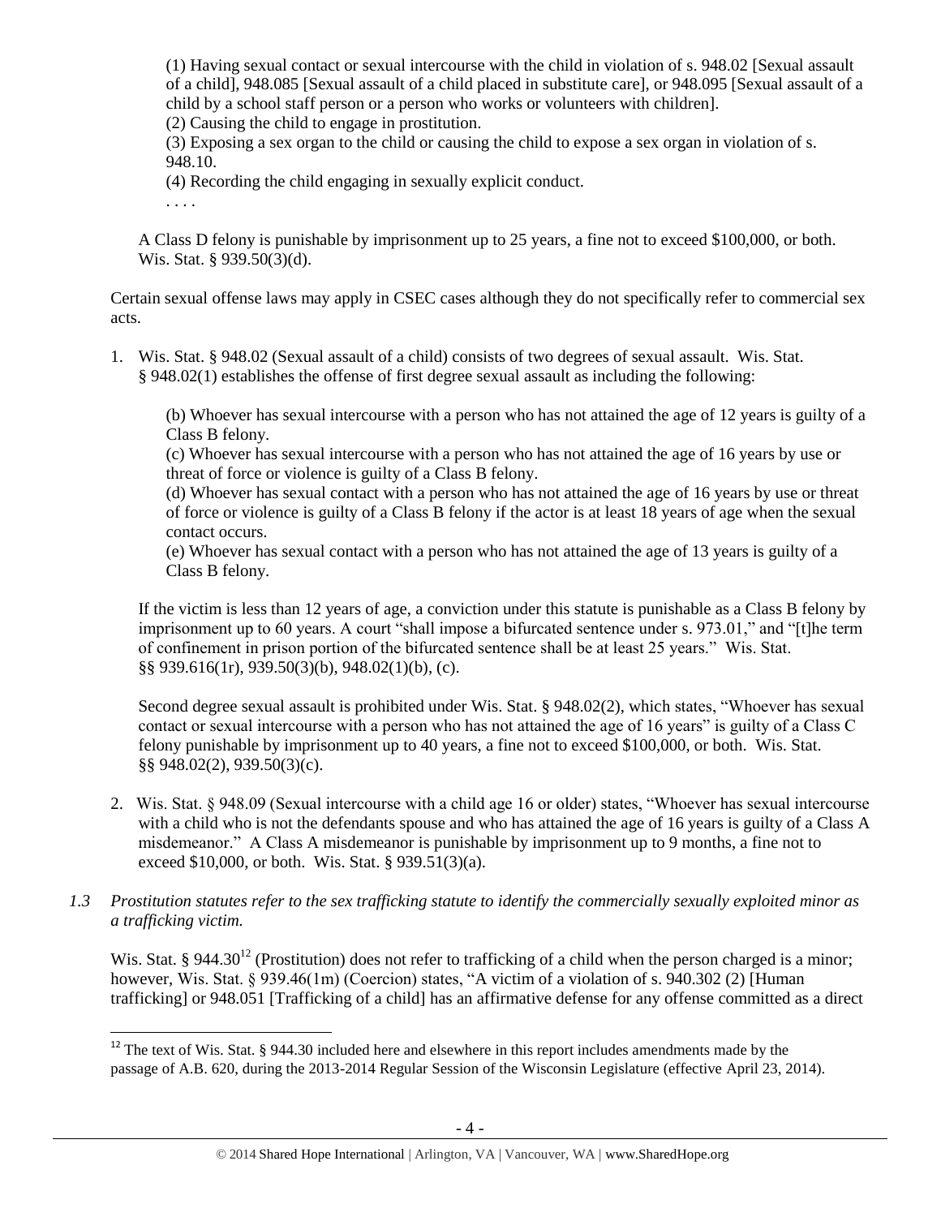(1) Having sexual contact or sexual intercourse with the child in violation of s. 948.02 [Sexual assault of a child], 948.085 [Sexual assault of a child placed in substitute care], or 948.095 [Sexual assault of a child by a school staff person or a person who works or volunteers with children].
(2) Causing the child to engage in prostitution.
(3) Exposing a sex organ to the child or causing the child to expose a sex organ in violation of s. 948.10.
(4) Recording the child engaging in sexually explicit conduct.
. . . .

A Class D felony is punishable by imprisonment up to 25 years, a fine not to exceed $100,000, or both. Wis. Stat. § 939.50(3)(d).

Certain sexual offense laws may apply in CSEC cases although they do not specifically refer to commercial sex acts.

1. Wis. Stat. § 948.02 (Sexual assault of a child) consists of two degrees of sexual assault. Wis. Stat. § 948.02(1) establishes the offense of first degree sexual assault as including the following:

   (b) Whoever has sexual intercourse with a person who has not attained the age of 12 years is guilty of a Class B felony.
   (c) Whoever has sexual intercourse with a person who has not attained the age of 16 years by use or threat of force or violence is guilty of a Class B felony.
   (d) Whoever has sexual contact with a person who has not attained the age of 16 years by use or threat of force or violence is guilty of a Class B felony if the actor is at least 18 years of age when the sexual contact occurs.
   (e) Whoever has sexual contact with a person who has not attained the age of 13 years is guilty of a Class B felony.

   If the victim is less than 12 years of age, a conviction under this statute is punishable as a Class B felony by imprisonment up to 60 years. A court "shall impose a bifurcated sentence under s. 973.01," and "[t]he term of confinement in prison portion of the bifurcated sentence shall be at least 25 years." Wis. Stat. §§ 939.616(1r), 939.50(3)(b), 948.02(1)(b), (c).

   Second degree sexual assault is prohibited under Wis. Stat. § 948.02(2), which states, "Whoever has sexual contact or sexual intercourse with a person who has not attained the age of 16 years" is guilty of a Class C felony punishable by imprisonment up to 40 years, a fine not to exceed $100,000, or both. Wis. Stat. §§ 948.02(2), 939.50(3)(c).

2. Wis. Stat. § 948.09 (Sexual intercourse with a child age 16 or older) states, "Whoever has sexual intercourse with a child who is not the defendants spouse and who has attained the age of 16 years is guilty of a Class A misdemeanor." A Class A misdemeanor is punishable by imprisonment up to 9 months, a fine not to exceed $10,000, or both. Wis. Stat. § 939.51(3)(a).

*1.3 Prostitution statutes refer to the sex trafficking statute to identify the commercially sexually exploited minor as a trafficking victim.*

Wis. Stat. § 944.30[12] (Prostitution) does not refer to trafficking of a child when the person charged is a minor; however, Wis. Stat. § 939.46(1m) (Coercion) states, "A victim of a violation of s. 940.302 (2) [Human trafficking] or 948.051 [Trafficking of a child] has an affirmative defense for any offense committed as a direct

[12] The text of Wis. Stat. § 944.30 included here and elsewhere in this report includes amendments made by the passage of A.B. 620, during the 2013-2014 Regular Session of the Wisconsin Legislature (effective April 23, 2014).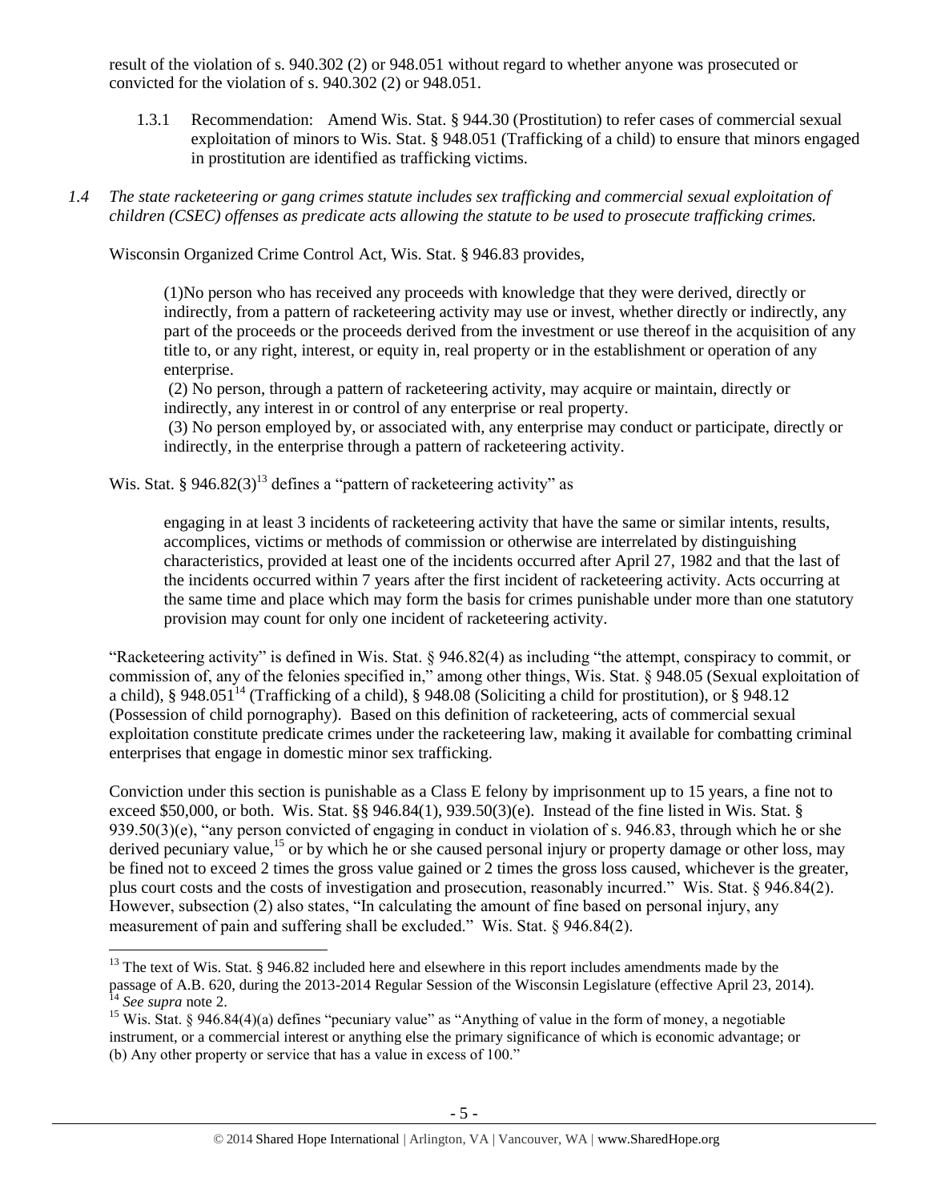result of the violation of s. 940.302 (2) or 948.051 without regard to whether anyone was prosecuted or convicted for the violation of s. 940.302 (2) or 948.051.

1.3.1 Recommendation: Amend Wis. Stat. § 944.30 (Prostitution) to refer cases of commercial sexual exploitation of minors to Wis. Stat. § 948.051 (Trafficking of a child) to ensure that minors engaged in prostitution are identified as trafficking victims.

*1.4 The state racketeering or gang crimes statute includes sex trafficking and commercial sexual exploitation of children (CSEC) offenses as predicate acts allowing the statute to be used to prosecute trafficking crimes.*

Wisconsin Organized Crime Control Act, Wis. Stat. § 946.83 provides,

> (1)No person who has received any proceeds with knowledge that they were derived, directly or indirectly, from a pattern of racketeering activity may use or invest, whether directly or indirectly, any part of the proceeds or the proceeds derived from the investment or use thereof in the acquisition of any title to, or any right, interest, or equity in, real property or in the establishment or operation of any enterprise.
>
> (2) No person, through a pattern of racketeering activity, may acquire or maintain, directly or indirectly, any interest in or control of any enterprise or real property.
>
> (3) No person employed by, or associated with, any enterprise may conduct or participate, directly or indirectly, in the enterprise through a pattern of racketeering activity.

Wis. Stat. § 946.82(3)[13] defines a "pattern of racketeering activity" as

> engaging in at least 3 incidents of racketeering activity that have the same or similar intents, results, accomplices, victims or methods of commission or otherwise are interrelated by distinguishing characteristics, provided at least one of the incidents occurred after April 27, 1982 and that the last of the incidents occurred within 7 years after the first incident of racketeering activity. Acts occurring at the same time and place which may form the basis for crimes punishable under more than one statutory provision may count for only one incident of racketeering activity.

"Racketeering activity" is defined in Wis. Stat. § 946.82(4) as including "the attempt, conspiracy to commit, or commission of, any of the felonies specified in," among other things, Wis. Stat. § 948.05 (Sexual exploitation of a child), § 948.051[14] (Trafficking of a child), § 948.08 (Soliciting a child for prostitution), or § 948.12 (Possession of child pornography). Based on this definition of racketeering, acts of commercial sexual exploitation constitute predicate crimes under the racketeering law, making it available for combatting criminal enterprises that engage in domestic minor sex trafficking.

Conviction under this section is punishable as a Class E felony by imprisonment up to 15 years, a fine not to exceed $50,000, or both. Wis. Stat. §§ 946.84(1), 939.50(3)(e). Instead of the fine listed in Wis. Stat. § 939.50(3)(e), "any person convicted of engaging in conduct in violation of s. 946.83, through which he or she derived pecuniary value,[15] or by which he or she caused personal injury or property damage or other loss, may be fined not to exceed 2 times the gross value gained or 2 times the gross loss caused, whichever is the greater, plus court costs and the costs of investigation and prosecution, reasonably incurred." Wis. Stat. § 946.84(2). However, subsection (2) also states, "In calculating the amount of fine based on personal injury, any measurement of pain and suffering shall be excluded." Wis. Stat. § 946.84(2).

---

[13] The text of Wis. Stat. § 946.82 included here and elsewhere in this report includes amendments made by the passage of A.B. 620, during the 2013-2014 Regular Session of the Wisconsin Legislature (effective April 23, 2014).

[14] *See supra* note 2.

[15] Wis. Stat. § 946.84(4)(a) defines "pecuniary value" as "Anything of value in the form of money, a negotiable instrument, or a commercial interest or anything else the primary significance of which is economic advantage; or (b) Any other property or service that has a value in excess of 100."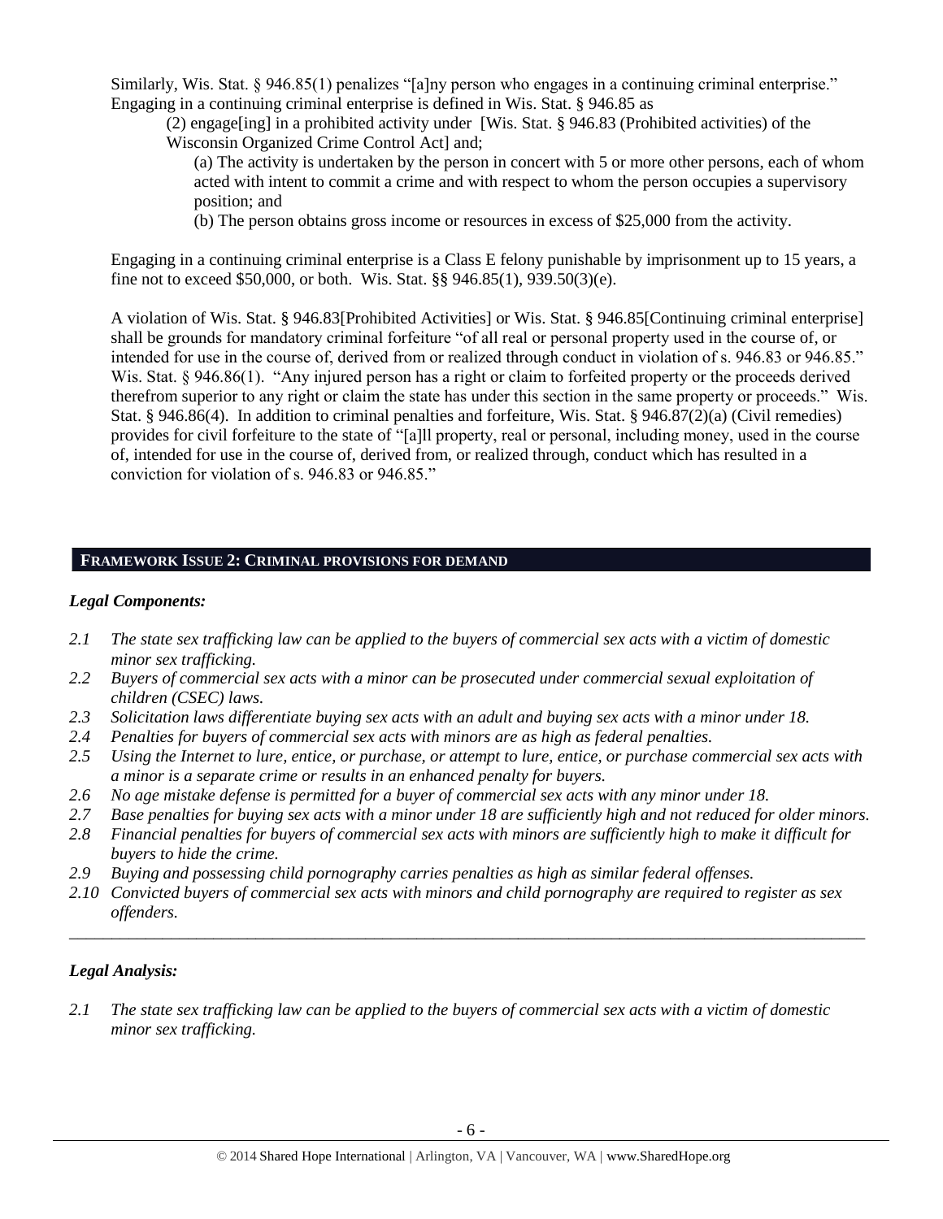Similarly, Wis. Stat. § 946.85(1) penalizes "[a]ny person who engages in a continuing criminal enterprise." Engaging in a continuing criminal enterprise is defined in Wis. Stat. § 946.85 as

> (2) engage[ing] in a prohibited activity under [Wis. Stat. § 946.83 (Prohibited activities) of the Wisconsin Organized Crime Control Act] and;
>
> (a) The activity is undertaken by the person in concert with 5 or more other persons, each of whom acted with intent to commit a crime and with respect to whom the person occupies a supervisory position; and
>
> (b) The person obtains gross income or resources in excess of $25,000 from the activity.

Engaging in a continuing criminal enterprise is a Class E felony punishable by imprisonment up to 15 years, a fine not to exceed $50,000, or both. Wis. Stat. §§ 946.85(1), 939.50(3)(e).

A violation of Wis. Stat. § 946.83[Prohibited Activities] or Wis. Stat. § 946.85[Continuing criminal enterprise] shall be grounds for mandatory criminal forfeiture "of all real or personal property used in the course of, or intended for use in the course of, derived from or realized through conduct in violation of s. 946.83 or 946.85." Wis. Stat. § 946.86(1). "Any injured person has a right or claim to forfeited property or the proceeds derived therefrom superior to any right or claim the state has under this section in the same property or proceeds." Wis. Stat. § 946.86(4). In addition to criminal penalties and forfeiture, Wis. Stat. § 946.87(2)(a) (Civil remedies) provides for civil forfeiture to the state of "[a]ll property, real or personal, including money, used in the course of, intended for use in the course of, derived from, or realized through, conduct which has resulted in a conviction for violation of s. 946.83 or 946.85."

## FRAMEWORK ISSUE 2: CRIMINAL PROVISIONS FOR DEMAND

### *Legal Components:*

*2.1 The state sex trafficking law can be applied to the buyers of commercial sex acts with a victim of domestic minor sex trafficking.*

*2.2 Buyers of commercial sex acts with a minor can be prosecuted under commercial sexual exploitation of children (CSEC) laws.*

*2.3 Solicitation laws differentiate buying sex acts with an adult and buying sex acts with a minor under 18.*

*2.4 Penalties for buyers of commercial sex acts with minors are as high as federal penalties.*

*2.5 Using the Internet to lure, entice, or purchase, or attempt to lure, entice, or purchase commercial sex acts with a minor is a separate crime or results in an enhanced penalty for buyers.*

*2.6 No age mistake defense is permitted for a buyer of commercial sex acts with any minor under 18.*

*2.7 Base penalties for buying sex acts with a minor under 18 are sufficiently high and not reduced for older minors.*

*2.8 Financial penalties for buyers of commercial sex acts with minors are sufficiently high to make it difficult for buyers to hide the crime.*

*2.9 Buying and possessing child pornography carries penalties as high as similar federal offenses.*

*2.10 Convicted buyers of commercial sex acts with minors and child pornography are required to register as sex offenders.*

---

### *Legal Analysis:*

*2.1 The state sex trafficking law can be applied to the buyers of commercial sex acts with a victim of domestic minor sex trafficking.*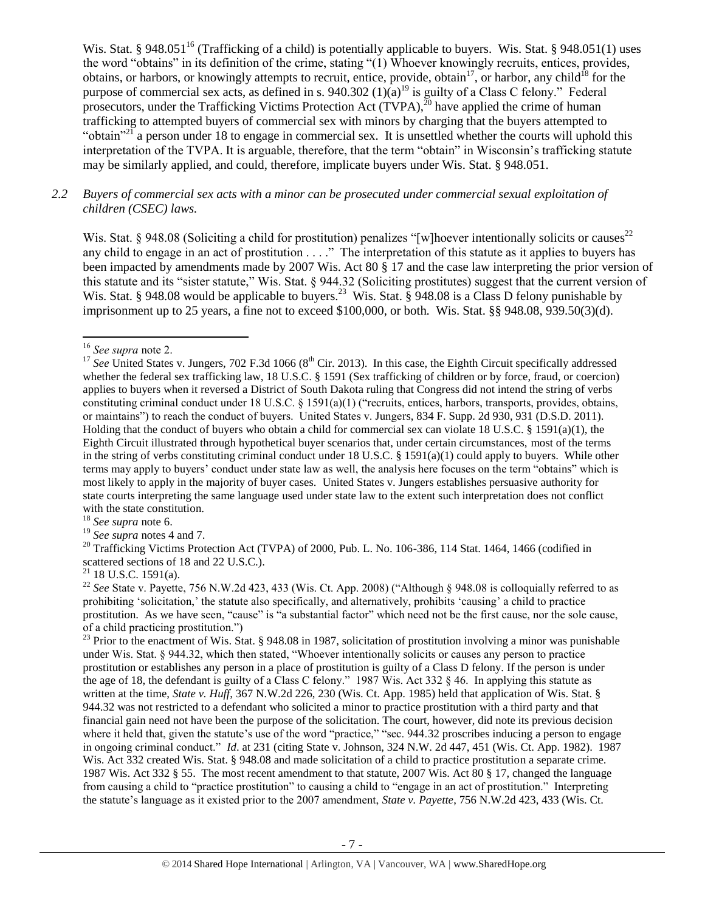Wis. Stat. § 948.051[16] (Trafficking of a child) is potentially applicable to buyers. Wis. Stat. § 948.051(1) uses the word "obtains" in its definition of the crime, stating "(1) Whoever knowingly recruits, entices, provides, obtains, or harbors, or knowingly attempts to recruit, entice, provide, obtain[17], or harbor, any child[18] for the purpose of commercial sex acts, as defined in s. 940.302 (1)(a)[19] is guilty of a Class C felony." Federal prosecutors, under the Trafficking Victims Protection Act (TVPA),[20] have applied the crime of human trafficking to attempted buyers of commercial sex with minors by charging that the buyers attempted to "obtain"[21] a person under 18 to engage in commercial sex. It is unsettled whether the courts will uphold this interpretation of the TVPA. It is arguable, therefore, that the term "obtain" in Wisconsin's trafficking statute may be similarly applied, and could, therefore, implicate buyers under Wis. Stat. § 948.051.

*2.2 Buyers of commercial sex acts with a minor can be prosecuted under commercial sexual exploitation of children (CSEC) laws.*

Wis. Stat. § 948.08 (Soliciting a child for prostitution) penalizes "[w]hoever intentionally solicits or causes[22] any child to engage in an act of prostitution . . . ." The interpretation of this statute as it applies to buyers has been impacted by amendments made by 2007 Wis. Act 80 § 17 and the case law interpreting the prior version of this statute and its "sister statute," Wis. Stat. § 944.32 (Soliciting prostitutes) suggest that the current version of Wis. Stat. § 948.08 would be applicable to buyers.[23] Wis. Stat. § 948.08 is a Class D felony punishable by imprisonment up to 25 years, a fine not to exceed $100,000, or both. Wis. Stat. §§ 948.08, 939.50(3)(d).

---

[16] *See supra* note 2.

[17] *See* United States v. Jungers, 702 F.3d 1066 (8th Cir. 2013). In this case, the Eighth Circuit specifically addressed whether the federal sex trafficking law, 18 U.S.C. § 1591 (Sex trafficking of children or by force, fraud, or coercion) applies to buyers when it reversed a District of South Dakota ruling that Congress did not intend the string of verbs constituting criminal conduct under 18 U.S.C. § 1591(a)(1) ("recruits, entices, harbors, transports, provides, obtains, or maintains") to reach the conduct of buyers. United States v. Jungers, 834 F. Supp. 2d 930, 931 (D.S.D. 2011). Holding that the conduct of buyers who obtain a child for commercial sex can violate 18 U.S.C. § 1591(a)(1), the Eighth Circuit illustrated through hypothetical buyer scenarios that, under certain circumstances, most of the terms in the string of verbs constituting criminal conduct under 18 U.S.C. § 1591(a)(1) could apply to buyers. While other terms may apply to buyers' conduct under state law as well, the analysis here focuses on the term "obtains" which is most likely to apply in the majority of buyer cases. United States v. Jungers establishes persuasive authority for state courts interpreting the same language used under state law to the extent such interpretation does not conflict with the state constitution.

[18] *See supra* note 6.

[19] *See supra* notes 4 and 7.

[20] Trafficking Victims Protection Act (TVPA) of 2000, Pub. L. No. 106-386, 114 Stat. 1464, 1466 (codified in scattered sections of 18 and 22 U.S.C.).

[21] 18 U.S.C. 1591(a).

[22] *See* State v. Payette, 756 N.W.2d 423, 433 (Wis. Ct. App. 2008) ("Although § 948.08 is colloquially referred to as prohibiting 'solicitation,' the statute also specifically, and alternatively, prohibits 'causing' a child to practice prostitution. As we have seen, "cause" is "a substantial factor" which need not be the first cause, nor the sole cause, of a child practicing prostitution.")

[23] Prior to the enactment of Wis. Stat. § 948.08 in 1987, solicitation of prostitution involving a minor was punishable under Wis. Stat. § 944.32, which then stated, "Whoever intentionally solicits or causes any person to practice prostitution or establishes any person in a place of prostitution is guilty of a Class D felony. If the person is under the age of 18, the defendant is guilty of a Class C felony." 1987 Wis. Act 332 § 46. In applying this statute as written at the time, *State v. Huff*, 367 N.W.2d 226, 230 (Wis. Ct. App. 1985) held that application of Wis. Stat. § 944.32 was not restricted to a defendant who solicited a minor to practice prostitution with a third party and that financial gain need not have been the purpose of the solicitation. The court, however, did note its previous decision where it held that, given the statute's use of the word "practice," "sec. 944.32 proscribes inducing a person to engage in ongoing criminal conduct." *Id*. at 231 (citing State v. Johnson, 324 N.W. 2d 447, 451 (Wis. Ct. App. 1982). 1987 Wis. Act 332 created Wis. Stat. § 948.08 and made solicitation of a child to practice prostitution a separate crime. 1987 Wis. Act 332 § 55. The most recent amendment to that statute, 2007 Wis. Act 80 § 17, changed the language from causing a child to "practice prostitution" to causing a child to "engage in an act of prostitution." Interpreting the statute's language as it existed prior to the 2007 amendment, *State v. Payette*, 756 N.W.2d 423, 433 (Wis. Ct.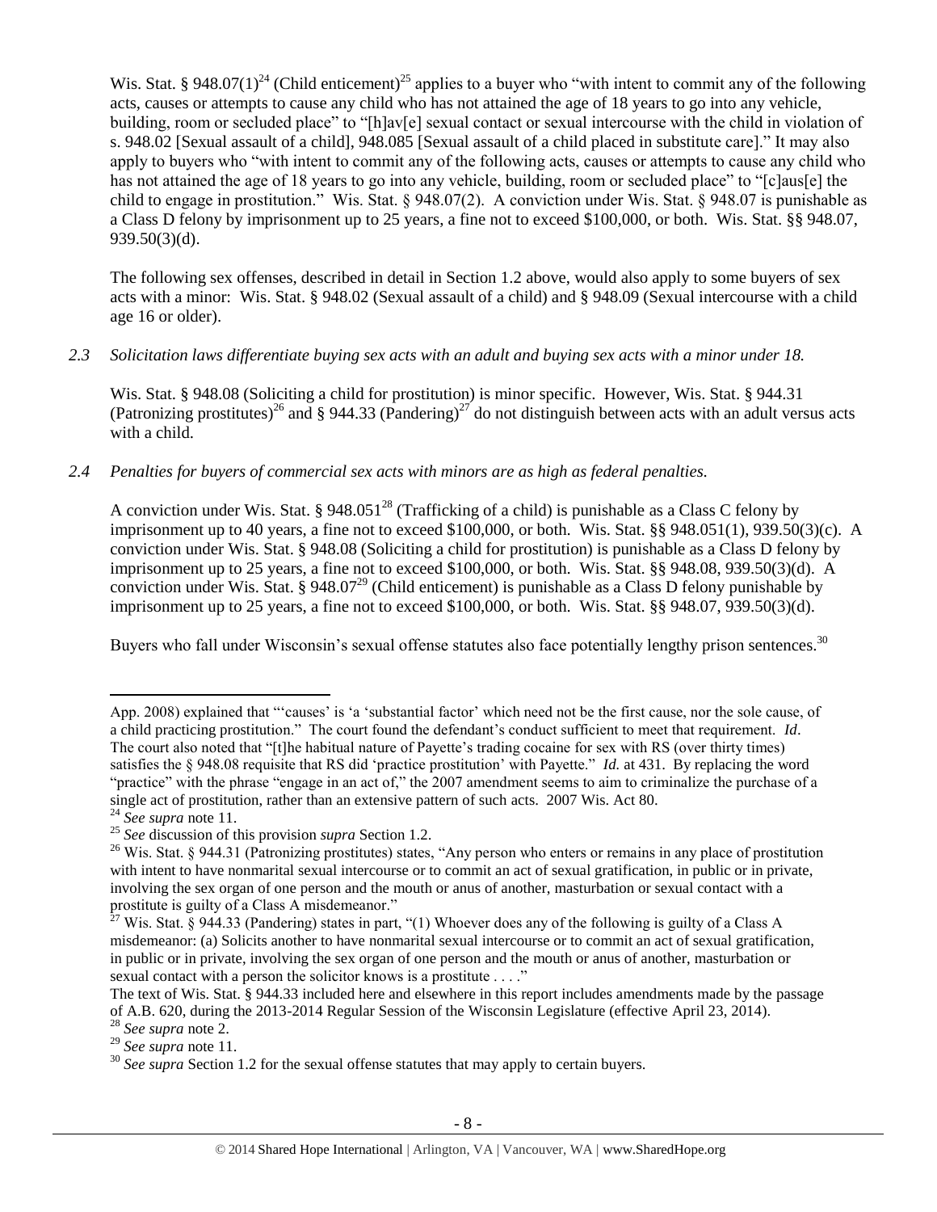Wis. Stat. § 948.07(1)[24] (Child enticement)[25] applies to a buyer who "with intent to commit any of the following acts, causes or attempts to cause any child who has not attained the age of 18 years to go into any vehicle, building, room or secluded place" to "[h]av[e] sexual contact or sexual intercourse with the child in violation of s. 948.02 [Sexual assault of a child], 948.085 [Sexual assault of a child placed in substitute care]." It may also apply to buyers who "with intent to commit any of the following acts, causes or attempts to cause any child who has not attained the age of 18 years to go into any vehicle, building, room or secluded place" to "[c]aus[e] the child to engage in prostitution." Wis. Stat. § 948.07(2). A conviction under Wis. Stat. § 948.07 is punishable as a Class D felony by imprisonment up to 25 years, a fine not to exceed $100,000, or both. Wis. Stat. §§ 948.07, 939.50(3)(d).

The following sex offenses, described in detail in Section 1.2 above, would also apply to some buyers of sex acts with a minor: Wis. Stat. § 948.02 (Sexual assault of a child) and § 948.09 (Sexual intercourse with a child age 16 or older).

*2.3 Solicitation laws differentiate buying sex acts with an adult and buying sex acts with a minor under 18.*

Wis. Stat. § 948.08 (Soliciting a child for prostitution) is minor specific. However, Wis. Stat. § 944.31 (Patronizing prostitutes)[26] and § 944.33 (Pandering)[27] do not distinguish between acts with an adult versus acts with a child.

*2.4 Penalties for buyers of commercial sex acts with minors are as high as federal penalties.*

A conviction under Wis. Stat. § 948.051[28] (Trafficking of a child) is punishable as a Class C felony by imprisonment up to 40 years, a fine not to exceed $100,000, or both. Wis. Stat. §§ 948.051(1), 939.50(3)(c). A conviction under Wis. Stat. § 948.08 (Soliciting a child for prostitution) is punishable as a Class D felony by imprisonment up to 25 years, a fine not to exceed $100,000, or both. Wis. Stat. §§ 948.08, 939.50(3)(d). A conviction under Wis. Stat. § 948.07[29] (Child enticement) is punishable as a Class D felony punishable by imprisonment up to 25 years, a fine not to exceed $100,000, or both. Wis. Stat. §§ 948.07, 939.50(3)(d).

Buyers who fall under Wisconsin's sexual offense statutes also face potentially lengthy prison sentences.[30]

---

App. 2008) explained that "'causes' is 'a 'substantial factor' which need not be the first cause, nor the sole cause, of a child practicing prostitution." The court found the defendant's conduct sufficient to meet that requirement. *Id*. The court also noted that "[t]he habitual nature of Payette's trading cocaine for sex with RS (over thirty times) satisfies the § 948.08 requisite that RS did 'practice prostitution' with Payette." *Id.* at 431. By replacing the word "practice" with the phrase "engage in an act of," the 2007 amendment seems to aim to criminalize the purchase of a single act of prostitution, rather than an extensive pattern of such acts. 2007 Wis. Act 80.

[24] *See supra* note 11.

[25] *See* discussion of this provision *supra* Section 1.2.

[26] Wis. Stat. § 944.31 (Patronizing prostitutes) states, "Any person who enters or remains in any place of prostitution with intent to have nonmarital sexual intercourse or to commit an act of sexual gratification, in public or in private, involving the sex organ of one person and the mouth or anus of another, masturbation or sexual contact with a prostitute is guilty of a Class A misdemeanor."

[27] Wis. Stat. § 944.33 (Pandering) states in part, "(1) Whoever does any of the following is guilty of a Class A misdemeanor: (a) Solicits another to have nonmarital sexual intercourse or to commit an act of sexual gratification, in public or in private, involving the sex organ of one person and the mouth or anus of another, masturbation or sexual contact with a person the solicitor knows is a prostitute . . . ."

The text of Wis. Stat. § 944.33 included here and elsewhere in this report includes amendments made by the passage of A.B. 620, during the 2013-2014 Regular Session of the Wisconsin Legislature (effective April 23, 2014).

[28] *See supra* note 2.

[29] *See supra* note 11.

[30] *See supra* Section 1.2 for the sexual offense statutes that may apply to certain buyers.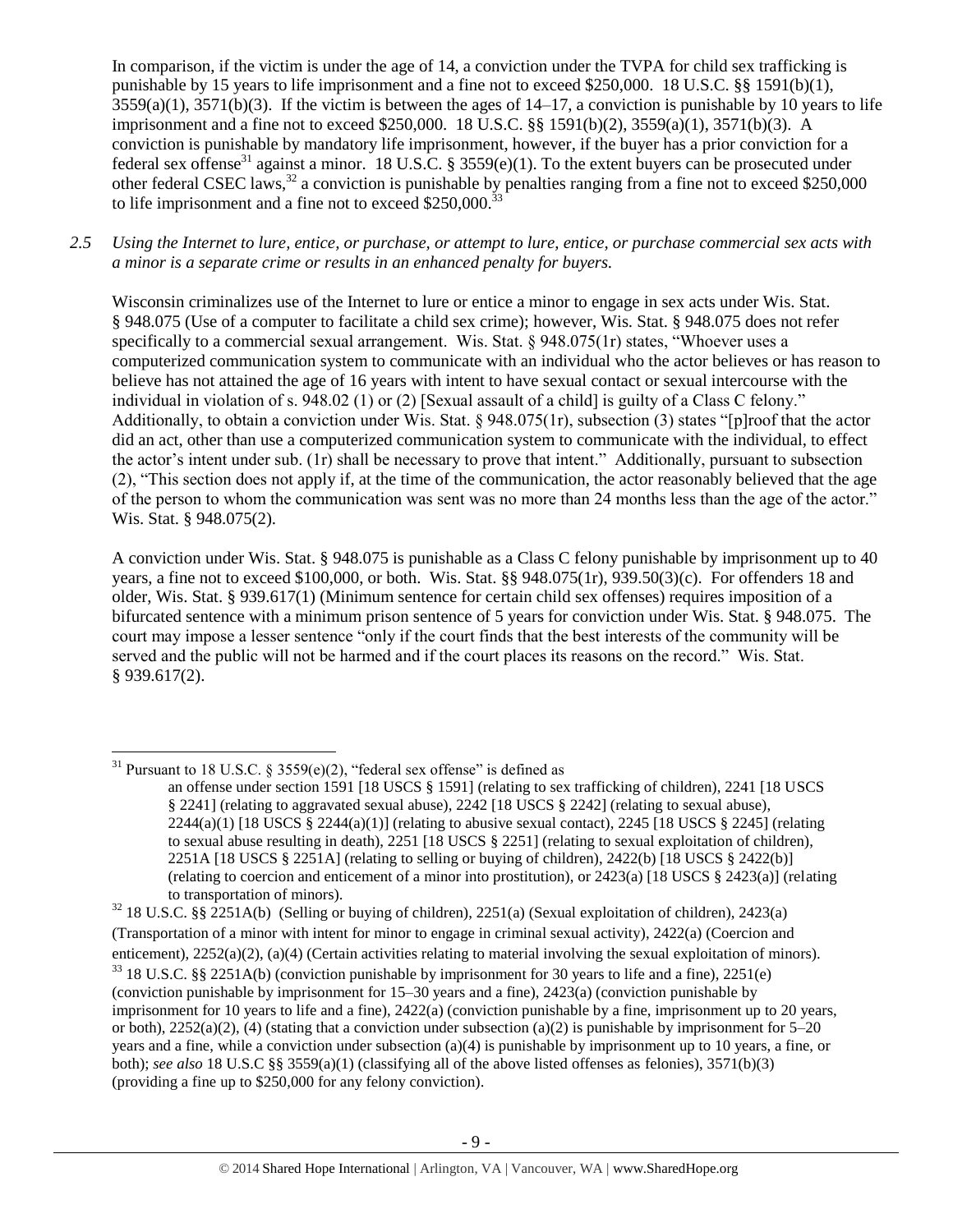In comparison, if the victim is under the age of 14, a conviction under the TVPA for child sex trafficking is punishable by 15 years to life imprisonment and a fine not to exceed $250,000. 18 U.S.C. §§ 1591(b)(1), 3559(a)(1), 3571(b)(3). If the victim is between the ages of 14–17, a conviction is punishable by 10 years to life imprisonment and a fine not to exceed $250,000. 18 U.S.C. §§ 1591(b)(2), 3559(a)(1), 3571(b)(3). A conviction is punishable by mandatory life imprisonment, however, if the buyer has a prior conviction for a federal sex offense[31] against a minor. 18 U.S.C. § 3559(e)(1). To the extent buyers can be prosecuted under other federal CSEC laws,[32] a conviction is punishable by penalties ranging from a fine not to exceed $250,000 to life imprisonment and a fine not to exceed $250,000.[33]

*2.5 Using the Internet to lure, entice, or purchase, or attempt to lure, entice, or purchase commercial sex acts with a minor is a separate crime or results in an enhanced penalty for buyers.*

Wisconsin criminalizes use of the Internet to lure or entice a minor to engage in sex acts under Wis. Stat. § 948.075 (Use of a computer to facilitate a child sex crime); however, Wis. Stat. § 948.075 does not refer specifically to a commercial sexual arrangement. Wis. Stat. § 948.075(1r) states, "Whoever uses a computerized communication system to communicate with an individual who the actor believes or has reason to believe has not attained the age of 16 years with intent to have sexual contact or sexual intercourse with the individual in violation of s. 948.02 (1) or (2) [Sexual assault of a child] is guilty of a Class C felony." Additionally, to obtain a conviction under Wis. Stat. § 948.075(1r), subsection (3) states "[p]roof that the actor did an act, other than use a computerized communication system to communicate with the individual, to effect the actor's intent under sub. (1r) shall be necessary to prove that intent." Additionally, pursuant to subsection (2), "This section does not apply if, at the time of the communication, the actor reasonably believed that the age of the person to whom the communication was sent was no more than 24 months less than the age of the actor." Wis. Stat. § 948.075(2).

A conviction under Wis. Stat. § 948.075 is punishable as a Class C felony punishable by imprisonment up to 40 years, a fine not to exceed $100,000, or both. Wis. Stat. §§ 948.075(1r), 939.50(3)(c). For offenders 18 and older, Wis. Stat. § 939.617(1) (Minimum sentence for certain child sex offenses) requires imposition of a bifurcated sentence with a minimum prison sentence of 5 years for conviction under Wis. Stat. § 948.075. The court may impose a lesser sentence "only if the court finds that the best interests of the community will be served and the public will not be harmed and if the court places its reasons on the record." Wis. Stat. § 939.617(2).

---

[31] Pursuant to 18 U.S.C. § 3559(e)(2), "federal sex offense" is defined as

> an offense under section 1591 [18 USCS § 1591] (relating to sex trafficking of children), 2241 [18 USCS § 2241] (relating to aggravated sexual abuse), 2242 [18 USCS § 2242] (relating to sexual abuse), 2244(a)(1) [18 USCS § 2244(a)(1)] (relating to abusive sexual contact), 2245 [18 USCS § 2245] (relating to sexual abuse resulting in death), 2251 [18 USCS § 2251] (relating to sexual exploitation of children), 2251A [18 USCS § 2251A] (relating to selling or buying of children), 2422(b) [18 USCS § 2422(b)] (relating to coercion and enticement of a minor into prostitution), or 2423(a) [18 USCS § 2423(a)] (relating to transportation of minors).

[32] 18 U.S.C. §§ 2251A(b) (Selling or buying of children), 2251(a) (Sexual exploitation of children), 2423(a) (Transportation of a minor with intent for minor to engage in criminal sexual activity), 2422(a) (Coercion and enticement), 2252(a)(2), (a)(4) (Certain activities relating to material involving the sexual exploitation of minors).

[33] 18 U.S.C. §§ 2251A(b) (conviction punishable by imprisonment for 30 years to life and a fine), 2251(e) (conviction punishable by imprisonment for 15–30 years and a fine), 2423(a) (conviction punishable by imprisonment for 10 years to life and a fine), 2422(a) (conviction punishable by a fine, imprisonment up to 20 years, or both), 2252(a)(2), (4) (stating that a conviction under subsection (a)(2) is punishable by imprisonment for 5–20 years and a fine, while a conviction under subsection (a)(4) is punishable by imprisonment up to 10 years, a fine, or both); *see also* 18 U.S.C §§ 3559(a)(1) (classifying all of the above listed offenses as felonies), 3571(b)(3) (providing a fine up to $250,000 for any felony conviction).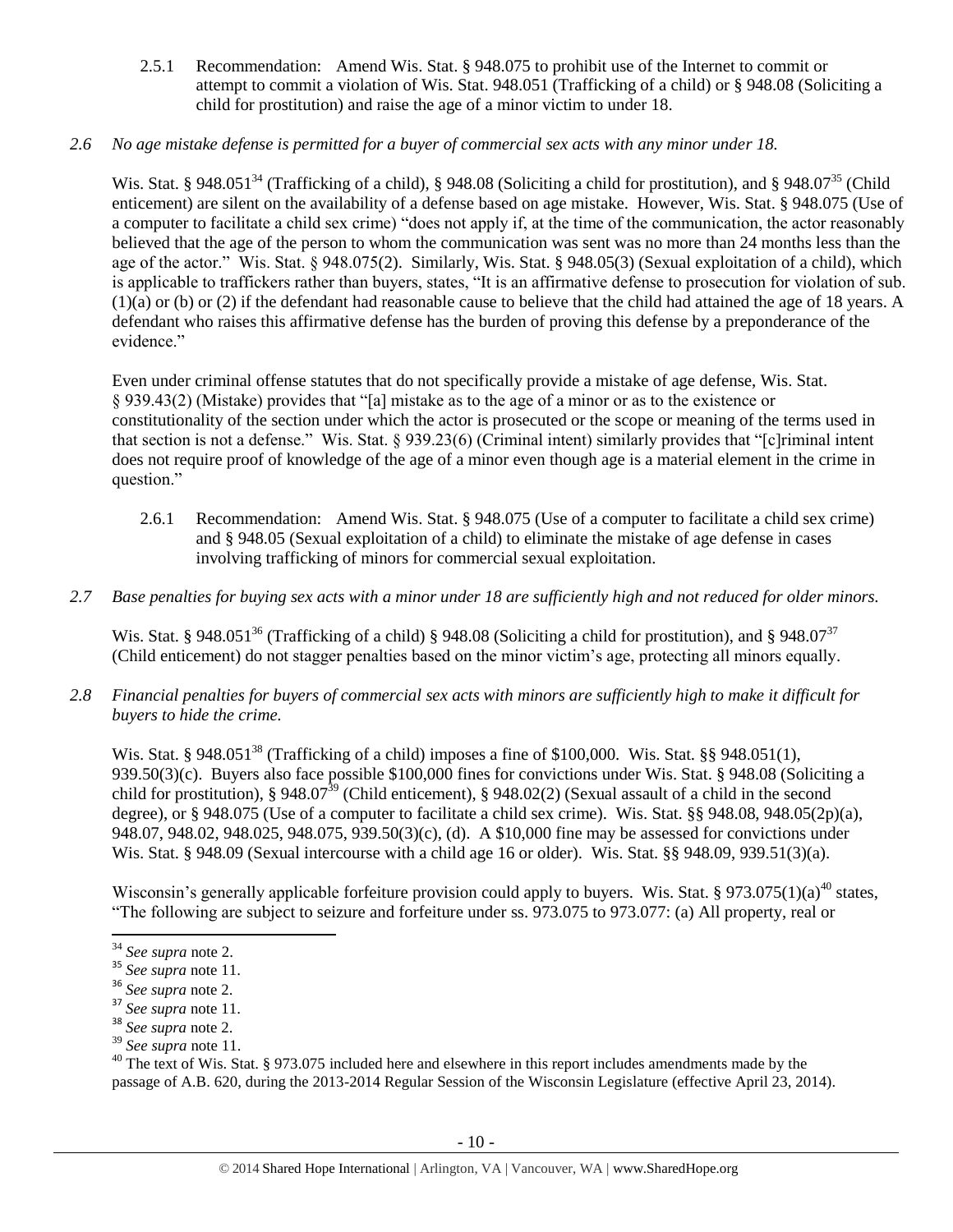2.5.1 Recommendation: Amend Wis. Stat. § 948.075 to prohibit use of the Internet to commit or attempt to commit a violation of Wis. Stat. 948.051 (Trafficking of a child) or § 948.08 (Soliciting a child for prostitution) and raise the age of a minor victim to under 18.

*2.6 No age mistake defense is permitted for a buyer of commercial sex acts with any minor under 18.*

Wis. Stat. § 948.051[34] (Trafficking of a child), § 948.08 (Soliciting a child for prostitution), and § 948.07[35] (Child enticement) are silent on the availability of a defense based on age mistake. However, Wis. Stat. § 948.075 (Use of a computer to facilitate a child sex crime) "does not apply if, at the time of the communication, the actor reasonably believed that the age of the person to whom the communication was sent was no more than 24 months less than the age of the actor." Wis. Stat. § 948.075(2). Similarly, Wis. Stat. § 948.05(3) (Sexual exploitation of a child), which is applicable to traffickers rather than buyers, states, "It is an affirmative defense to prosecution for violation of sub. (1)(a) or (b) or (2) if the defendant had reasonable cause to believe that the child had attained the age of 18 years. A defendant who raises this affirmative defense has the burden of proving this defense by a preponderance of the evidence."

Even under criminal offense statutes that do not specifically provide a mistake of age defense, Wis. Stat. § 939.43(2) (Mistake) provides that "[a] mistake as to the age of a minor or as to the existence or constitutionality of the section under which the actor is prosecuted or the scope or meaning of the terms used in that section is not a defense." Wis. Stat. § 939.23(6) (Criminal intent) similarly provides that "[c]riminal intent does not require proof of knowledge of the age of a minor even though age is a material element in the crime in question."

2.6.1 Recommendation: Amend Wis. Stat. § 948.075 (Use of a computer to facilitate a child sex crime) and § 948.05 (Sexual exploitation of a child) to eliminate the mistake of age defense in cases involving trafficking of minors for commercial sexual exploitation.

*2.7 Base penalties for buying sex acts with a minor under 18 are sufficiently high and not reduced for older minors.*

Wis. Stat. § 948.051[36] (Trafficking of a child) § 948.08 (Soliciting a child for prostitution), and § 948.07[37] (Child enticement) do not stagger penalties based on the minor victim's age, protecting all minors equally.

*2.8 Financial penalties for buyers of commercial sex acts with minors are sufficiently high to make it difficult for buyers to hide the crime.*

Wis. Stat. § 948.051[38] (Trafficking of a child) imposes a fine of $100,000. Wis. Stat. §§ 948.051(1), 939.50(3)(c). Buyers also face possible $100,000 fines for convictions under Wis. Stat. § 948.08 (Soliciting a child for prostitution), § 948.07[39] (Child enticement), § 948.02(2) (Sexual assault of a child in the second degree), or § 948.075 (Use of a computer to facilitate a child sex crime). Wis. Stat. §§ 948.08, 948.05(2p)(a), 948.07, 948.02, 948.025, 948.075, 939.50(3)(c), (d). A $10,000 fine may be assessed for convictions under Wis. Stat. § 948.09 (Sexual intercourse with a child age 16 or older). Wis. Stat. §§ 948.09, 939.51(3)(a).

Wisconsin's generally applicable forfeiture provision could apply to buyers. Wis. Stat. § 973.075(1)(a)[40] states, "The following are subject to seizure and forfeiture under ss. 973.075 to 973.077: (a) All property, real or

---

[34] *See supra* note 2.

[35] *See supra* note 11.

[36] *See supra* note 2.

[37] *See supra* note 11.

[38] *See supra* note 2.

[39] *See supra* note 11.

[40] The text of Wis. Stat. § 973.075 included here and elsewhere in this report includes amendments made by the passage of A.B. 620, during the 2013-2014 Regular Session of the Wisconsin Legislature (effective April 23, 2014).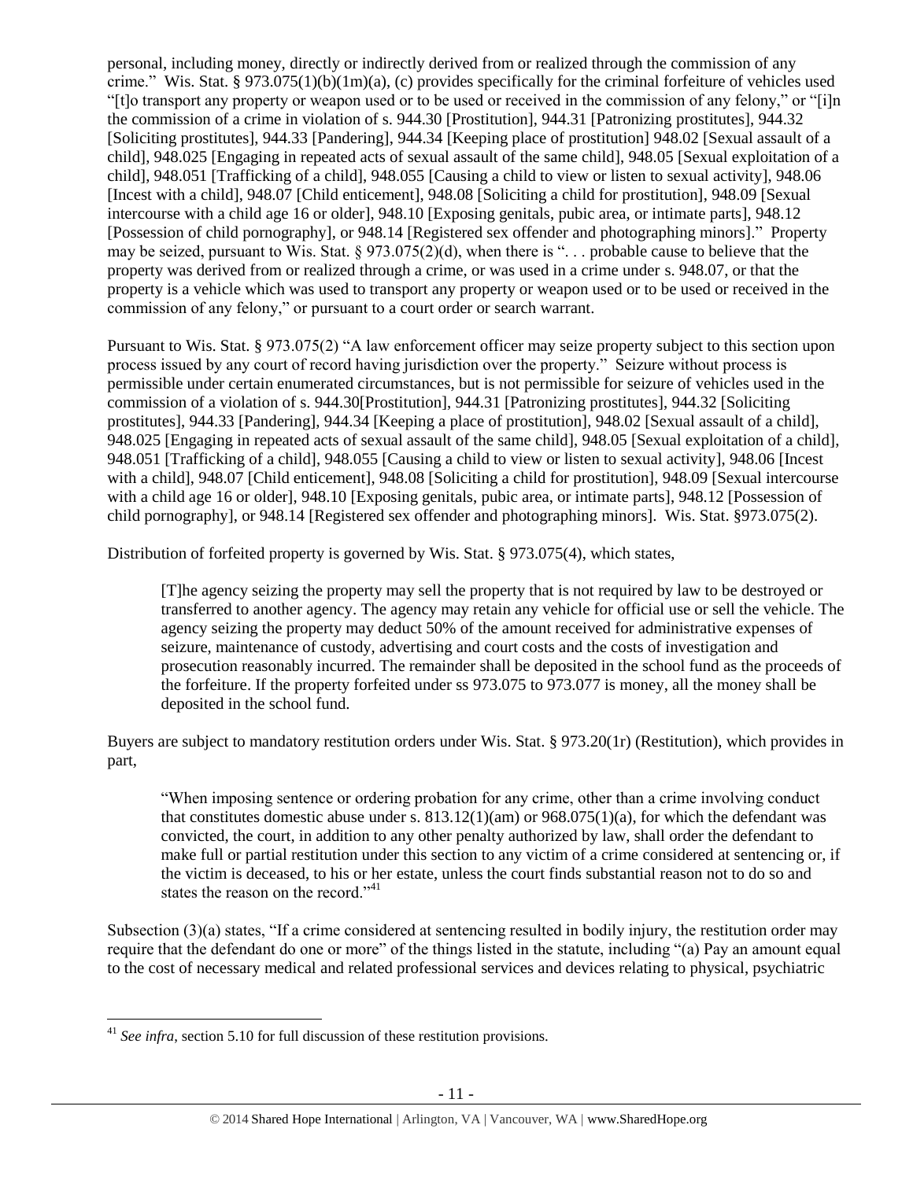personal, including money, directly or indirectly derived from or realized through the commission of any crime." Wis. Stat. § 973.075(1)(b)(1m)(a), (c) provides specifically for the criminal forfeiture of vehicles used "[t]o transport any property or weapon used or to be used or received in the commission of any felony," or "[i]n the commission of a crime in violation of s. 944.30 [Prostitution], 944.31 [Patronizing prostitutes], 944.32 [Soliciting prostitutes], 944.33 [Pandering], 944.34 [Keeping place of prostitution] 948.02 [Sexual assault of a child], 948.025 [Engaging in repeated acts of sexual assault of the same child], 948.05 [Sexual exploitation of a child], 948.051 [Trafficking of a child], 948.055 [Causing a child to view or listen to sexual activity], 948.06 [Incest with a child], 948.07 [Child enticement], 948.08 [Soliciting a child for prostitution], 948.09 [Sexual intercourse with a child age 16 or older], 948.10 [Exposing genitals, pubic area, or intimate parts], 948.12 [Possession of child pornography], or 948.14 [Registered sex offender and photographing minors]." Property may be seized, pursuant to Wis. Stat. § 973.075(2)(d), when there is ". . . probable cause to believe that the property was derived from or realized through a crime, or was used in a crime under s. 948.07, or that the property is a vehicle which was used to transport any property or weapon used or to be used or received in the commission of any felony," or pursuant to a court order or search warrant.

Pursuant to Wis. Stat. § 973.075(2) "A law enforcement officer may seize property subject to this section upon process issued by any court of record having jurisdiction over the property." Seizure without process is permissible under certain enumerated circumstances, but is not permissible for seizure of vehicles used in the commission of a violation of s. 944.30[Prostitution], 944.31 [Patronizing prostitutes], 944.32 [Soliciting prostitutes], 944.33 [Pandering], 944.34 [Keeping a place of prostitution], 948.02 [Sexual assault of a child], 948.025 [Engaging in repeated acts of sexual assault of the same child], 948.05 [Sexual exploitation of a child], 948.051 [Trafficking of a child], 948.055 [Causing a child to view or listen to sexual activity], 948.06 [Incest with a child], 948.07 [Child enticement], 948.08 [Soliciting a child for prostitution], 948.09 [Sexual intercourse with a child age 16 or older], 948.10 [Exposing genitals, pubic area, or intimate parts], 948.12 [Possession of child pornography], or 948.14 [Registered sex offender and photographing minors]. Wis. Stat. §973.075(2).

Distribution of forfeited property is governed by Wis. Stat. § 973.075(4), which states,

> [T]he agency seizing the property may sell the property that is not required by law to be destroyed or transferred to another agency. The agency may retain any vehicle for official use or sell the vehicle. The agency seizing the property may deduct 50% of the amount received for administrative expenses of seizure, maintenance of custody, advertising and court costs and the costs of investigation and prosecution reasonably incurred. The remainder shall be deposited in the school fund as the proceeds of the forfeiture. If the property forfeited under ss 973.075 to 973.077 is money, all the money shall be deposited in the school fund.

Buyers are subject to mandatory restitution orders under Wis. Stat. § 973.20(1r) (Restitution), which provides in part,

> "When imposing sentence or ordering probation for any crime, other than a crime involving conduct that constitutes domestic abuse under s. 813.12(1)(am) or 968.075(1)(a), for which the defendant was convicted, the court, in addition to any other penalty authorized by law, shall order the defendant to make full or partial restitution under this section to any victim of a crime considered at sentencing or, if the victim is deceased, to his or her estate, unless the court finds substantial reason not to do so and states the reason on the record."[41]

Subsection (3)(a) states, "If a crime considered at sentencing resulted in bodily injury, the restitution order may require that the defendant do one or more" of the things listed in the statute, including "(a) Pay an amount equal to the cost of necessary medical and related professional services and devices relating to physical, psychiatric

---

[41] *See infra*, section 5.10 for full discussion of these restitution provisions.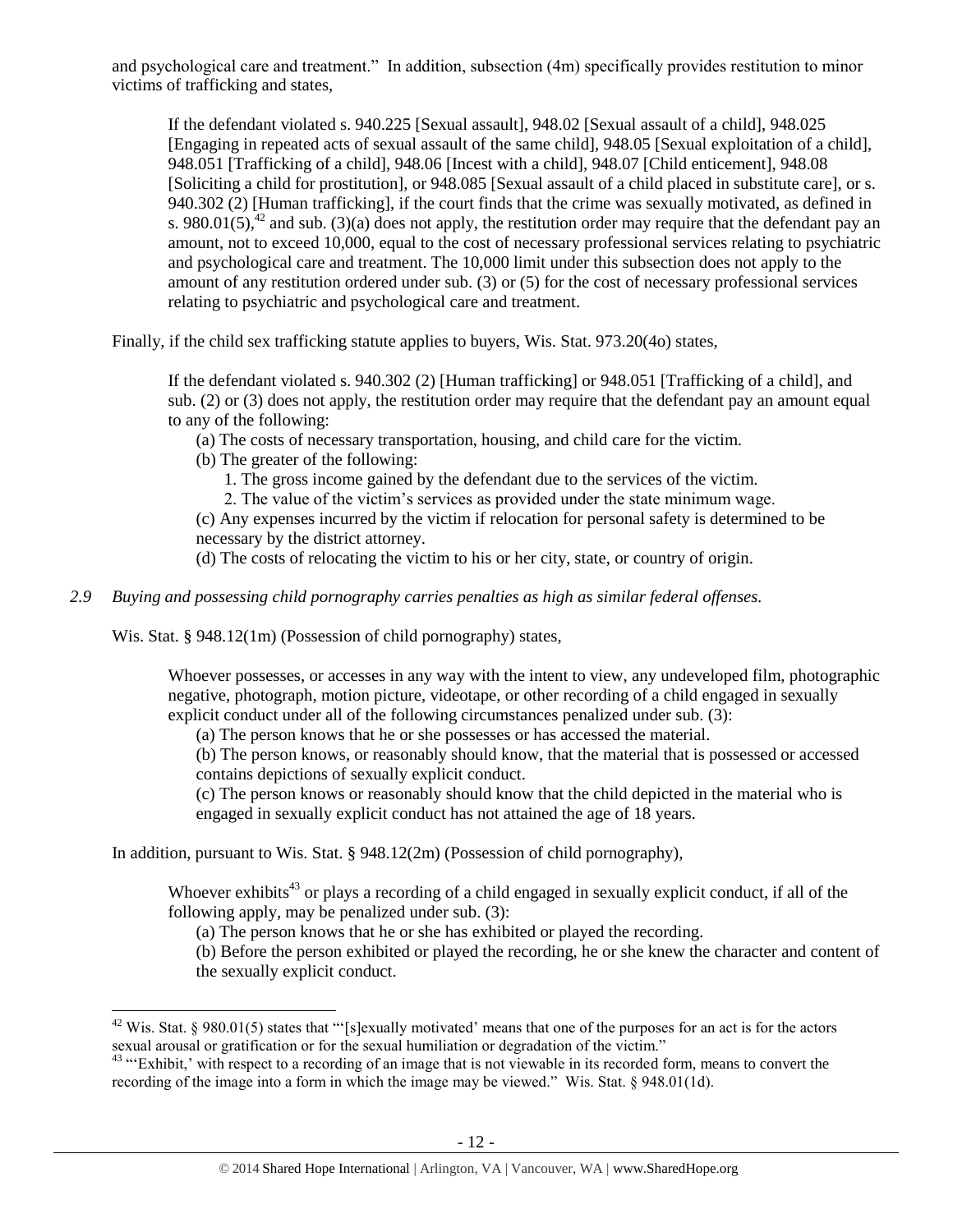and psychological care and treatment." In addition, subsection (4m) specifically provides restitution to minor victims of trafficking and states,

> If the defendant violated s. 940.225 [Sexual assault], 948.02 [Sexual assault of a child], 948.025 [Engaging in repeated acts of sexual assault of the same child], 948.05 [Sexual exploitation of a child], 948.051 [Trafficking of a child], 948.06 [Incest with a child], 948.07 [Child enticement], 948.08 [Soliciting a child for prostitution], or 948.085 [Sexual assault of a child placed in substitute care], or s. 940.302 (2) [Human trafficking], if the court finds that the crime was sexually motivated, as defined in s. 980.01(5),[42] and sub. (3)(a) does not apply, the restitution order may require that the defendant pay an amount, not to exceed 10,000, equal to the cost of necessary professional services relating to psychiatric and psychological care and treatment. The 10,000 limit under this subsection does not apply to the amount of any restitution ordered under sub. (3) or (5) for the cost of necessary professional services relating to psychiatric and psychological care and treatment.

Finally, if the child sex trafficking statute applies to buyers, Wis. Stat. 973.20(4o) states,

> If the defendant violated s. 940.302 (2) [Human trafficking] or 948.051 [Trafficking of a child], and sub. (2) or (3) does not apply, the restitution order may require that the defendant pay an amount equal to any of the following:
>
> (a) The costs of necessary transportation, housing, and child care for the victim.
>
> (b) The greater of the following:
>
> 1. The gross income gained by the defendant due to the services of the victim.
> 2. The value of the victim's services as provided under the state minimum wage.
>
> (c) Any expenses incurred by the victim if relocation for personal safety is determined to be necessary by the district attorney.
>
> (d) The costs of relocating the victim to his or her city, state, or country of origin.

*2.9 Buying and possessing child pornography carries penalties as high as similar federal offenses.*

Wis. Stat. § 948.12(1m) (Possession of child pornography) states,

> Whoever possesses, or accesses in any way with the intent to view, any undeveloped film, photographic negative, photograph, motion picture, videotape, or other recording of a child engaged in sexually explicit conduct under all of the following circumstances penalized under sub. (3):
>
> (a) The person knows that he or she possesses or has accessed the material.
>
> (b) The person knows, or reasonably should know, that the material that is possessed or accessed contains depictions of sexually explicit conduct.
>
> (c) The person knows or reasonably should know that the child depicted in the material who is engaged in sexually explicit conduct has not attained the age of 18 years.

In addition, pursuant to Wis. Stat. § 948.12(2m) (Possession of child pornography),

> Whoever exhibits[43] or plays a recording of a child engaged in sexually explicit conduct, if all of the following apply, may be penalized under sub. (3):
>
> (a) The person knows that he or she has exhibited or played the recording.
>
> (b) Before the person exhibited or played the recording, he or she knew the character and content of the sexually explicit conduct.

[42] Wis. Stat. § 980.01(5) states that "'[s]exually motivated' means that one of the purposes for an act is for the actors sexual arousal or gratification or for the sexual humiliation or degradation of the victim."

[43] "'Exhibit,' with respect to a recording of an image that is not viewable in its recorded form, means to convert the recording of the image into a form in which the image may be viewed." Wis. Stat. § 948.01(1d).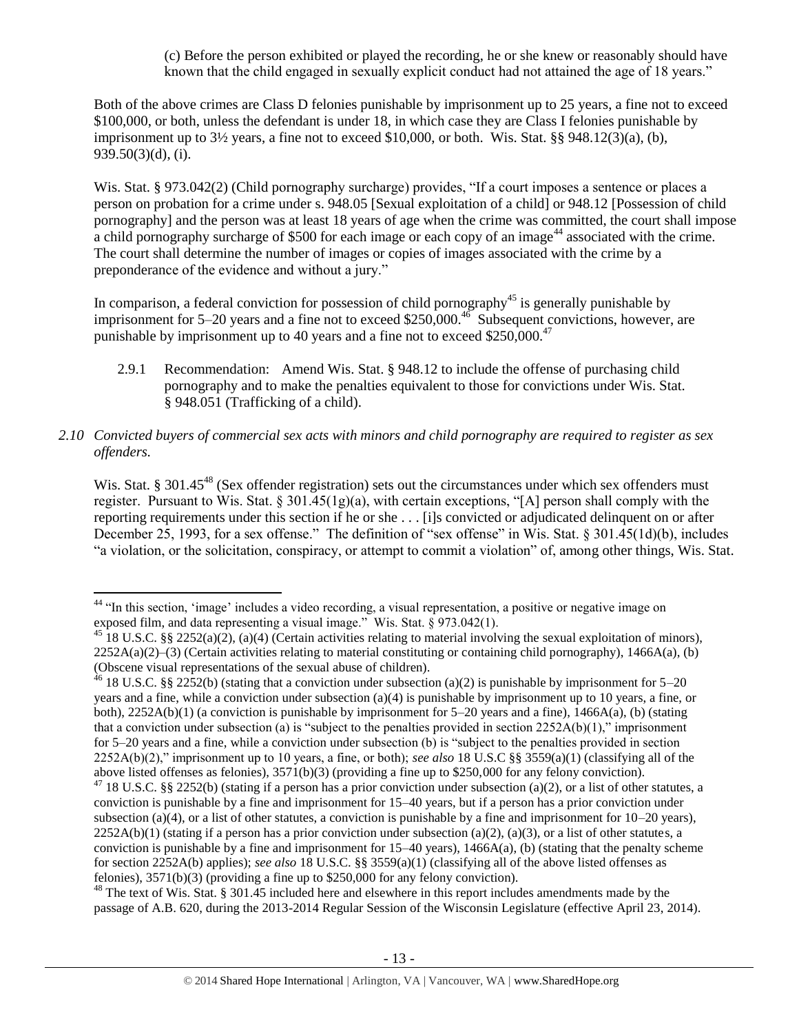(c) Before the person exhibited or played the recording, he or she knew or reasonably should have known that the child engaged in sexually explicit conduct had not attained the age of 18 years."

Both of the above crimes are Class D felonies punishable by imprisonment up to 25 years, a fine not to exceed \$100,000, or both, unless the defendant is under 18, in which case they are Class I felonies punishable by imprisonment up to 3½ years, a fine not to exceed \$10,000, or both. Wis. Stat. §§ 948.12(3)(a), (b), 939.50(3)(d), (i).

Wis. Stat. § 973.042(2) (Child pornography surcharge) provides, "If a court imposes a sentence or places a person on probation for a crime under s. 948.05 [Sexual exploitation of a child] or 948.12 [Possession of child pornography] and the person was at least 18 years of age when the crime was committed, the court shall impose a child pornography surcharge of \$500 for each image or each copy of an image[44] associated with the crime. The court shall determine the number of images or copies of images associated with the crime by a preponderance of the evidence and without a jury."

In comparison, a federal conviction for possession of child pornography[45] is generally punishable by imprisonment for 5–20 years and a fine not to exceed \$250,000.[46] Subsequent convictions, however, are punishable by imprisonment up to 40 years and a fine not to exceed \$250,000.[47]

2.9.1 Recommendation: Amend Wis. Stat. § 948.12 to include the offense of purchasing child pornography and to make the penalties equivalent to those for convictions under Wis. Stat. § 948.051 (Trafficking of a child).

*2.10 Convicted buyers of commercial sex acts with minors and child pornography are required to register as sex offenders.*

Wis. Stat. § 301.45[48] (Sex offender registration) sets out the circumstances under which sex offenders must register. Pursuant to Wis. Stat. § 301.45(1g)(a), with certain exceptions, "[A] person shall comply with the reporting requirements under this section if he or she . . . [i]s convicted or adjudicated delinquent on or after December 25, 1993, for a sex offense." The definition of "sex offense" in Wis. Stat. § 301.45(1d)(b), includes "a violation, or the solicitation, conspiracy, or attempt to commit a violation" of, among other things, Wis. Stat.

---

[44] "In this section, 'image' includes a video recording, a visual representation, a positive or negative image on exposed film, and data representing a visual image." Wis. Stat. § 973.042(1).

[45] 18 U.S.C. §§ 2252(a)(2), (a)(4) (Certain activities relating to material involving the sexual exploitation of minors), 2252A(a)(2)–(3) (Certain activities relating to material constituting or containing child pornography), 1466A(a), (b) (Obscene visual representations of the sexual abuse of children).

[46] 18 U.S.C. §§ 2252(b) (stating that a conviction under subsection (a)(2) is punishable by imprisonment for 5–20 years and a fine, while a conviction under subsection (a)(4) is punishable by imprisonment up to 10 years, a fine, or both), 2252A(b)(1) (a conviction is punishable by imprisonment for 5–20 years and a fine), 1466A(a), (b) (stating that a conviction under subsection (a) is "subject to the penalties provided in section 2252A(b)(1)," imprisonment for 5–20 years and a fine, while a conviction under subsection (b) is "subject to the penalties provided in section 2252A(b)(2)," imprisonment up to 10 years, a fine, or both); *see also* 18 U.S.C §§ 3559(a)(1) (classifying all of the above listed offenses as felonies), 3571(b)(3) (providing a fine up to \$250,000 for any felony conviction).

[47] 18 U.S.C. §§ 2252(b) (stating if a person has a prior conviction under subsection (a)(2), or a list of other statutes, a conviction is punishable by a fine and imprisonment for 15–40 years, but if a person has a prior conviction under subsection (a)(4), or a list of other statutes, a conviction is punishable by a fine and imprisonment for 10–20 years), 2252A(b)(1) (stating if a person has a prior conviction under subsection (a)(2), (a)(3), or a list of other statutes, a conviction is punishable by a fine and imprisonment for 15–40 years), 1466A(a), (b) (stating that the penalty scheme for section 2252A(b) applies); *see also* 18 U.S.C. §§ 3559(a)(1) (classifying all of the above listed offenses as felonies), 3571(b)(3) (providing a fine up to \$250,000 for any felony conviction).

[48] The text of Wis. Stat. § 301.45 included here and elsewhere in this report includes amendments made by the passage of A.B. 620, during the 2013-2014 Regular Session of the Wisconsin Legislature (effective April 23, 2014).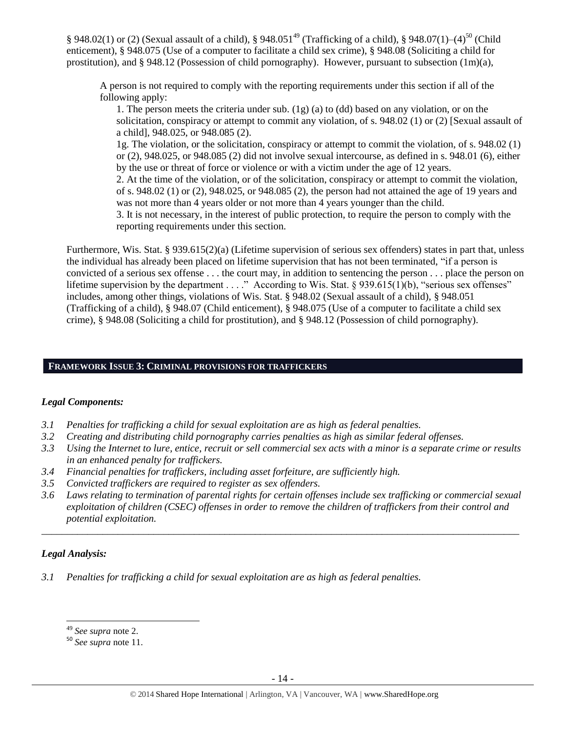§ 948.02(1) or (2) (Sexual assault of a child), § 948.051[49] (Trafficking of a child), § 948.07(1)–(4)[50] (Child enticement), § 948.075 (Use of a computer to facilitate a child sex crime), § 948.08 (Soliciting a child for prostitution), and § 948.12 (Possession of child pornography). However, pursuant to subsection (1m)(a),

> A person is not required to comply with the reporting requirements under this section if all of the following apply:
>
> 1. The person meets the criteria under sub. (1g) (a) to (dd) based on any violation, or on the solicitation, conspiracy or attempt to commit any violation, of s. 948.02 (1) or (2) [Sexual assault of a child], 948.025, or 948.085 (2).
>
> 1g. The violation, or the solicitation, conspiracy or attempt to commit the violation, of s. 948.02 (1) or (2), 948.025, or 948.085 (2) did not involve sexual intercourse, as defined in s. 948.01 (6), either by the use or threat of force or violence or with a victim under the age of 12 years.
>
> 2. At the time of the violation, or of the solicitation, conspiracy or attempt to commit the violation, of s. 948.02 (1) or (2), 948.025, or 948.085 (2), the person had not attained the age of 19 years and was not more than 4 years older or not more than 4 years younger than the child.
>
> 3. It is not necessary, in the interest of public protection, to require the person to comply with the reporting requirements under this section.

Furthermore, Wis. Stat. § 939.615(2)(a) (Lifetime supervision of serious sex offenders) states in part that, unless the individual has already been placed on lifetime supervision that has not been terminated, "if a person is convicted of a serious sex offense . . . the court may, in addition to sentencing the person . . . place the person on lifetime supervision by the department . . . ." According to Wis. Stat. § 939.615(1)(b), "serious sex offenses" includes, among other things, violations of Wis. Stat. § 948.02 (Sexual assault of a child), § 948.051 (Trafficking of a child), § 948.07 (Child enticement), § 948.075 (Use of a computer to facilitate a child sex crime), § 948.08 (Soliciting a child for prostitution), and § 948.12 (Possession of child pornography).

## FRAMEWORK ISSUE 3: CRIMINAL PROVISIONS FOR TRAFFICKERS

### *Legal Components:*

*3.1 Penalties for trafficking a child for sexual exploitation are as high as federal penalties.*
*3.2 Creating and distributing child pornography carries penalties as high as similar federal offenses.*
*3.3 Using the Internet to lure, entice, recruit or sell commercial sex acts with a minor is a separate crime or results in an enhanced penalty for traffickers.*
*3.4 Financial penalties for traffickers, including asset forfeiture, are sufficiently high.*
*3.5 Convicted traffickers are required to register as sex offenders.*
*3.6 Laws relating to termination of parental rights for certain offenses include sex trafficking or commercial sexual exploitation of children (CSEC) offenses in order to remove the children of traffickers from their control and potential exploitation.*

---

### *Legal Analysis:*

*3.1 Penalties for trafficking a child for sexual exploitation are as high as federal penalties.*

---

[49] *See supra* note 2.
[50] *See supra* note 11.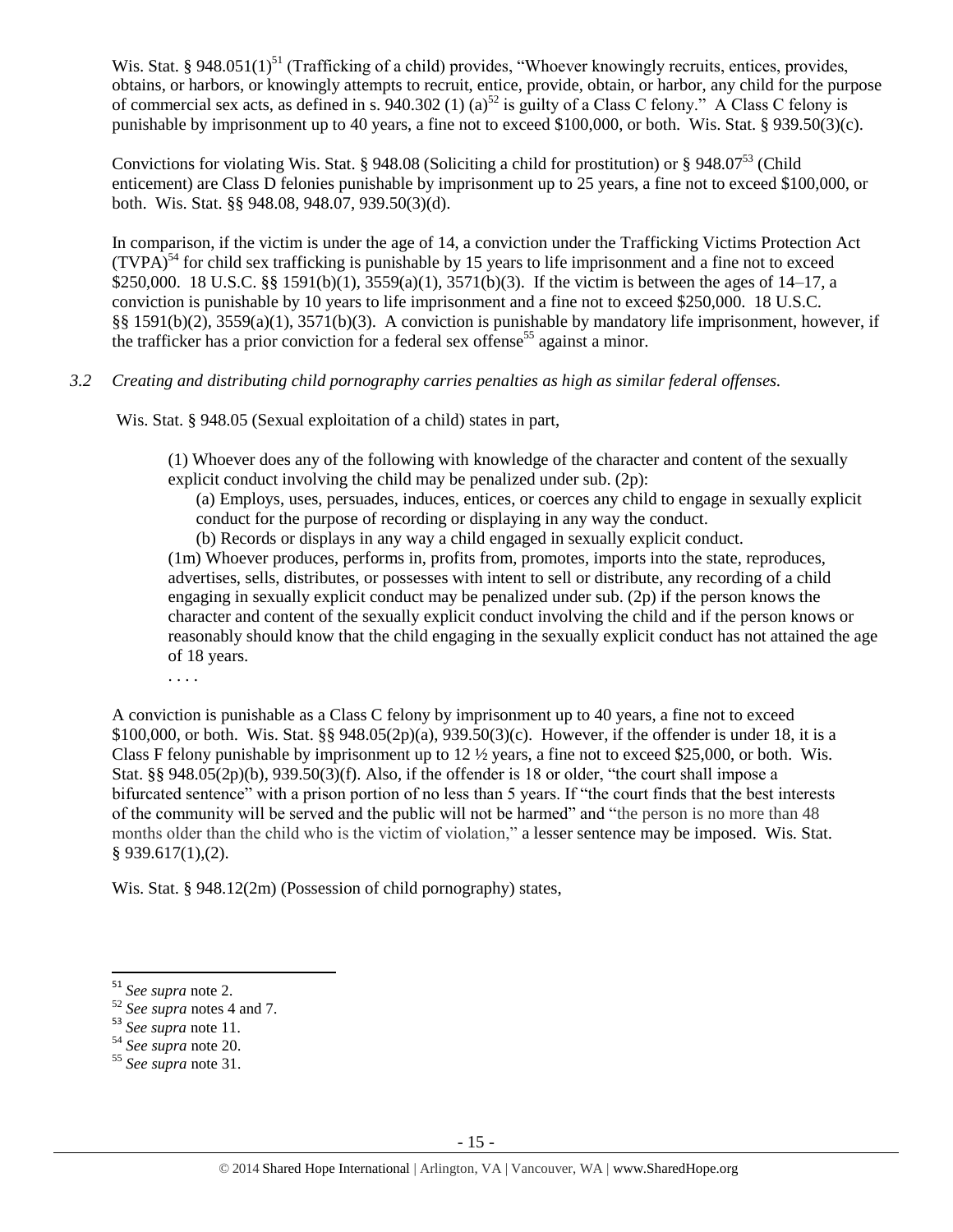Wis. Stat. § 948.051(1)[51] (Trafficking of a child) provides, "Whoever knowingly recruits, entices, provides, obtains, or harbors, or knowingly attempts to recruit, entice, provide, obtain, or harbor, any child for the purpose of commercial sex acts, as defined in s. 940.302 (1) (a)[52] is guilty of a Class C felony." A Class C felony is punishable by imprisonment up to 40 years, a fine not to exceed $100,000, or both. Wis. Stat. § 939.50(3)(c).

Convictions for violating Wis. Stat. § 948.08 (Soliciting a child for prostitution) or § 948.07[53] (Child enticement) are Class D felonies punishable by imprisonment up to 25 years, a fine not to exceed $100,000, or both. Wis. Stat. §§ 948.08, 948.07, 939.50(3)(d).

In comparison, if the victim is under the age of 14, a conviction under the Trafficking Victims Protection Act (TVPA)[54] for child sex trafficking is punishable by 15 years to life imprisonment and a fine not to exceed $250,000. 18 U.S.C. §§ 1591(b)(1), 3559(a)(1), 3571(b)(3). If the victim is between the ages of 14–17, a conviction is punishable by 10 years to life imprisonment and a fine not to exceed $250,000. 18 U.S.C. §§ 1591(b)(2), 3559(a)(1), 3571(b)(3). A conviction is punishable by mandatory life imprisonment, however, if the trafficker has a prior conviction for a federal sex offense[55] against a minor.

*3.2 Creating and distributing child pornography carries penalties as high as similar federal offenses.*

Wis. Stat. § 948.05 (Sexual exploitation of a child) states in part,

> (1) Whoever does any of the following with knowledge of the character and content of the sexually explicit conduct involving the child may be penalized under sub. (2p):
>
> (a) Employs, uses, persuades, induces, entices, or coerces any child to engage in sexually explicit conduct for the purpose of recording or displaying in any way the conduct.
>
> (b) Records or displays in any way a child engaged in sexually explicit conduct.
>
> (1m) Whoever produces, performs in, profits from, promotes, imports into the state, reproduces, advertises, sells, distributes, or possesses with intent to sell or distribute, any recording of a child engaging in sexually explicit conduct may be penalized under sub. (2p) if the person knows the character and content of the sexually explicit conduct involving the child and if the person knows or reasonably should know that the child engaging in the sexually explicit conduct has not attained the age of 18 years.
>
> . . . .

A conviction is punishable as a Class C felony by imprisonment up to 40 years, a fine not to exceed $100,000, or both. Wis. Stat. §§ 948.05(2p)(a), 939.50(3)(c). However, if the offender is under 18, it is a Class F felony punishable by imprisonment up to 12 ½ years, a fine not to exceed $25,000, or both. Wis. Stat. §§ 948.05(2p)(b), 939.50(3)(f). Also, if the offender is 18 or older, "the court shall impose a bifurcated sentence" with a prison portion of no less than 5 years. If "the court finds that the best interests of the community will be served and the public will not be harmed" and "the person is no more than 48 months older than the child who is the victim of violation," a lesser sentence may be imposed. Wis. Stat. § 939.617(1),(2).

Wis. Stat. § 948.12(2m) (Possession of child pornography) states,

---

[51] *See supra* note 2.

[52] *See supra* notes 4 and 7.

[53] *See supra* note 11.

[54] *See supra* note 20.

[55] *See supra* note 31.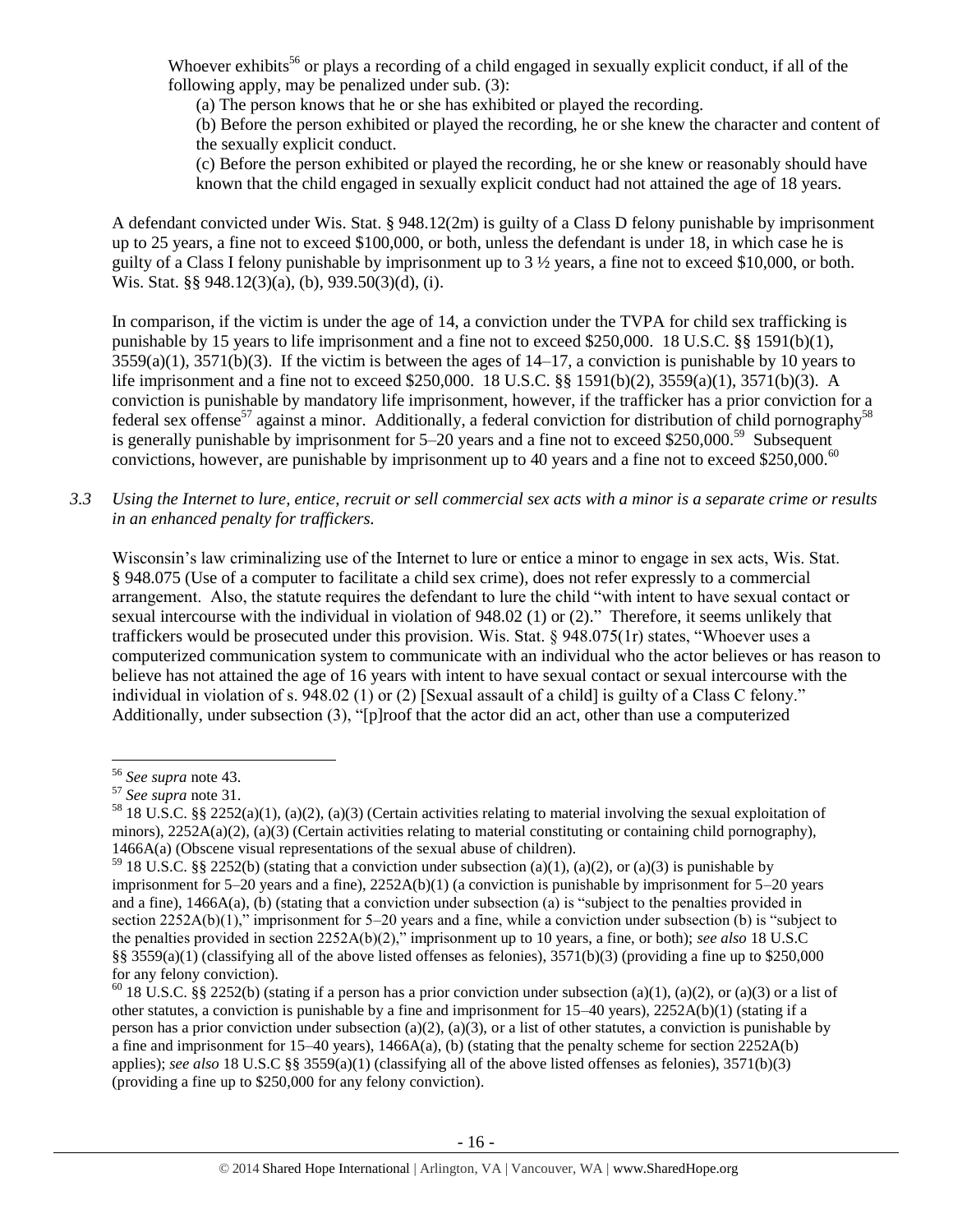Whoever exhibits[56] or plays a recording of a child engaged in sexually explicit conduct, if all of the following apply, may be penalized under sub. (3):

(a) The person knows that he or she has exhibited or played the recording.

(b) Before the person exhibited or played the recording, he or she knew the character and content of the sexually explicit conduct.

(c) Before the person exhibited or played the recording, he or she knew or reasonably should have known that the child engaged in sexually explicit conduct had not attained the age of 18 years.

A defendant convicted under Wis. Stat. § 948.12(2m) is guilty of a Class D felony punishable by imprisonment up to 25 years, a fine not to exceed $100,000, or both, unless the defendant is under 18, in which case he is guilty of a Class I felony punishable by imprisonment up to 3 ½ years, a fine not to exceed $10,000, or both. Wis. Stat. §§ 948.12(3)(a), (b), 939.50(3)(d), (i).

In comparison, if the victim is under the age of 14, a conviction under the TVPA for child sex trafficking is punishable by 15 years to life imprisonment and a fine not to exceed $250,000. 18 U.S.C. §§ 1591(b)(1), 3559(a)(1), 3571(b)(3). If the victim is between the ages of 14–17, a conviction is punishable by 10 years to life imprisonment and a fine not to exceed $250,000. 18 U.S.C. §§ 1591(b)(2), 3559(a)(1), 3571(b)(3). A conviction is punishable by mandatory life imprisonment, however, if the trafficker has a prior conviction for a federal sex offense[57] against a minor. Additionally, a federal conviction for distribution of child pornography[58] is generally punishable by imprisonment for 5–20 years and a fine not to exceed $250,000.[59] Subsequent convictions, however, are punishable by imprisonment up to 40 years and a fine not to exceed $250,000.[60]

*3.3 Using the Internet to lure, entice, recruit or sell commercial sex acts with a minor is a separate crime or results in an enhanced penalty for traffickers.*

Wisconsin's law criminalizing use of the Internet to lure or entice a minor to engage in sex acts, Wis. Stat. § 948.075 (Use of a computer to facilitate a child sex crime), does not refer expressly to a commercial arrangement. Also, the statute requires the defendant to lure the child "with intent to have sexual contact or sexual intercourse with the individual in violation of 948.02 (1) or (2)." Therefore, it seems unlikely that traffickers would be prosecuted under this provision. Wis. Stat. § 948.075(1r) states, "Whoever uses a computerized communication system to communicate with an individual who the actor believes or has reason to believe has not attained the age of 16 years with intent to have sexual contact or sexual intercourse with the individual in violation of s. 948.02 (1) or (2) [Sexual assault of a child] is guilty of a Class C felony." Additionally, under subsection (3), "[p]roof that the actor did an act, other than use a computerized

---

[56] *See supra* note 43.

[57] *See supra* note 31.

[58] 18 U.S.C. §§ 2252(a)(1), (a)(2), (a)(3) (Certain activities relating to material involving the sexual exploitation of minors), 2252A(a)(2), (a)(3) (Certain activities relating to material constituting or containing child pornography), 1466A(a) (Obscene visual representations of the sexual abuse of children).

[59] 18 U.S.C. §§ 2252(b) (stating that a conviction under subsection (a)(1), (a)(2), or (a)(3) is punishable by imprisonment for 5–20 years and a fine), 2252A(b)(1) (a conviction is punishable by imprisonment for 5–20 years and a fine), 1466A(a), (b) (stating that a conviction under subsection (a) is "subject to the penalties provided in section 2252A(b)(1)," imprisonment for 5–20 years and a fine, while a conviction under subsection (b) is "subject to the penalties provided in section 2252A(b)(2)," imprisonment up to 10 years, a fine, or both); *see also* 18 U.S.C §§ 3559(a)(1) (classifying all of the above listed offenses as felonies), 3571(b)(3) (providing a fine up to $250,000 for any felony conviction).

[60] 18 U.S.C. §§ 2252(b) (stating if a person has a prior conviction under subsection (a)(1), (a)(2), or (a)(3) or a list of other statutes, a conviction is punishable by a fine and imprisonment for 15–40 years), 2252A(b)(1) (stating if a person has a prior conviction under subsection (a)(2), (a)(3), or a list of other statutes, a conviction is punishable by a fine and imprisonment for 15–40 years), 1466A(a), (b) (stating that the penalty scheme for section 2252A(b) applies); *see also* 18 U.S.C §§ 3559(a)(1) (classifying all of the above listed offenses as felonies), 3571(b)(3) (providing a fine up to $250,000 for any felony conviction).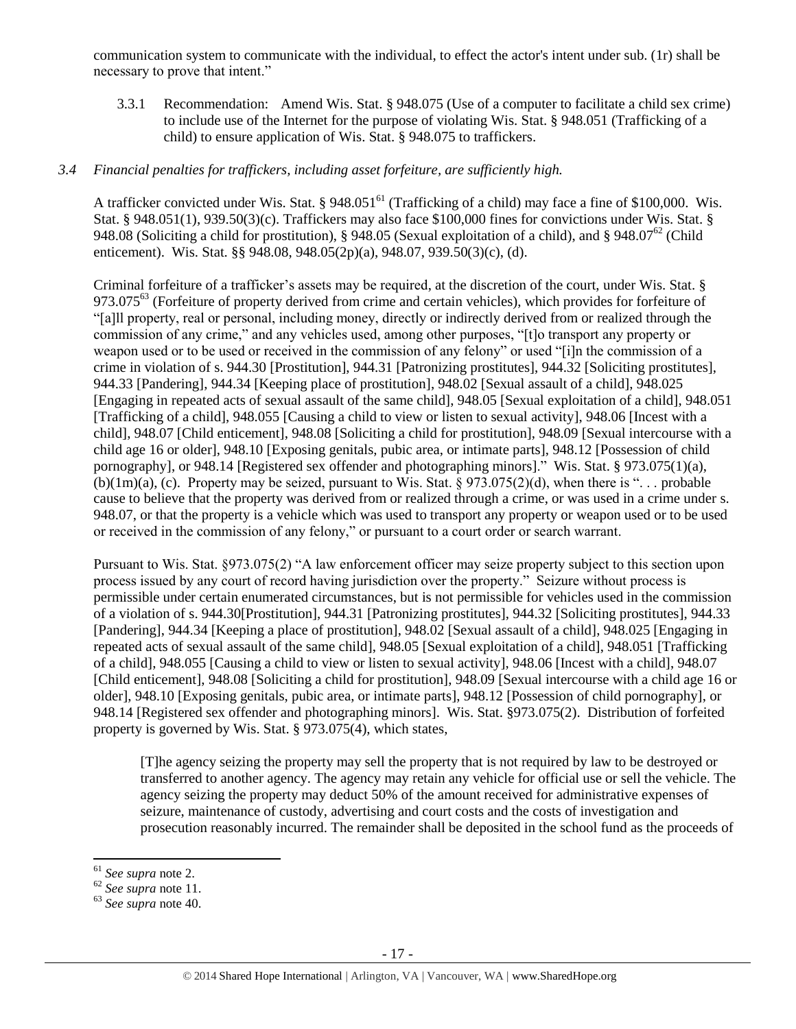communication system to communicate with the individual, to effect the actor's intent under sub. (1r) shall be necessary to prove that intent."

3.3.1 Recommendation: Amend Wis. Stat. § 948.075 (Use of a computer to facilitate a child sex crime) to include use of the Internet for the purpose of violating Wis. Stat. § 948.051 (Trafficking of a child) to ensure application of Wis. Stat. § 948.075 to traffickers.

*3.4 Financial penalties for traffickers, including asset forfeiture, are sufficiently high.*

A trafficker convicted under Wis. Stat. § 948.051[61] (Trafficking of a child) may face a fine of $100,000. Wis. Stat. § 948.051(1), 939.50(3)(c). Traffickers may also face $100,000 fines for convictions under Wis. Stat. § 948.08 (Soliciting a child for prostitution), § 948.05 (Sexual exploitation of a child), and § 948.07[62] (Child enticement). Wis. Stat. §§ 948.08, 948.05(2p)(a), 948.07, 939.50(3)(c), (d).

Criminal forfeiture of a trafficker's assets may be required, at the discretion of the court, under Wis. Stat. § 973.075[63] (Forfeiture of property derived from crime and certain vehicles), which provides for forfeiture of "[a]ll property, real or personal, including money, directly or indirectly derived from or realized through the commission of any crime," and any vehicles used, among other purposes, "[t]o transport any property or weapon used or to be used or received in the commission of any felony" or used "[i]n the commission of a crime in violation of s. 944.30 [Prostitution], 944.31 [Patronizing prostitutes], 944.32 [Soliciting prostitutes], 944.33 [Pandering], 944.34 [Keeping place of prostitution], 948.02 [Sexual assault of a child], 948.025 [Engaging in repeated acts of sexual assault of the same child], 948.05 [Sexual exploitation of a child], 948.051 [Trafficking of a child], 948.055 [Causing a child to view or listen to sexual activity], 948.06 [Incest with a child], 948.07 [Child enticement], 948.08 [Soliciting a child for prostitution], 948.09 [Sexual intercourse with a child age 16 or older], 948.10 [Exposing genitals, pubic area, or intimate parts], 948.12 [Possession of child pornography], or 948.14 [Registered sex offender and photographing minors]." Wis. Stat. § 973.075(1)(a), (b)(1m)(a), (c). Property may be seized, pursuant to Wis. Stat. § 973.075(2)(d), when there is ". . . probable cause to believe that the property was derived from or realized through a crime, or was used in a crime under s. 948.07, or that the property is a vehicle which was used to transport any property or weapon used or to be used or received in the commission of any felony," or pursuant to a court order or search warrant.

Pursuant to Wis. Stat. §973.075(2) "A law enforcement officer may seize property subject to this section upon process issued by any court of record having jurisdiction over the property." Seizure without process is permissible under certain enumerated circumstances, but is not permissible for vehicles used in the commission of a violation of s. 944.30[Prostitution], 944.31 [Patronizing prostitutes], 944.32 [Soliciting prostitutes], 944.33 [Pandering], 944.34 [Keeping a place of prostitution], 948.02 [Sexual assault of a child], 948.025 [Engaging in repeated acts of sexual assault of the same child], 948.05 [Sexual exploitation of a child], 948.051 [Trafficking of a child], 948.055 [Causing a child to view or listen to sexual activity], 948.06 [Incest with a child], 948.07 [Child enticement], 948.08 [Soliciting a child for prostitution], 948.09 [Sexual intercourse with a child age 16 or older], 948.10 [Exposing genitals, pubic area, or intimate parts], 948.12 [Possession of child pornography], or 948.14 [Registered sex offender and photographing minors]. Wis. Stat. §973.075(2). Distribution of forfeited property is governed by Wis. Stat. § 973.075(4), which states,

> [T]he agency seizing the property may sell the property that is not required by law to be destroyed or transferred to another agency. The agency may retain any vehicle for official use or sell the vehicle. The agency seizing the property may deduct 50% of the amount received for administrative expenses of seizure, maintenance of custody, advertising and court costs and the costs of investigation and prosecution reasonably incurred. The remainder shall be deposited in the school fund as the proceeds of

[61] *See supra* note 2.
[62] *See supra* note 11.
[63] *See supra* note 40.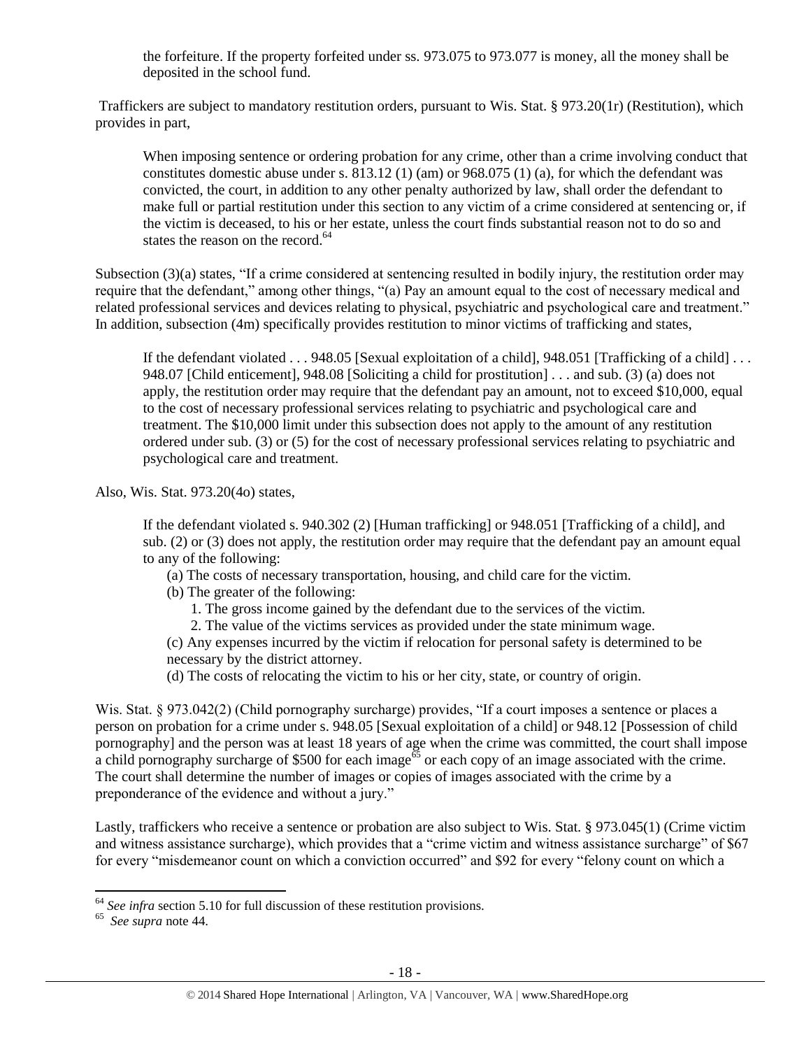the forfeiture. If the property forfeited under ss. 973.075 to 973.077 is money, all the money shall be deposited in the school fund.

Traffickers are subject to mandatory restitution orders, pursuant to Wis. Stat. § 973.20(1r) (Restitution), which provides in part,

> When imposing sentence or ordering probation for any crime, other than a crime involving conduct that constitutes domestic abuse under s. 813.12 (1) (am) or 968.075 (1) (a), for which the defendant was convicted, the court, in addition to any other penalty authorized by law, shall order the defendant to make full or partial restitution under this section to any victim of a crime considered at sentencing or, if the victim is deceased, to his or her estate, unless the court finds substantial reason not to do so and states the reason on the record.[64]

Subsection (3)(a) states, "If a crime considered at sentencing resulted in bodily injury, the restitution order may require that the defendant," among other things, "(a) Pay an amount equal to the cost of necessary medical and related professional services and devices relating to physical, psychiatric and psychological care and treatment." In addition, subsection (4m) specifically provides restitution to minor victims of trafficking and states,

> If the defendant violated . . . 948.05 [Sexual exploitation of a child], 948.051 [Trafficking of a child] . . . 948.07 [Child enticement], 948.08 [Soliciting a child for prostitution] . . . and sub. (3) (a) does not apply, the restitution order may require that the defendant pay an amount, not to exceed $10,000, equal to the cost of necessary professional services relating to psychiatric and psychological care and treatment. The $10,000 limit under this subsection does not apply to the amount of any restitution ordered under sub. (3) or (5) for the cost of necessary professional services relating to psychiatric and psychological care and treatment.

Also, Wis. Stat. 973.20(4o) states,

> If the defendant violated s. 940.302 (2) [Human trafficking] or 948.051 [Trafficking of a child], and sub. (2) or (3) does not apply, the restitution order may require that the defendant pay an amount equal to any of the following:
>
> (a) The costs of necessary transportation, housing, and child care for the victim.
>
> (b) The greater of the following:
>
> 1. The gross income gained by the defendant due to the services of the victim.
> 2. The value of the victims services as provided under the state minimum wage.
>
> (c) Any expenses incurred by the victim if relocation for personal safety is determined to be necessary by the district attorney.
>
> (d) The costs of relocating the victim to his or her city, state, or country of origin.

Wis. Stat. § 973.042(2) (Child pornography surcharge) provides, "If a court imposes a sentence or places a person on probation for a crime under s. 948.05 [Sexual exploitation of a child] or 948.12 [Possession of child pornography] and the person was at least 18 years of age when the crime was committed, the court shall impose a child pornography surcharge of $500 for each image[65] or each copy of an image associated with the crime. The court shall determine the number of images or copies of images associated with the crime by a preponderance of the evidence and without a jury."

Lastly, traffickers who receive a sentence or probation are also subject to Wis. Stat. § 973.045(1) (Crime victim and witness assistance surcharge), which provides that a "crime victim and witness assistance surcharge" of $67 for every "misdemeanor count on which a conviction occurred" and $92 for every "felony count on which a

---

[64] *See infra* section 5.10 for full discussion of these restitution provisions.

[65] *See supra* note 44.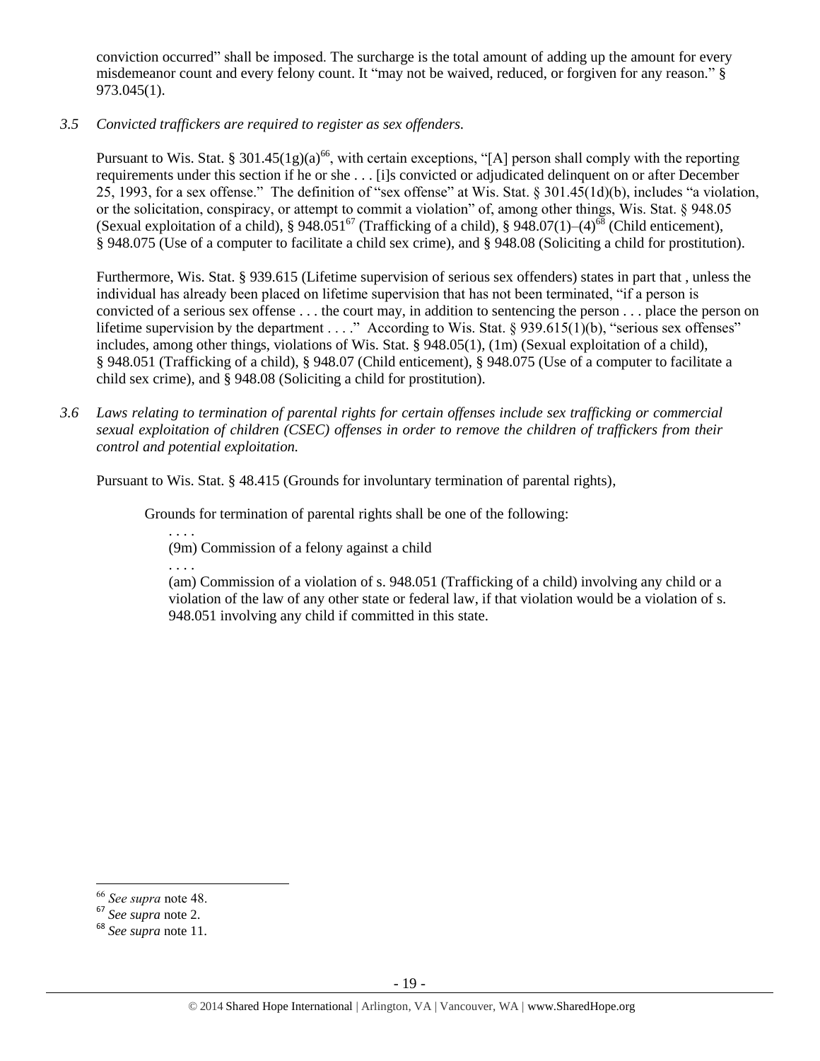conviction occurred" shall be imposed. The surcharge is the total amount of adding up the amount for every misdemeanor count and every felony count. It "may not be waived, reduced, or forgiven for any reason." § 973.045(1).

*3.5 Convicted traffickers are required to register as sex offenders.*

Pursuant to Wis. Stat. § 301.45(1g)(a)[66], with certain exceptions, "[A] person shall comply with the reporting requirements under this section if he or she . . . [i]s convicted or adjudicated delinquent on or after December 25, 1993, for a sex offense." The definition of "sex offense" at Wis. Stat. § 301.45(1d)(b), includes "a violation, or the solicitation, conspiracy, or attempt to commit a violation" of, among other things, Wis. Stat. § 948.05 (Sexual exploitation of a child), § 948.051[67] (Trafficking of a child), § 948.07(1)–(4)[68] (Child enticement), § 948.075 (Use of a computer to facilitate a child sex crime), and § 948.08 (Soliciting a child for prostitution).

Furthermore, Wis. Stat. § 939.615 (Lifetime supervision of serious sex offenders) states in part that , unless the individual has already been placed on lifetime supervision that has not been terminated, "if a person is convicted of a serious sex offense . . . the court may, in addition to sentencing the person . . . place the person on lifetime supervision by the department . . . ." According to Wis. Stat. § 939.615(1)(b), "serious sex offenses" includes, among other things, violations of Wis. Stat. § 948.05(1), (1m) (Sexual exploitation of a child), § 948.051 (Trafficking of a child), § 948.07 (Child enticement), § 948.075 (Use of a computer to facilitate a child sex crime), and § 948.08 (Soliciting a child for prostitution).

*3.6 Laws relating to termination of parental rights for certain offenses include sex trafficking or commercial sexual exploitation of children (CSEC) offenses in order to remove the children of traffickers from their control and potential exploitation.*

Pursuant to Wis. Stat. § 48.415 (Grounds for involuntary termination of parental rights),

> Grounds for termination of parental rights shall be one of the following:
>
> . . . .
>
> (9m) Commission of a felony against a child
>
> . . . .
>
> (am) Commission of a violation of s. 948.051 (Trafficking of a child) involving any child or a violation of the law of any other state or federal law, if that violation would be a violation of s. 948.051 involving any child if committed in this state.

---

[66] *See supra* note 48.

[67] *See supra* note 2.

[68] *See supra* note 11.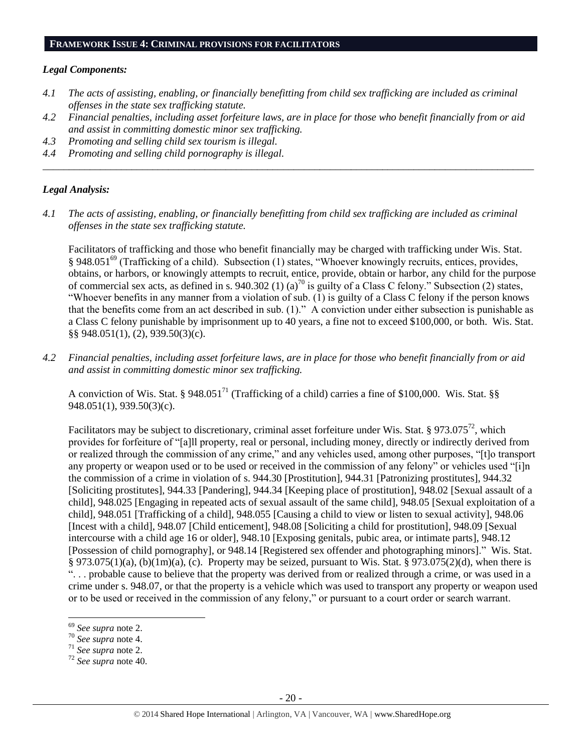## FRAMEWORK ISSUE 4: CRIMINAL PROVISIONS FOR FACILITATORS

### *Legal Components:*

*4.1 The acts of assisting, enabling, or financially benefitting from child sex trafficking are included as criminal offenses in the state sex trafficking statute.*

*4.2 Financial penalties, including asset forfeiture laws, are in place for those who benefit financially from or aid and assist in committing domestic minor sex trafficking.*

*4.3 Promoting and selling child sex tourism is illegal.*

*4.4 Promoting and selling child pornography is illegal.*

---

### *Legal Analysis:*

*4.1 The acts of assisting, enabling, or financially benefitting from child sex trafficking are included as criminal offenses in the state sex trafficking statute.*

Facilitators of trafficking and those who benefit financially may be charged with trafficking under Wis. Stat. § 948.051[69] (Trafficking of a child). Subsection (1) states, "Whoever knowingly recruits, entices, provides, obtains, or harbors, or knowingly attempts to recruit, entice, provide, obtain or harbor, any child for the purpose of commercial sex acts, as defined in s. 940.302 (1) (a)[70] is guilty of a Class C felony." Subsection (2) states, "Whoever benefits in any manner from a violation of sub. (1) is guilty of a Class C felony if the person knows that the benefits come from an act described in sub. (1)." A conviction under either subsection is punishable as a Class C felony punishable by imprisonment up to 40 years, a fine not to exceed $100,000, or both. Wis. Stat. §§ 948.051(1), (2), 939.50(3)(c).

*4.2 Financial penalties, including asset forfeiture laws, are in place for those who benefit financially from or aid and assist in committing domestic minor sex trafficking.*

A conviction of Wis. Stat. § 948.051[71] (Trafficking of a child) carries a fine of $100,000. Wis. Stat. §§ 948.051(1), 939.50(3)(c).

Facilitators may be subject to discretionary, criminal asset forfeiture under Wis. Stat. § 973.075[72], which provides for forfeiture of "[a]ll property, real or personal, including money, directly or indirectly derived from or realized through the commission of any crime," and any vehicles used, among other purposes, "[t]o transport any property or weapon used or to be used or received in the commission of any felony" or vehicles used "[i]n the commission of a crime in violation of s. 944.30 [Prostitution], 944.31 [Patronizing prostitutes], 944.32 [Soliciting prostitutes], 944.33 [Pandering], 944.34 [Keeping place of prostitution], 948.02 [Sexual assault of a child], 948.025 [Engaging in repeated acts of sexual assault of the same child], 948.05 [Sexual exploitation of a child], 948.051 [Trafficking of a child], 948.055 [Causing a child to view or listen to sexual activity], 948.06 [Incest with a child], 948.07 [Child enticement], 948.08 [Soliciting a child for prostitution], 948.09 [Sexual intercourse with a child age 16 or older], 948.10 [Exposing genitals, pubic area, or intimate parts], 948.12 [Possession of child pornography], or 948.14 [Registered sex offender and photographing minors]." Wis. Stat. § 973.075(1)(a), (b)(1m)(a), (c). Property may be seized, pursuant to Wis. Stat. § 973.075(2)(d), when there is ". . . probable cause to believe that the property was derived from or realized through a crime, or was used in a crime under s. 948.07, or that the property is a vehicle which was used to transport any property or weapon used or to be used or received in the commission of any felony," or pursuant to a court order or search warrant.

---

[69] *See supra* note 2.

[70] *See supra* note 4.

[71] *See supra* note 2.

[72] *See supra* note 40.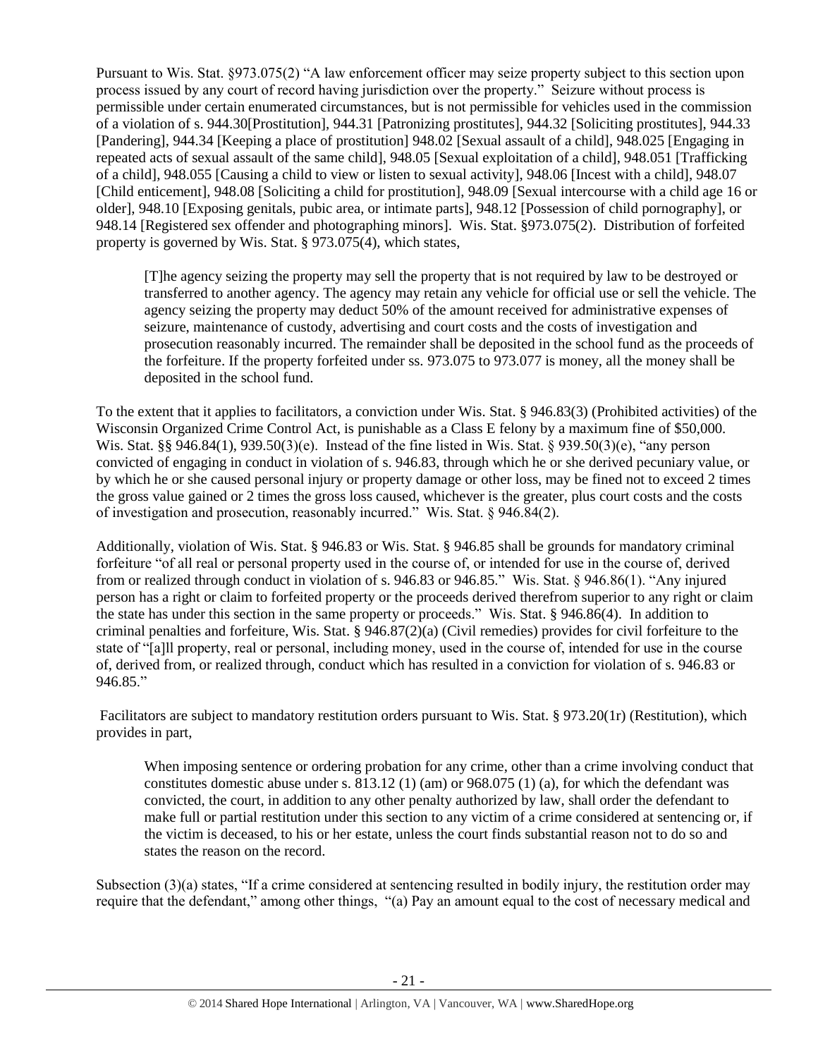Pursuant to Wis. Stat. §973.075(2) "A law enforcement officer may seize property subject to this section upon process issued by any court of record having jurisdiction over the property." Seizure without process is permissible under certain enumerated circumstances, but is not permissible for vehicles used in the commission of a violation of s. 944.30[Prostitution], 944.31 [Patronizing prostitutes], 944.32 [Soliciting prostitutes], 944.33 [Pandering], 944.34 [Keeping a place of prostitution] 948.02 [Sexual assault of a child], 948.025 [Engaging in repeated acts of sexual assault of the same child], 948.05 [Sexual exploitation of a child], 948.051 [Trafficking of a child], 948.055 [Causing a child to view or listen to sexual activity], 948.06 [Incest with a child], 948.07 [Child enticement], 948.08 [Soliciting a child for prostitution], 948.09 [Sexual intercourse with a child age 16 or older], 948.10 [Exposing genitals, pubic area, or intimate parts], 948.12 [Possession of child pornography], or 948.14 [Registered sex offender and photographing minors]. Wis. Stat. §973.075(2). Distribution of forfeited property is governed by Wis. Stat. § 973.075(4), which states,

> [T]he agency seizing the property may sell the property that is not required by law to be destroyed or transferred to another agency. The agency may retain any vehicle for official use or sell the vehicle. The agency seizing the property may deduct 50% of the amount received for administrative expenses of seizure, maintenance of custody, advertising and court costs and the costs of investigation and prosecution reasonably incurred. The remainder shall be deposited in the school fund as the proceeds of the forfeiture. If the property forfeited under ss. 973.075 to 973.077 is money, all the money shall be deposited in the school fund.

To the extent that it applies to facilitators, a conviction under Wis. Stat. § 946.83(3) (Prohibited activities) of the Wisconsin Organized Crime Control Act, is punishable as a Class E felony by a maximum fine of $50,000. Wis. Stat. §§ 946.84(1), 939.50(3)(e). Instead of the fine listed in Wis. Stat. § 939.50(3)(e), "any person convicted of engaging in conduct in violation of s. 946.83, through which he or she derived pecuniary value, or by which he or she caused personal injury or property damage or other loss, may be fined not to exceed 2 times the gross value gained or 2 times the gross loss caused, whichever is the greater, plus court costs and the costs of investigation and prosecution, reasonably incurred." Wis. Stat. § 946.84(2).

Additionally, violation of Wis. Stat. § 946.83 or Wis. Stat. § 946.85 shall be grounds for mandatory criminal forfeiture "of all real or personal property used in the course of, or intended for use in the course of, derived from or realized through conduct in violation of s. 946.83 or 946.85." Wis. Stat. § 946.86(1). "Any injured person has a right or claim to forfeited property or the proceeds derived therefrom superior to any right or claim the state has under this section in the same property or proceeds." Wis. Stat. § 946.86(4). In addition to criminal penalties and forfeiture, Wis. Stat. § 946.87(2)(a) (Civil remedies) provides for civil forfeiture to the state of "[a]ll property, real or personal, including money, used in the course of, intended for use in the course of, derived from, or realized through, conduct which has resulted in a conviction for violation of s. 946.83 or 946.85."

Facilitators are subject to mandatory restitution orders pursuant to Wis. Stat. § 973.20(1r) (Restitution), which provides in part,

> When imposing sentence or ordering probation for any crime, other than a crime involving conduct that constitutes domestic abuse under s. 813.12 (1) (am) or 968.075 (1) (a), for which the defendant was convicted, the court, in addition to any other penalty authorized by law, shall order the defendant to make full or partial restitution under this section to any victim of a crime considered at sentencing or, if the victim is deceased, to his or her estate, unless the court finds substantial reason not to do so and states the reason on the record.

Subsection (3)(a) states, "If a crime considered at sentencing resulted in bodily injury, the restitution order may require that the defendant," among other things, "(a) Pay an amount equal to the cost of necessary medical and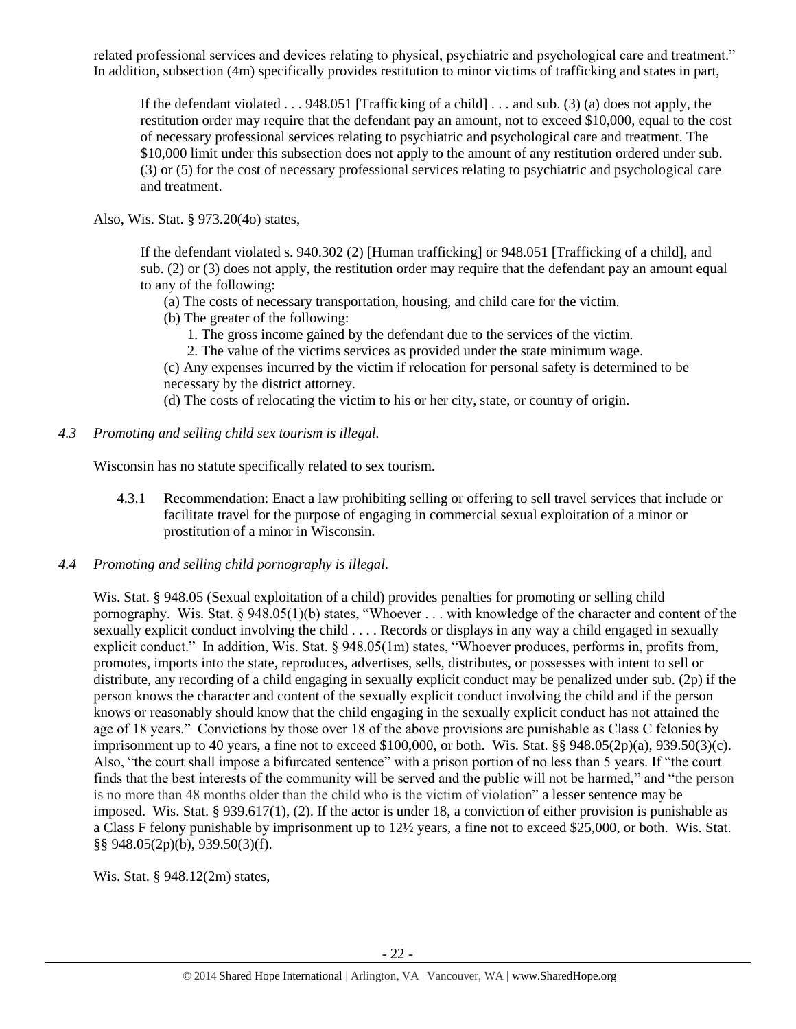related professional services and devices relating to physical, psychiatric and psychological care and treatment." In addition, subsection (4m) specifically provides restitution to minor victims of trafficking and states in part,

> If the defendant violated . . . 948.051 [Trafficking of a child] . . . and sub. (3) (a) does not apply, the restitution order may require that the defendant pay an amount, not to exceed $10,000, equal to the cost of necessary professional services relating to psychiatric and psychological care and treatment. The $10,000 limit under this subsection does not apply to the amount of any restitution ordered under sub. (3) or (5) for the cost of necessary professional services relating to psychiatric and psychological care and treatment.

Also, Wis. Stat. § 973.20(4o) states,

> If the defendant violated s. 940.302 (2) [Human trafficking] or 948.051 [Trafficking of a child], and sub. (2) or (3) does not apply, the restitution order may require that the defendant pay an amount equal to any of the following:
>
> (a) The costs of necessary transportation, housing, and child care for the victim.
>
> (b) The greater of the following:
>
> 1. The gross income gained by the defendant due to the services of the victim.
> 2. The value of the victims services as provided under the state minimum wage.
>
> (c) Any expenses incurred by the victim if relocation for personal safety is determined to be necessary by the district attorney.
>
> (d) The costs of relocating the victim to his or her city, state, or country of origin.

*4.3 Promoting and selling child sex tourism is illegal.*

Wisconsin has no statute specifically related to sex tourism.

4.3.1 Recommendation: Enact a law prohibiting selling or offering to sell travel services that include or facilitate travel for the purpose of engaging in commercial sexual exploitation of a minor or prostitution of a minor in Wisconsin.

*4.4 Promoting and selling child pornography is illegal.*

Wis. Stat. § 948.05 (Sexual exploitation of a child) provides penalties for promoting or selling child pornography. Wis. Stat. § 948.05(1)(b) states, "Whoever . . . with knowledge of the character and content of the sexually explicit conduct involving the child . . . . Records or displays in any way a child engaged in sexually explicit conduct." In addition, Wis. Stat. § 948.05(1m) states, "Whoever produces, performs in, profits from, promotes, imports into the state, reproduces, advertises, sells, distributes, or possesses with intent to sell or distribute, any recording of a child engaging in sexually explicit conduct may be penalized under sub. (2p) if the person knows the character and content of the sexually explicit conduct involving the child and if the person knows or reasonably should know that the child engaging in the sexually explicit conduct has not attained the age of 18 years." Convictions by those over 18 of the above provisions are punishable as Class C felonies by imprisonment up to 40 years, a fine not to exceed $100,000, or both. Wis. Stat. §§ 948.05(2p)(a), 939.50(3)(c). Also, "the court shall impose a bifurcated sentence" with a prison portion of no less than 5 years. If "the court finds that the best interests of the community will be served and the public will not be harmed," and "the person is no more than 48 months older than the child who is the victim of violation" a lesser sentence may be imposed. Wis. Stat. § 939.617(1), (2). If the actor is under 18, a conviction of either provision is punishable as a Class F felony punishable by imprisonment up to 12½ years, a fine not to exceed $25,000, or both. Wis. Stat. §§ 948.05(2p)(b), 939.50(3)(f).

Wis. Stat. § 948.12(2m) states,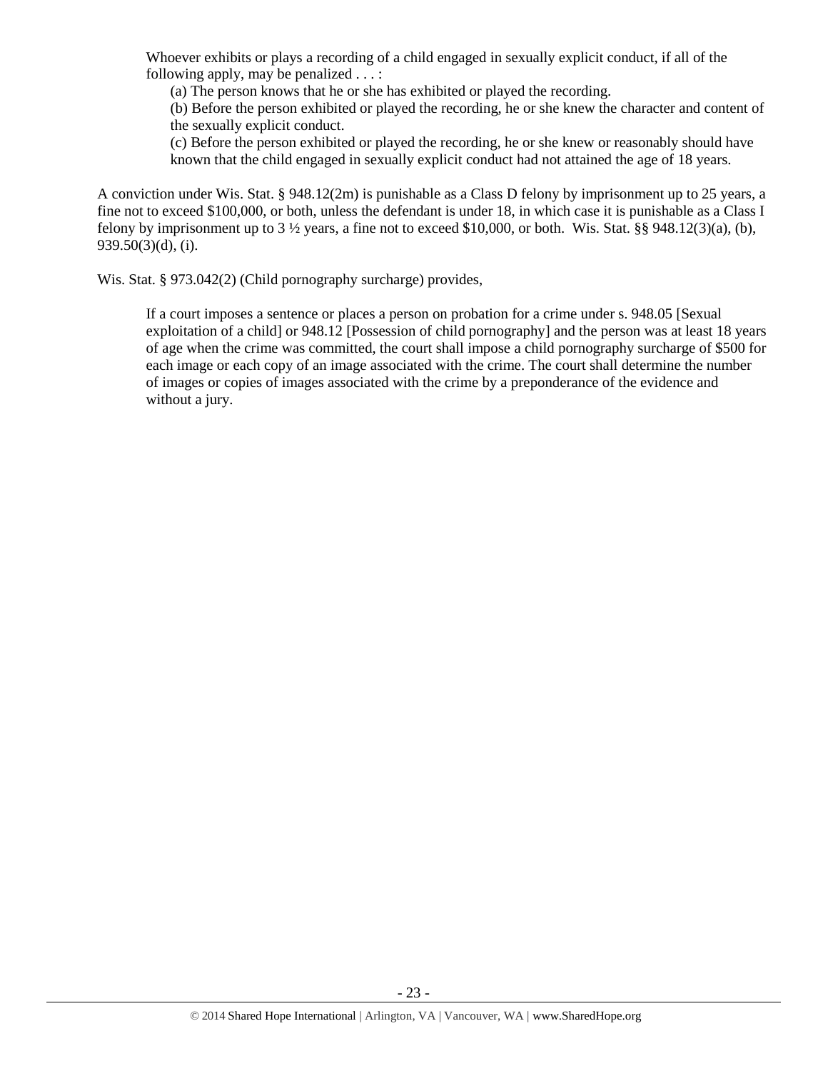> Whoever exhibits or plays a recording of a child engaged in sexually explicit conduct, if all of the following apply, may be penalized . . . :
>
> (a) The person knows that he or she has exhibited or played the recording.
>
> (b) Before the person exhibited or played the recording, he or she knew the character and content of the sexually explicit conduct.
>
> (c) Before the person exhibited or played the recording, he or she knew or reasonably should have known that the child engaged in sexually explicit conduct had not attained the age of 18 years.

A conviction under Wis. Stat. § 948.12(2m) is punishable as a Class D felony by imprisonment up to 25 years, a fine not to exceed $100,000, or both, unless the defendant is under 18, in which case it is punishable as a Class I felony by imprisonment up to 3 ½ years, a fine not to exceed $10,000, or both. Wis. Stat. §§ 948.12(3)(a), (b), 939.50(3)(d), (i).

Wis. Stat. § 973.042(2) (Child pornography surcharge) provides,

> If a court imposes a sentence or places a person on probation for a crime under s. 948.05 [Sexual exploitation of a child] or 948.12 [Possession of child pornography] and the person was at least 18 years of age when the crime was committed, the court shall impose a child pornography surcharge of $500 for each image or each copy of an image associated with the crime. The court shall determine the number of images or copies of images associated with the crime by a preponderance of the evidence and without a jury.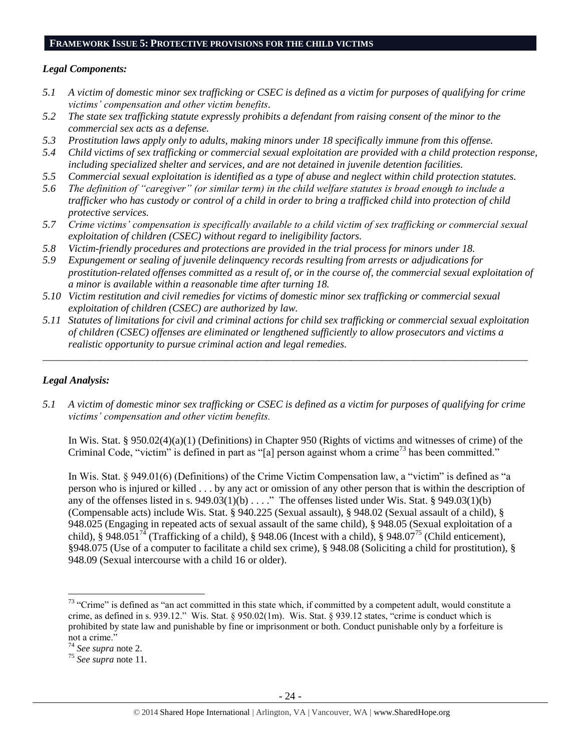## FRAMEWORK ISSUE 5: PROTECTIVE PROVISIONS FOR THE CHILD VICTIMS

### *Legal Components:*

*5.1 A victim of domestic minor sex trafficking or CSEC is defined as a victim for purposes of qualifying for crime victims' compensation and other victim benefits.*

*5.2 The state sex trafficking statute expressly prohibits a defendant from raising consent of the minor to the commercial sex acts as a defense.*

*5.3 Prostitution laws apply only to adults, making minors under 18 specifically immune from this offense.*

*5.4 Child victims of sex trafficking or commercial sexual exploitation are provided with a child protection response, including specialized shelter and services, and are not detained in juvenile detention facilities.*

*5.5 Commercial sexual exploitation is identified as a type of abuse and neglect within child protection statutes.*

*5.6 The definition of "caregiver" (or similar term) in the child welfare statutes is broad enough to include a trafficker who has custody or control of a child in order to bring a trafficked child into protection of child protective services.*

*5.7 Crime victims' compensation is specifically available to a child victim of sex trafficking or commercial sexual exploitation of children (CSEC) without regard to ineligibility factors.*

*5.8 Victim-friendly procedures and protections are provided in the trial process for minors under 18.*

*5.9 Expungement or sealing of juvenile delinquency records resulting from arrests or adjudications for prostitution-related offenses committed as a result of, or in the course of, the commercial sexual exploitation of a minor is available within a reasonable time after turning 18.*

*5.10 Victim restitution and civil remedies for victims of domestic minor sex trafficking or commercial sexual exploitation of children (CSEC) are authorized by law.*

*5.11 Statutes of limitations for civil and criminal actions for child sex trafficking or commercial sexual exploitation of children (CSEC) offenses are eliminated or lengthened sufficiently to allow prosecutors and victims a realistic opportunity to pursue criminal action and legal remedies.*

---

### *Legal Analysis:*

*5.1 A victim of domestic minor sex trafficking or CSEC is defined as a victim for purposes of qualifying for crime victims' compensation and other victim benefits.*

In Wis. Stat. § 950.02(4)(a)(1) (Definitions) in Chapter 950 (Rights of victims and witnesses of crime) of the Criminal Code, "victim" is defined in part as "[a] person against whom a crime[73] has been committed."

In Wis. Stat. § 949.01(6) (Definitions) of the Crime Victim Compensation law, a "victim" is defined as "a person who is injured or killed . . . by any act or omission of any other person that is within the description of any of the offenses listed in s. 949.03(1)(b) . . . ." The offenses listed under Wis. Stat. § 949.03(1)(b) (Compensable acts) include Wis. Stat. § 940.225 (Sexual assault), § 948.02 (Sexual assault of a child), § 948.025 (Engaging in repeated acts of sexual assault of the same child), § 948.05 (Sexual exploitation of a child), § 948.051[74] (Trafficking of a child), § 948.06 (Incest with a child), § 948.07[75] (Child enticement), §948.075 (Use of a computer to facilitate a child sex crime), § 948.08 (Soliciting a child for prostitution), § 948.09 (Sexual intercourse with a child 16 or older).

---

[73] "Crime" is defined as "an act committed in this state which, if committed by a competent adult, would constitute a crime, as defined in s. 939.12." Wis. Stat. § 950.02(1m). Wis. Stat. § 939.12 states, "crime is conduct which is prohibited by state law and punishable by fine or imprisonment or both. Conduct punishable only by a forfeiture is not a crime."

[74] *See supra* note 2.

[75] *See supra* note 11.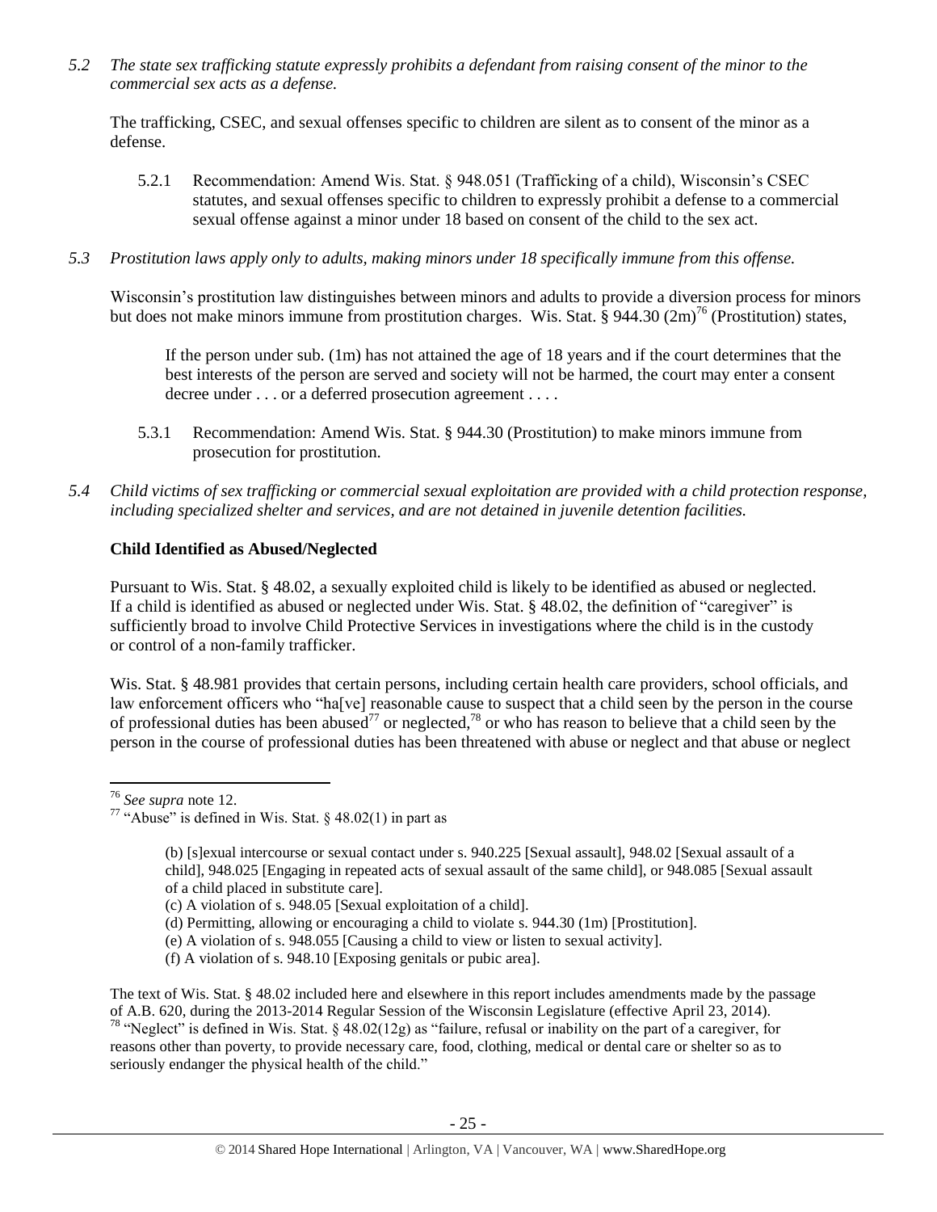*5.2 The state sex trafficking statute expressly prohibits a defendant from raising consent of the minor to the commercial sex acts as a defense.*

The trafficking, CSEC, and sexual offenses specific to children are silent as to consent of the minor as a defense.

5.2.1 Recommendation: Amend Wis. Stat. § 948.051 (Trafficking of a child), Wisconsin's CSEC statutes, and sexual offenses specific to children to expressly prohibit a defense to a commercial sexual offense against a minor under 18 based on consent of the child to the sex act.

*5.3 Prostitution laws apply only to adults, making minors under 18 specifically immune from this offense.*

Wisconsin's prostitution law distinguishes between minors and adults to provide a diversion process for minors but does not make minors immune from prostitution charges. Wis. Stat. § 944.30 (2m)[76] (Prostitution) states,

> If the person under sub. (1m) has not attained the age of 18 years and if the court determines that the best interests of the person are served and society will not be harmed, the court may enter a consent decree under . . . or a deferred prosecution agreement . . . .

5.3.1 Recommendation: Amend Wis. Stat. § 944.30 (Prostitution) to make minors immune from prosecution for prostitution.

*5.4 Child victims of sex trafficking or commercial sexual exploitation are provided with a child protection response, including specialized shelter and services, and are not detained in juvenile detention facilities.*

**Child Identified as Abused/Neglected**

Pursuant to Wis. Stat. § 48.02, a sexually exploited child is likely to be identified as abused or neglected. If a child is identified as abused or neglected under Wis. Stat. § 48.02, the definition of "caregiver" is sufficiently broad to involve Child Protective Services in investigations where the child is in the custody or control of a non-family trafficker.

Wis. Stat. § 48.981 provides that certain persons, including certain health care providers, school officials, and law enforcement officers who "ha[ve] reasonable cause to suspect that a child seen by the person in the course of professional duties has been abused[77] or neglected,[78] or who has reason to believe that a child seen by the person in the course of professional duties has been threatened with abuse or neglect and that abuse or neglect

---

[76] *See supra* note 12.

[77] "Abuse" is defined in Wis. Stat. § 48.02(1) in part as

> (b) [s]exual intercourse or sexual contact under s. 940.225 [Sexual assault], 948.02 [Sexual assault of a child], 948.025 [Engaging in repeated acts of sexual assault of the same child], or 948.085 [Sexual assault of a child placed in substitute care].
> (c) A violation of s. 948.05 [Sexual exploitation of a child].
> (d) Permitting, allowing or encouraging a child to violate s. 944.30 (1m) [Prostitution].
> (e) A violation of s. 948.055 [Causing a child to view or listen to sexual activity].
> (f) A violation of s. 948.10 [Exposing genitals or pubic area].

The text of Wis. Stat. § 48.02 included here and elsewhere in this report includes amendments made by the passage of A.B. 620, during the 2013-2014 Regular Session of the Wisconsin Legislature (effective April 23, 2014).

[78] "Neglect" is defined in Wis. Stat. § 48.02(12g) as "failure, refusal or inability on the part of a caregiver, for reasons other than poverty, to provide necessary care, food, clothing, medical or dental care or shelter so as to seriously endanger the physical health of the child."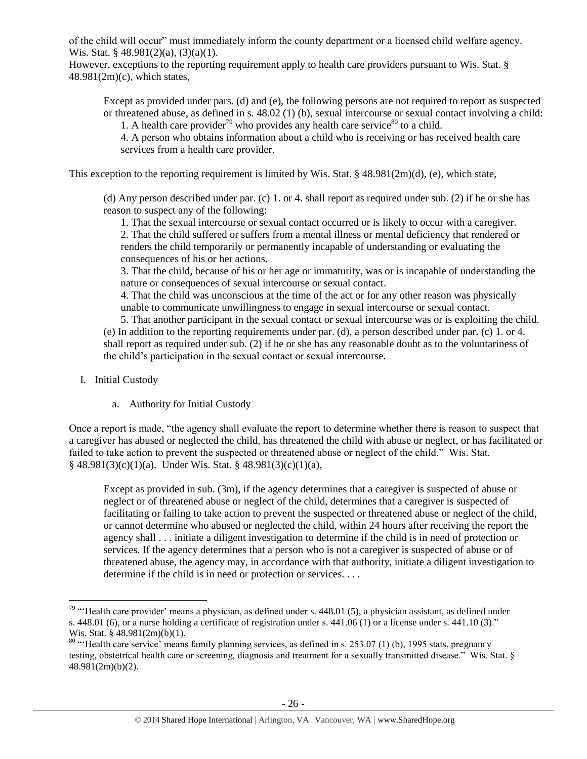of the child will occur" must immediately inform the county department or a licensed child welfare agency. Wis. Stat. § 48.981(2)(a), (3)(a)(1).

However, exceptions to the reporting requirement apply to health care providers pursuant to Wis. Stat. § 48.981(2m)(c), which states,

> Except as provided under pars. (d) and (e), the following persons are not required to report as suspected or threatened abuse, as defined in s. 48.02 (1) (b), sexual intercourse or sexual contact involving a child:
>
> 1. A health care provider[79] who provides any health care service[80] to a child.
>
> 4. A person who obtains information about a child who is receiving or has received health care services from a health care provider.

This exception to the reporting requirement is limited by Wis. Stat. § 48.981(2m)(d), (e), which state,

> (d) Any person described under par. (c) 1. or 4. shall report as required under sub. (2) if he or she has reason to suspect any of the following:
>
> 1. That the sexual intercourse or sexual contact occurred or is likely to occur with a caregiver.
> 2. That the child suffered or suffers from a mental illness or mental deficiency that rendered or renders the child temporarily or permanently incapable of understanding or evaluating the consequences of his or her actions.
> 3. That the child, because of his or her age or immaturity, was or is incapable of understanding the nature or consequences of sexual intercourse or sexual contact.
> 4. That the child was unconscious at the time of the act or for any other reason was physically unable to communicate unwillingness to engage in sexual intercourse or sexual contact.
> 5. That another participant in the sexual contact or sexual intercourse was or is exploiting the child.
>
> (e) In addition to the reporting requirements under par. (d), a person described under par. (c) 1. or 4. shall report as required under sub. (2) if he or she has any reasonable doubt as to the voluntariness of the child's participation in the sexual contact or sexual intercourse.

## I. Initial Custody

### a. Authority for Initial Custody

Once a report is made, "the agency shall evaluate the report to determine whether there is reason to suspect that a caregiver has abused or neglected the child, has threatened the child with abuse or neglect, or has facilitated or failed to take action to prevent the suspected or threatened abuse or neglect of the child." Wis. Stat. § 48.981(3)(c)(1)(a). Under Wis. Stat. § 48.981(3)(c)(1)(a),

> Except as provided in sub. (3m), if the agency determines that a caregiver is suspected of abuse or neglect or of threatened abuse or neglect of the child, determines that a caregiver is suspected of facilitating or failing to take action to prevent the suspected or threatened abuse or neglect of the child, or cannot determine who abused or neglected the child, within 24 hours after receiving the report the agency shall . . . initiate a diligent investigation to determine if the child is in need of protection or services. If the agency determines that a person who is not a caregiver is suspected of abuse or of threatened abuse, the agency may, in accordance with that authority, initiate a diligent investigation to determine if the child is in need or protection or services. . . .

---

[79] "'Health care provider' means a physician, as defined under s. 448.01 (5), a physician assistant, as defined under s. 448.01 (6), or a nurse holding a certificate of registration under s. 441.06 (1) or a license under s. 441.10 (3)." Wis. Stat. § 48.981(2m)(b)(1).

[80] "'Health care service' means family planning services, as defined in s. 253.07 (1) (b), 1995 stats, pregnancy testing, obstetrical health care or screening, diagnosis and treatment for a sexually transmitted disease." Wis. Stat. § 48.981(2m)(b)(2).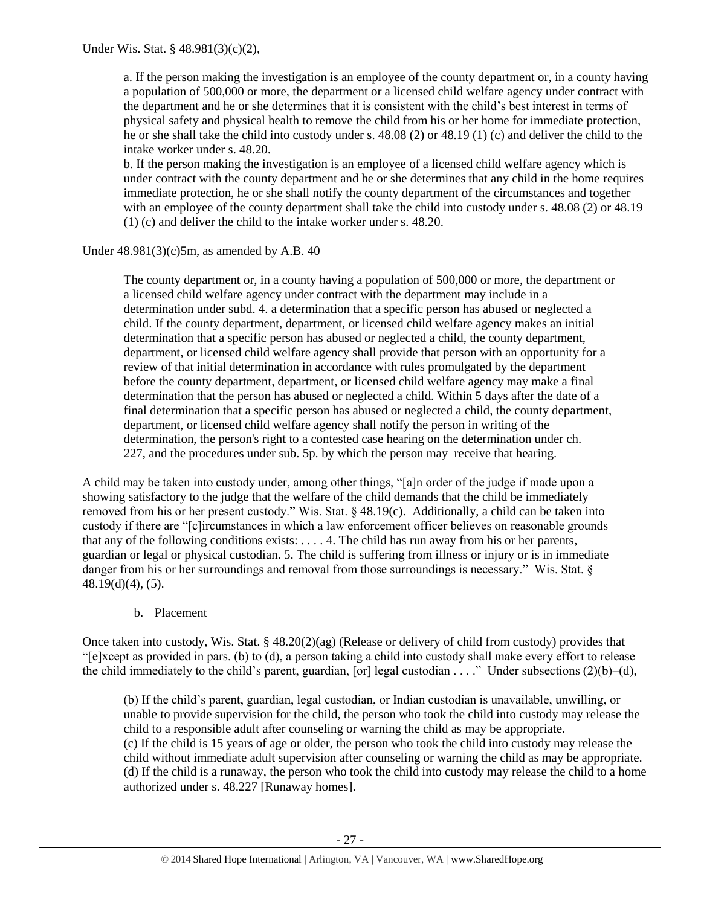Under Wis. Stat. § 48.981(3)(c)(2),

> a. If the person making the investigation is an employee of the county department or, in a county having a population of 500,000 or more, the department or a licensed child welfare agency under contract with the department and he or she determines that it is consistent with the child's best interest in terms of physical safety and physical health to remove the child from his or her home for immediate protection, he or she shall take the child into custody under s. 48.08 (2) or 48.19 (1) (c) and deliver the child to the intake worker under s. 48.20.
>
> b. If the person making the investigation is an employee of a licensed child welfare agency which is under contract with the county department and he or she determines that any child in the home requires immediate protection, he or she shall notify the county department of the circumstances and together with an employee of the county department shall take the child into custody under s. 48.08 (2) or 48.19 (1) (c) and deliver the child to the intake worker under s. 48.20.

Under 48.981(3)(c)5m, as amended by A.B. 40

> The county department or, in a county having a population of 500,000 or more, the department or a licensed child welfare agency under contract with the department may include in a determination under subd. 4. a determination that a specific person has abused or neglected a child. If the county department, department, or licensed child welfare agency makes an initial determination that a specific person has abused or neglected a child, the county department, department, or licensed child welfare agency shall provide that person with an opportunity for a review of that initial determination in accordance with rules promulgated by the department before the county department, department, or licensed child welfare agency may make a final determination that the person has abused or neglected a child. Within 5 days after the date of a final determination that a specific person has abused or neglected a child, the county department, department, or licensed child welfare agency shall notify the person in writing of the determination, the person's right to a contested case hearing on the determination under ch. 227, and the procedures under sub. 5p. by which the person may receive that hearing.

A child may be taken into custody under, among other things, "[a]n order of the judge if made upon a showing satisfactory to the judge that the welfare of the child demands that the child be immediately removed from his or her present custody." Wis. Stat. § 48.19(c). Additionally, a child can be taken into custody if there are "[c]ircumstances in which a law enforcement officer believes on reasonable grounds that any of the following conditions exists: . . . . 4. The child has run away from his or her parents, guardian or legal or physical custodian. 5. The child is suffering from illness or injury or is in immediate danger from his or her surroundings and removal from those surroundings is necessary." Wis. Stat. § 48.19(d)(4), (5).

b. Placement

Once taken into custody, Wis. Stat. § 48.20(2)(ag) (Release or delivery of child from custody) provides that "[e]xcept as provided in pars. (b) to (d), a person taking a child into custody shall make every effort to release the child immediately to the child's parent, guardian, [or] legal custodian . . . ." Under subsections (2)(b)–(d),

> (b) If the child's parent, guardian, legal custodian, or Indian custodian is unavailable, unwilling, or unable to provide supervision for the child, the person who took the child into custody may release the child to a responsible adult after counseling or warning the child as may be appropriate.
>
> (c) If the child is 15 years of age or older, the person who took the child into custody may release the child without immediate adult supervision after counseling or warning the child as may be appropriate.
>
> (d) If the child is a runaway, the person who took the child into custody may release the child to a home authorized under s. 48.227 [Runaway homes].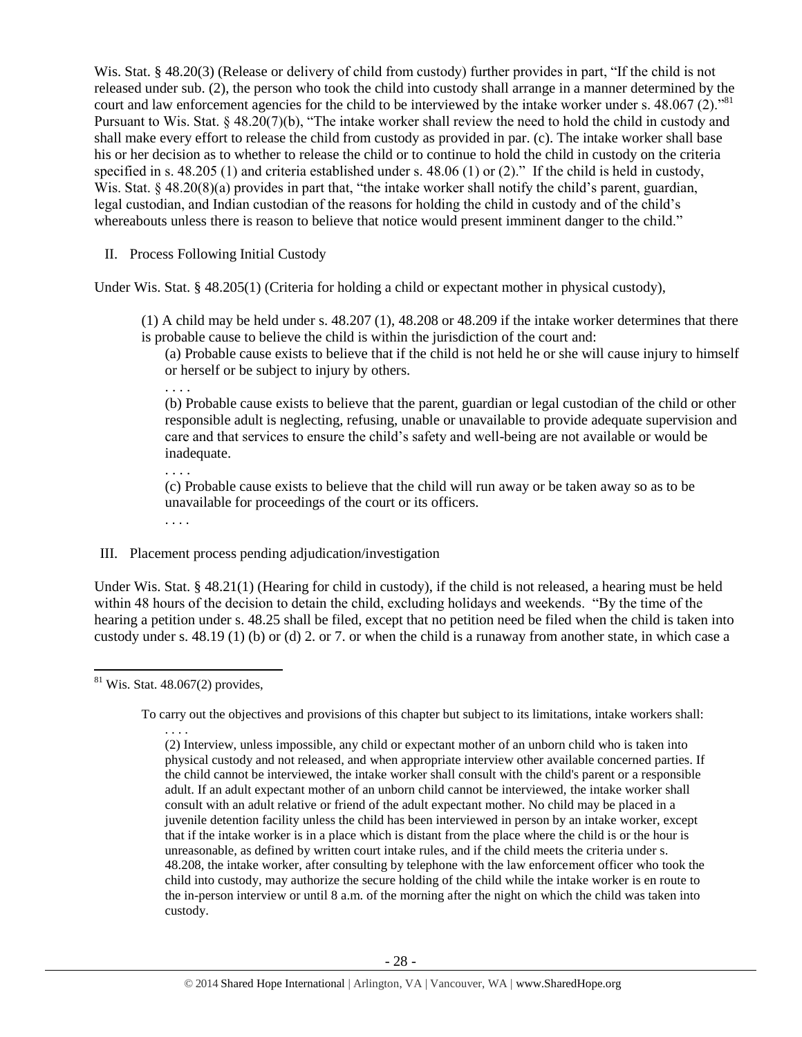Wis. Stat. § 48.20(3) (Release or delivery of child from custody) further provides in part, "If the child is not released under sub. (2), the person who took the child into custody shall arrange in a manner determined by the court and law enforcement agencies for the child to be interviewed by the intake worker under s. 48.067 (2)."[81] Pursuant to Wis. Stat. § 48.20(7)(b), "The intake worker shall review the need to hold the child in custody and shall make every effort to release the child from custody as provided in par. (c). The intake worker shall base his or her decision as to whether to release the child or to continue to hold the child in custody on the criteria specified in s. 48.205 (1) and criteria established under s. 48.06 (1) or (2)." If the child is held in custody, Wis. Stat. § 48.20(8)(a) provides in part that, "the intake worker shall notify the child's parent, guardian, legal custodian, and Indian custodian of the reasons for holding the child in custody and of the child's whereabouts unless there is reason to believe that notice would present imminent danger to the child."

II. Process Following Initial Custody

Under Wis. Stat. § 48.205(1) (Criteria for holding a child or expectant mother in physical custody),

> (1) A child may be held under s. 48.207 (1), 48.208 or 48.209 if the intake worker determines that there is probable cause to believe the child is within the jurisdiction of the court and:
>
> (a) Probable cause exists to believe that if the child is not held he or she will cause injury to himself or herself or be subject to injury by others.
>
> . . . .
>
> (b) Probable cause exists to believe that the parent, guardian or legal custodian of the child or other responsible adult is neglecting, refusing, unable or unavailable to provide adequate supervision and care and that services to ensure the child's safety and well-being are not available or would be inadequate.
>
> . . . .
>
> (c) Probable cause exists to believe that the child will run away or be taken away so as to be unavailable for proceedings of the court or its officers.
>
> . . . .

III. Placement process pending adjudication/investigation

Under Wis. Stat. § 48.21(1) (Hearing for child in custody), if the child is not released, a hearing must be held within 48 hours of the decision to detain the child, excluding holidays and weekends. "By the time of the hearing a petition under s. 48.25 shall be filed, except that no petition need be filed when the child is taken into custody under s. 48.19 (1) (b) or (d) 2. or 7. or when the child is a runaway from another state, in which case a

---

[81] Wis. Stat. 48.067(2) provides,

> To carry out the objectives and provisions of this chapter but subject to its limitations, intake workers shall:
>
> . . . .
>
> (2) Interview, unless impossible, any child or expectant mother of an unborn child who is taken into physical custody and not released, and when appropriate interview other available concerned parties. If the child cannot be interviewed, the intake worker shall consult with the child's parent or a responsible adult. If an adult expectant mother of an unborn child cannot be interviewed, the intake worker shall consult with an adult relative or friend of the adult expectant mother. No child may be placed in a juvenile detention facility unless the child has been interviewed in person by an intake worker, except that if the intake worker is in a place which is distant from the place where the child is or the hour is unreasonable, as defined by written court intake rules, and if the child meets the criteria under s. 48.208, the intake worker, after consulting by telephone with the law enforcement officer who took the child into custody, may authorize the secure holding of the child while the intake worker is en route to the in-person interview or until 8 a.m. of the morning after the night on which the child was taken into custody.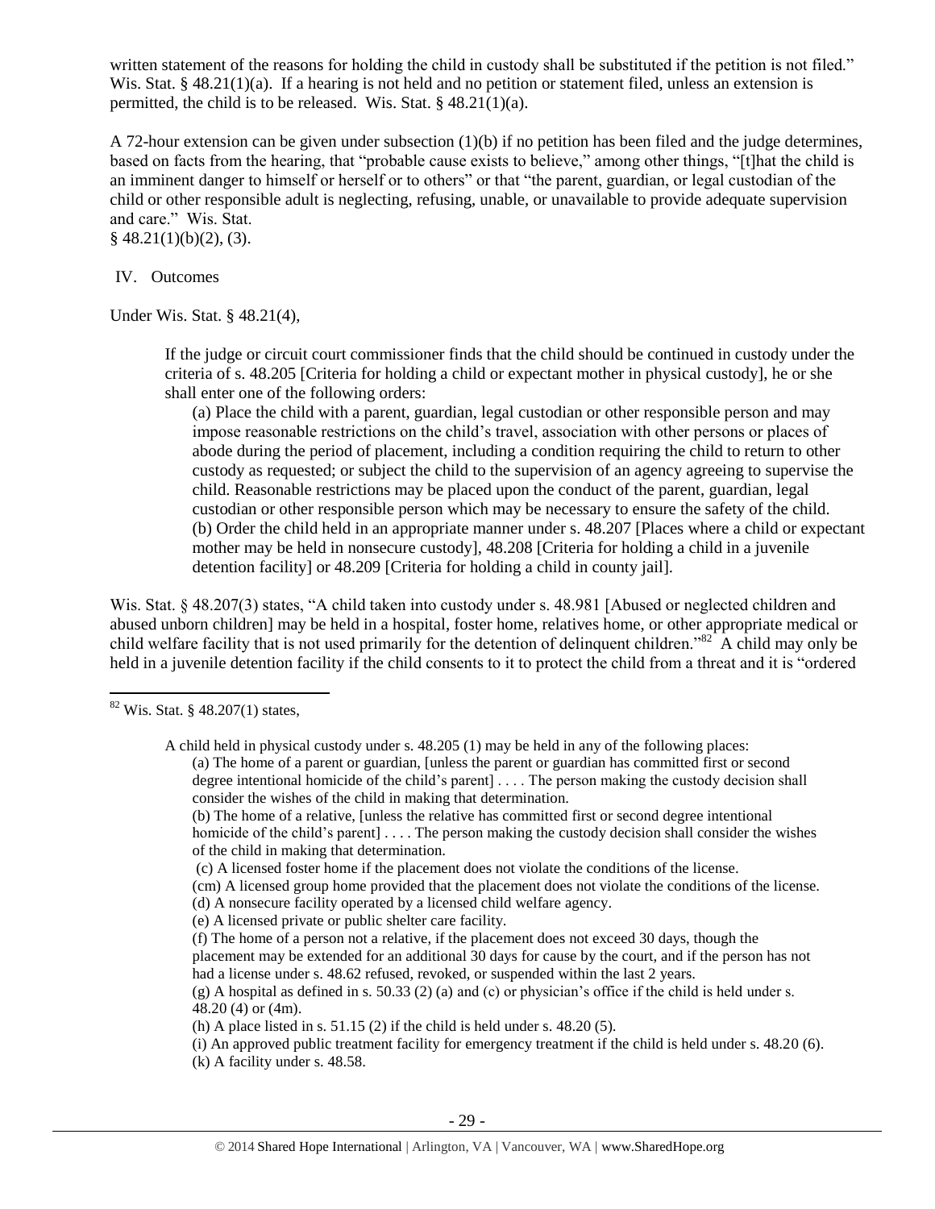written statement of the reasons for holding the child in custody shall be substituted if the petition is not filed." Wis. Stat. § 48.21(1)(a). If a hearing is not held and no petition or statement filed, unless an extension is permitted, the child is to be released. Wis. Stat. § 48.21(1)(a).

A 72-hour extension can be given under subsection (1)(b) if no petition has been filed and the judge determines, based on facts from the hearing, that "probable cause exists to believe," among other things, "[t]hat the child is an imminent danger to himself or herself or to others" or that "the parent, guardian, or legal custodian of the child or other responsible adult is neglecting, refusing, unable, or unavailable to provide adequate supervision and care." Wis. Stat. § 48.21(1)(b)(2), (3).

IV. Outcomes

Under Wis. Stat. § 48.21(4),

> If the judge or circuit court commissioner finds that the child should be continued in custody under the criteria of s. 48.205 [Criteria for holding a child or expectant mother in physical custody], he or she shall enter one of the following orders:
>
> (a) Place the child with a parent, guardian, legal custodian or other responsible person and may impose reasonable restrictions on the child's travel, association with other persons or places of abode during the period of placement, including a condition requiring the child to return to other custody as requested; or subject the child to the supervision of an agency agreeing to supervise the child. Reasonable restrictions may be placed upon the conduct of the parent, guardian, legal custodian or other responsible person which may be necessary to ensure the safety of the child.
> (b) Order the child held in an appropriate manner under s. 48.207 [Places where a child or expectant mother may be held in nonsecure custody], 48.208 [Criteria for holding a child in a juvenile detention facility] or 48.209 [Criteria for holding a child in county jail].

Wis. Stat. § 48.207(3) states, "A child taken into custody under s. 48.981 [Abused or neglected children and abused unborn children] may be held in a hospital, foster home, relatives home, or other appropriate medical or child welfare facility that is not used primarily for the detention of delinquent children."[82] A child may only be held in a juvenile detention facility if the child consents to it to protect the child from a threat and it is "ordered

---

[82] Wis. Stat. § 48.207(1) states,

> A child held in physical custody under s. 48.205 (1) may be held in any of the following places:
>
> (a) The home of a parent or guardian, [unless the parent or guardian has committed first or second degree intentional homicide of the child's parent] . . . . The person making the custody decision shall consider the wishes of the child in making that determination.
> (b) The home of a relative, [unless the relative has committed first or second degree intentional homicide of the child's parent] . . . . The person making the custody decision shall consider the wishes of the child in making that determination.
> (c) A licensed foster home if the placement does not violate the conditions of the license.
> (cm) A licensed group home provided that the placement does not violate the conditions of the license.
> (d) A nonsecure facility operated by a licensed child welfare agency.
> (e) A licensed private or public shelter care facility.
> (f) The home of a person not a relative, if the placement does not exceed 30 days, though the placement may be extended for an additional 30 days for cause by the court, and if the person has not had a license under s. 48.62 refused, revoked, or suspended within the last 2 years.
> (g) A hospital as defined in s. 50.33 (2) (a) and (c) or physician's office if the child is held under s. 48.20 (4) or (4m).
> (h) A place listed in s. 51.15 (2) if the child is held under s. 48.20 (5).
> (i) An approved public treatment facility for emergency treatment if the child is held under s. 48.20 (6).
> (k) A facility under s. 48.58.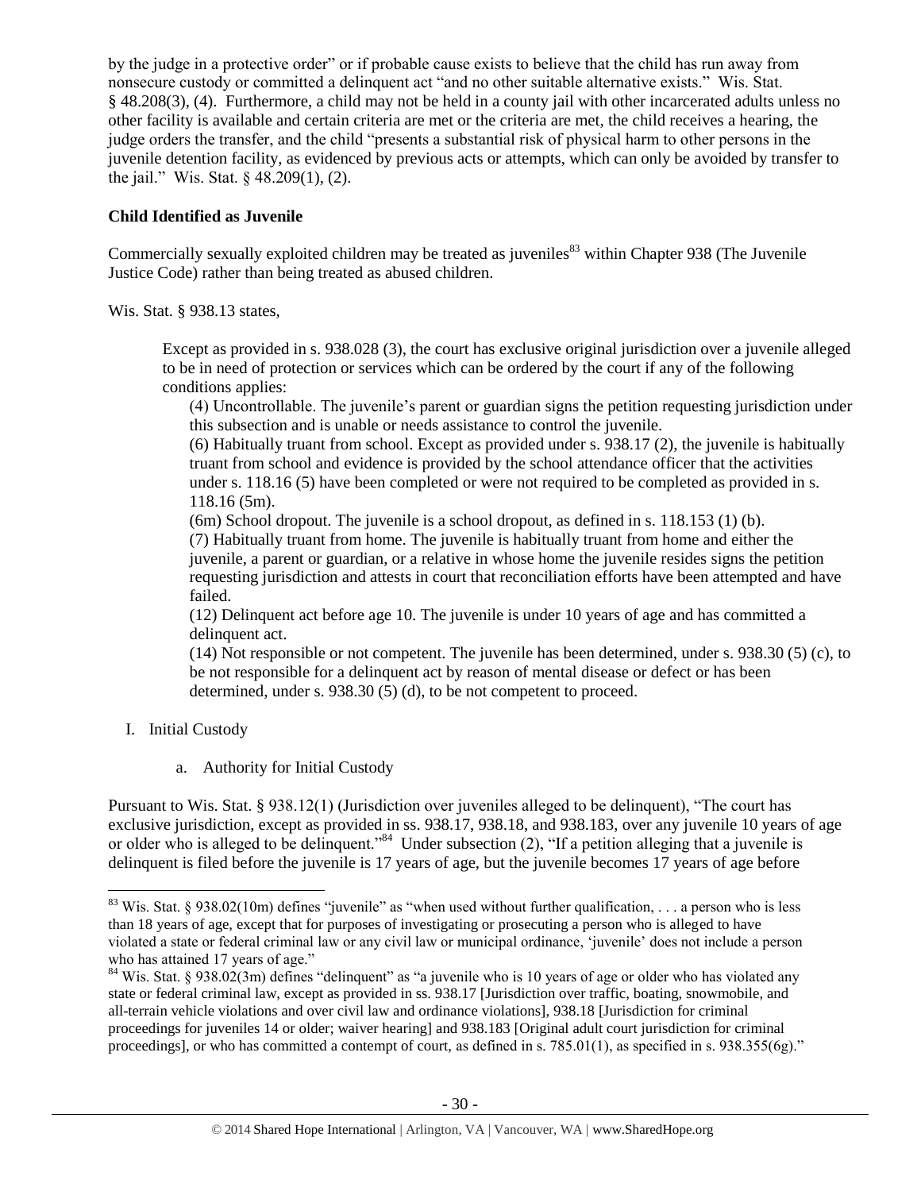by the judge in a protective order" or if probable cause exists to believe that the child has run away from nonsecure custody or committed a delinquent act "and no other suitable alternative exists." Wis. Stat. § 48.208(3), (4). Furthermore, a child may not be held in a county jail with other incarcerated adults unless no other facility is available and certain criteria are met or the criteria are met, the child receives a hearing, the judge orders the transfer, and the child "presents a substantial risk of physical harm to other persons in the juvenile detention facility, as evidenced by previous acts or attempts, which can only be avoided by transfer to the jail." Wis. Stat. § 48.209(1), (2).

**Child Identified as Juvenile**

Commercially sexually exploited children may be treated as juveniles[83] within Chapter 938 (The Juvenile Justice Code) rather than being treated as abused children.

Wis. Stat. § 938.13 states,

> Except as provided in s. 938.028 (3), the court has exclusive original jurisdiction over a juvenile alleged to be in need of protection or services which can be ordered by the court if any of the following conditions applies:
>
> (4) Uncontrollable. The juvenile's parent or guardian signs the petition requesting jurisdiction under this subsection and is unable or needs assistance to control the juvenile.
>
> (6) Habitually truant from school. Except as provided under s. 938.17 (2), the juvenile is habitually truant from school and evidence is provided by the school attendance officer that the activities under s. 118.16 (5) have been completed or were not required to be completed as provided in s. 118.16 (5m).
>
> (6m) School dropout. The juvenile is a school dropout, as defined in s. 118.153 (1) (b).
>
> (7) Habitually truant from home. The juvenile is habitually truant from home and either the juvenile, a parent or guardian, or a relative in whose home the juvenile resides signs the petition requesting jurisdiction and attests in court that reconciliation efforts have been attempted and have failed.
>
> (12) Delinquent act before age 10. The juvenile is under 10 years of age and has committed a delinquent act.
>
> (14) Not responsible or not competent. The juvenile has been determined, under s. 938.30 (5) (c), to be not responsible for a delinquent act by reason of mental disease or defect or has been determined, under s. 938.30 (5) (d), to be not competent to proceed.

I. Initial Custody

   a. Authority for Initial Custody

Pursuant to Wis. Stat. § 938.12(1) (Jurisdiction over juveniles alleged to be delinquent), "The court has exclusive jurisdiction, except as provided in ss. 938.17, 938.18, and 938.183, over any juvenile 10 years of age or older who is alleged to be delinquent."[84] Under subsection (2), "If a petition alleging that a juvenile is delinquent is filed before the juvenile is 17 years of age, but the juvenile becomes 17 years of age before

---

[83] Wis. Stat. § 938.02(10m) defines "juvenile" as "when used without further qualification, . . . a person who is less than 18 years of age, except that for purposes of investigating or prosecuting a person who is alleged to have violated a state or federal criminal law or any civil law or municipal ordinance, 'juvenile' does not include a person who has attained 17 years of age."

[84] Wis. Stat. § 938.02(3m) defines "delinquent" as "a juvenile who is 10 years of age or older who has violated any state or federal criminal law, except as provided in ss. 938.17 [Jurisdiction over traffic, boating, snowmobile, and all-terrain vehicle violations and over civil law and ordinance violations], 938.18 [Jurisdiction for criminal proceedings for juveniles 14 or older; waiver hearing] and 938.183 [Original adult court jurisdiction for criminal proceedings], or who has committed a contempt of court, as defined in s. 785.01(1), as specified in s. 938.355(6g)."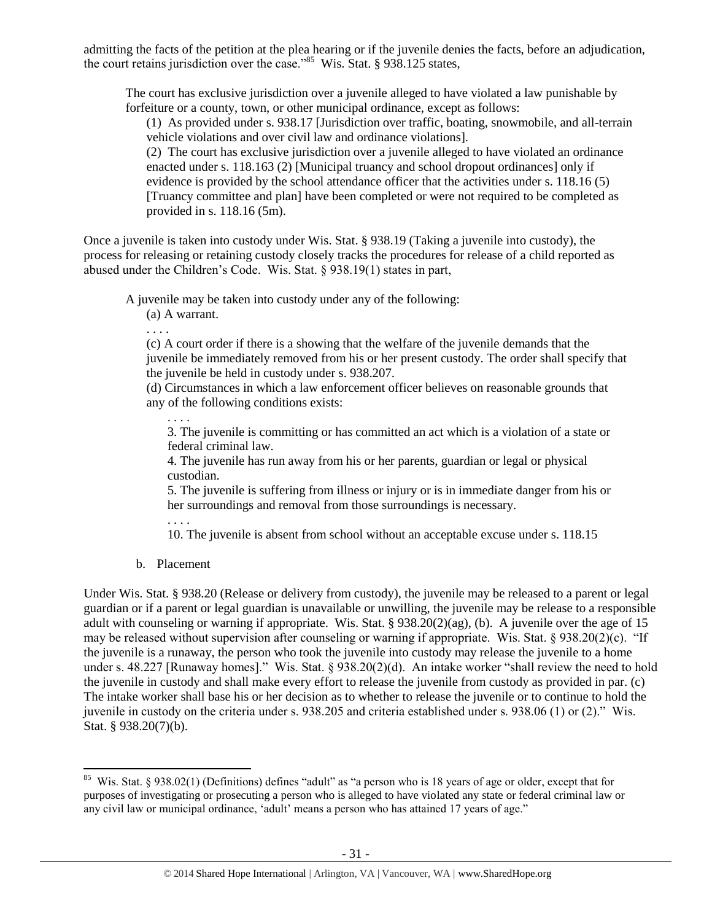admitting the facts of the petition at the plea hearing or if the juvenile denies the facts, before an adjudication, the court retains jurisdiction over the case."[85] Wis. Stat. § 938.125 states,

> The court has exclusive jurisdiction over a juvenile alleged to have violated a law punishable by forfeiture or a county, town, or other municipal ordinance, except as follows:
>
> (1) As provided under s. 938.17 [Jurisdiction over traffic, boating, snowmobile, and all-terrain vehicle violations and over civil law and ordinance violations].
>
> (2) The court has exclusive jurisdiction over a juvenile alleged to have violated an ordinance enacted under s. 118.163 (2) [Municipal truancy and school dropout ordinances] only if evidence is provided by the school attendance officer that the activities under s. 118.16 (5) [Truancy committee and plan] have been completed or were not required to be completed as provided in s. 118.16 (5m).

Once a juvenile is taken into custody under Wis. Stat. § 938.19 (Taking a juvenile into custody), the process for releasing or retaining custody closely tracks the procedures for release of a child reported as abused under the Children's Code. Wis. Stat. § 938.19(1) states in part,

> A juvenile may be taken into custody under any of the following:
>
> (a) A warrant.
>
> . . . .
>
> (c) A court order if there is a showing that the welfare of the juvenile demands that the juvenile be immediately removed from his or her present custody. The order shall specify that the juvenile be held in custody under s. 938.207.
>
> (d) Circumstances in which a law enforcement officer believes on reasonable grounds that any of the following conditions exists:
>
> . . . .
>
> 3. The juvenile is committing or has committed an act which is a violation of a state or federal criminal law.
>
> 4. The juvenile has run away from his or her parents, guardian or legal or physical custodian.
>
> 5. The juvenile is suffering from illness or injury or is in immediate danger from his or her surroundings and removal from those surroundings is necessary.
>
> . . . .
>
> 10. The juvenile is absent from school without an acceptable excuse under s. 118.15

b. Placement

Under Wis. Stat. § 938.20 (Release or delivery from custody), the juvenile may be released to a parent or legal guardian or if a parent or legal guardian is unavailable or unwilling, the juvenile may be release to a responsible adult with counseling or warning if appropriate. Wis. Stat. § 938.20(2)(ag), (b). A juvenile over the age of 15 may be released without supervision after counseling or warning if appropriate. Wis. Stat. § 938.20(2)(c). "If the juvenile is a runaway, the person who took the juvenile into custody may release the juvenile to a home under s. 48.227 [Runaway homes]." Wis. Stat. § 938.20(2)(d). An intake worker "shall review the need to hold the juvenile in custody and shall make every effort to release the juvenile from custody as provided in par. (c) The intake worker shall base his or her decision as to whether to release the juvenile or to continue to hold the juvenile in custody on the criteria under s. 938.205 and criteria established under s. 938.06 (1) or (2)." Wis. Stat. § 938.20(7)(b).

---

[85] Wis. Stat. § 938.02(1) (Definitions) defines "adult" as "a person who is 18 years of age or older, except that for purposes of investigating or prosecuting a person who is alleged to have violated any state or federal criminal law or any civil law or municipal ordinance, 'adult' means a person who has attained 17 years of age."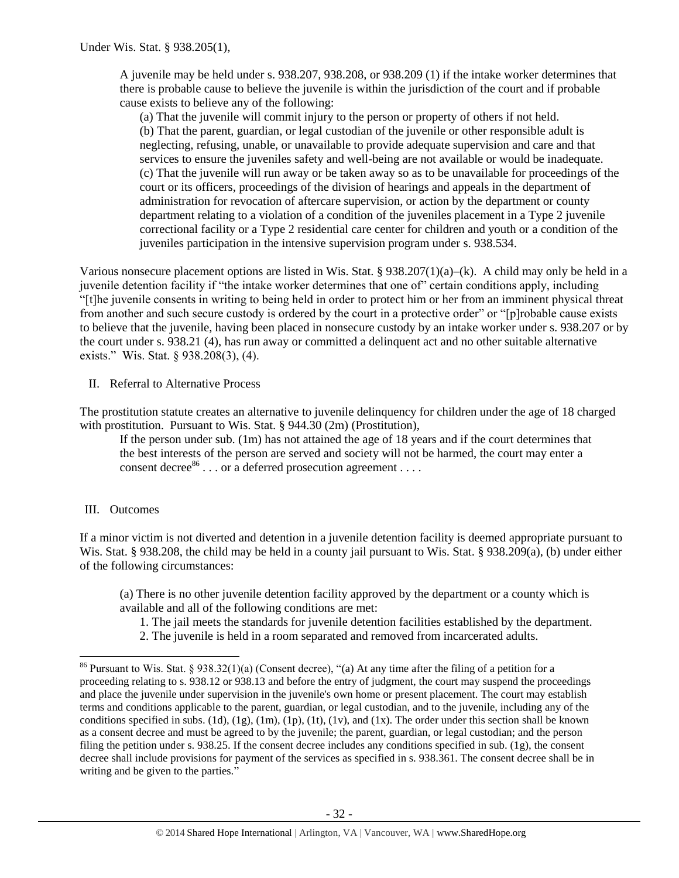Under Wis. Stat. § 938.205(1),

> A juvenile may be held under s. 938.207, 938.208, or 938.209 (1) if the intake worker determines that there is probable cause to believe the juvenile is within the jurisdiction of the court and if probable cause exists to believe any of the following:
>
> (a) That the juvenile will commit injury to the person or property of others if not held.
> (b) That the parent, guardian, or legal custodian of the juvenile or other responsible adult is neglecting, refusing, unable, or unavailable to provide adequate supervision and care and that services to ensure the juveniles safety and well-being are not available or would be inadequate.
> (c) That the juvenile will run away or be taken away so as to be unavailable for proceedings of the court or its officers, proceedings of the division of hearings and appeals in the department of administration for revocation of aftercare supervision, or action by the department or county department relating to a violation of a condition of the juveniles placement in a Type 2 juvenile correctional facility or a Type 2 residential care center for children and youth or a condition of the juveniles participation in the intensive supervision program under s. 938.534.

Various nonsecure placement options are listed in Wis. Stat. § 938.207(1)(a)–(k). A child may only be held in a juvenile detention facility if "the intake worker determines that one of" certain conditions apply, including "[t]he juvenile consents in writing to being held in order to protect him or her from an imminent physical threat from another and such secure custody is ordered by the court in a protective order" or "[p]robable cause exists to believe that the juvenile, having been placed in nonsecure custody by an intake worker under s. 938.207 or by the court under s. 938.21 (4), has run away or committed a delinquent act and no other suitable alternative exists." Wis. Stat. § 938.208(3), (4).

## II. Referral to Alternative Process

The prostitution statute creates an alternative to juvenile delinquency for children under the age of 18 charged with prostitution. Pursuant to Wis. Stat. § 944.30 (2m) (Prostitution),

> If the person under sub. (1m) has not attained the age of 18 years and if the court determines that the best interests of the person are served and society will not be harmed, the court may enter a consent decree[86] . . . or a deferred prosecution agreement . . . .

## III. Outcomes

If a minor victim is not diverted and detention in a juvenile detention facility is deemed appropriate pursuant to Wis. Stat. § 938.208, the child may be held in a county jail pursuant to Wis. Stat. § 938.209(a), (b) under either of the following circumstances:

> (a) There is no other juvenile detention facility approved by the department or a county which is available and all of the following conditions are met:
>
> 1. The jail meets the standards for juvenile detention facilities established by the department.
> 2. The juvenile is held in a room separated and removed from incarcerated adults.

---

[86] Pursuant to Wis. Stat. § 938.32(1)(a) (Consent decree), "(a) At any time after the filing of a petition for a proceeding relating to s. 938.12 or 938.13 and before the entry of judgment, the court may suspend the proceedings and place the juvenile under supervision in the juvenile's own home or present placement. The court may establish terms and conditions applicable to the parent, guardian, or legal custodian, and to the juvenile, including any of the conditions specified in subs. (1d), (1g), (1m), (1p), (1t), (1v), and (1x). The order under this section shall be known as a consent decree and must be agreed to by the juvenile; the parent, guardian, or legal custodian; and the person filing the petition under s. 938.25. If the consent decree includes any conditions specified in sub. (1g), the consent decree shall include provisions for payment of the services as specified in s. 938.361. The consent decree shall be in writing and be given to the parties."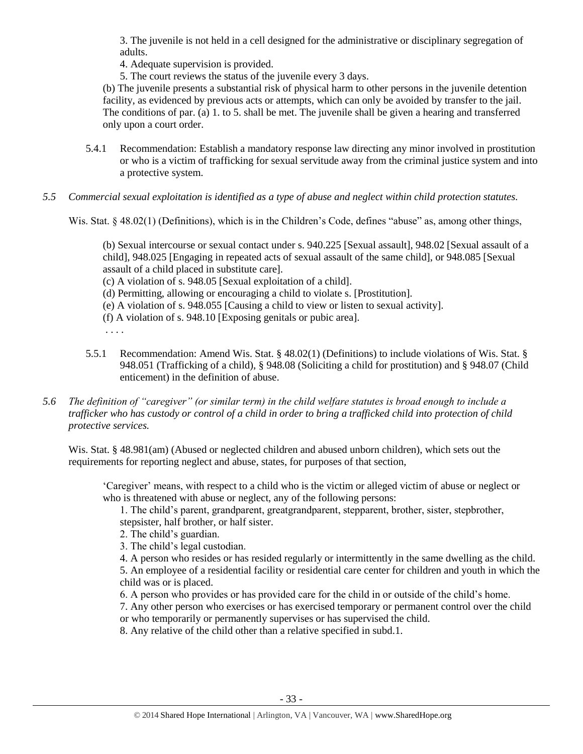3. The juvenile is not held in a cell designed for the administrative or disciplinary segregation of adults.

4. Adequate supervision is provided.

5. The court reviews the status of the juvenile every 3 days.

(b) The juvenile presents a substantial risk of physical harm to other persons in the juvenile detention facility, as evidenced by previous acts or attempts, which can only be avoided by transfer to the jail. The conditions of par. (a) 1. to 5. shall be met. The juvenile shall be given a hearing and transferred only upon a court order.

5.4.1 Recommendation: Establish a mandatory response law directing any minor involved in prostitution or who is a victim of trafficking for sexual servitude away from the criminal justice system and into a protective system.

*5.5 Commercial sexual exploitation is identified as a type of abuse and neglect within child protection statutes.*

Wis. Stat. § 48.02(1) (Definitions), which is in the Children's Code, defines "abuse" as, among other things,

> (b) Sexual intercourse or sexual contact under s. 940.225 [Sexual assault], 948.02 [Sexual assault of a child], 948.025 [Engaging in repeated acts of sexual assault of the same child], or 948.085 [Sexual assault of a child placed in substitute care].
>
> (c) A violation of s. 948.05 [Sexual exploitation of a child].
>
> (d) Permitting, allowing or encouraging a child to violate s. [Prostitution].
>
> (e) A violation of s. 948.055 [Causing a child to view or listen to sexual activity].
>
> (f) A violation of s. 948.10 [Exposing genitals or pubic area].
>
> . . . .

5.5.1 Recommendation: Amend Wis. Stat. § 48.02(1) (Definitions) to include violations of Wis. Stat. § 948.051 (Trafficking of a child), § 948.08 (Soliciting a child for prostitution) and § 948.07 (Child enticement) in the definition of abuse.

*5.6 The definition of "caregiver" (or similar term) in the child welfare statutes is broad enough to include a trafficker who has custody or control of a child in order to bring a trafficked child into protection of child protective services.*

Wis. Stat. § 48.981(am) (Abused or neglected children and abused unborn children), which sets out the requirements for reporting neglect and abuse, states, for purposes of that section,

> 'Caregiver' means, with respect to a child who is the victim or alleged victim of abuse or neglect or who is threatened with abuse or neglect, any of the following persons:
>
> 1. The child's parent, grandparent, greatgrandparent, stepparent, brother, sister, stepbrother, stepsister, half brother, or half sister.
> 2. The child's guardian.
> 3. The child's legal custodian.
> 4. A person who resides or has resided regularly or intermittently in the same dwelling as the child.
> 5. An employee of a residential facility or residential care center for children and youth in which the child was or is placed.
> 6. A person who provides or has provided care for the child in or outside of the child's home.
> 7. Any other person who exercises or has exercised temporary or permanent control over the child or who temporarily or permanently supervises or has supervised the child.
> 8. Any relative of the child other than a relative specified in subd.1.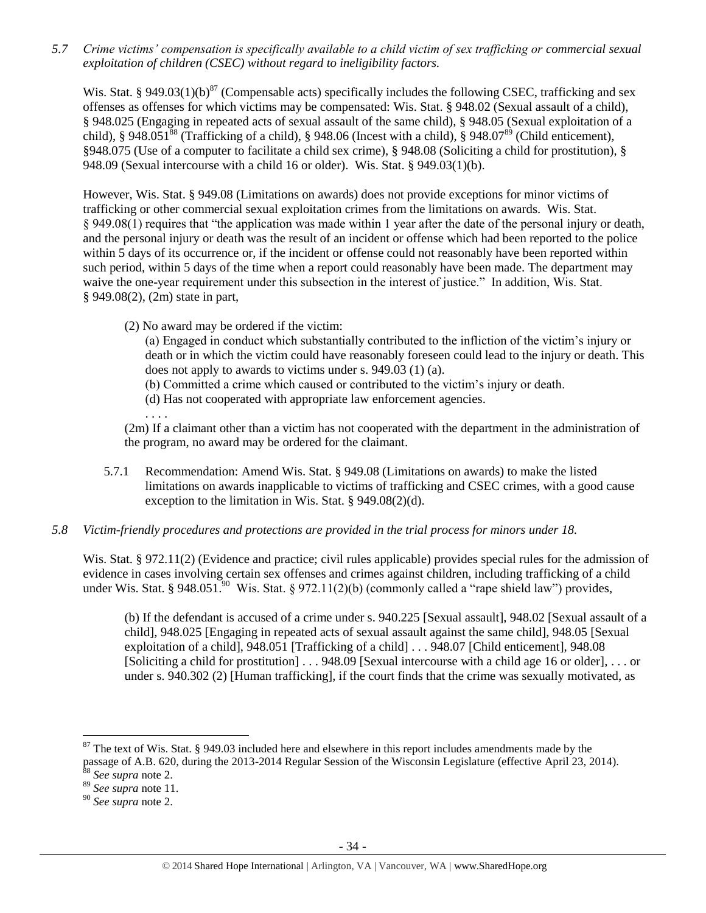*5.7 Crime victims' compensation is specifically available to a child victim of sex trafficking or commercial sexual exploitation of children (CSEC) without regard to ineligibility factors.*

Wis. Stat. § 949.03(1)(b)[87] (Compensable acts) specifically includes the following CSEC, trafficking and sex offenses as offenses for which victims may be compensated: Wis. Stat. § 948.02 (Sexual assault of a child), § 948.025 (Engaging in repeated acts of sexual assault of the same child), § 948.05 (Sexual exploitation of a child), § 948.051[88] (Trafficking of a child), § 948.06 (Incest with a child), § 948.07[89] (Child enticement), §948.075 (Use of a computer to facilitate a child sex crime), § 948.08 (Soliciting a child for prostitution), § 948.09 (Sexual intercourse with a child 16 or older). Wis. Stat. § 949.03(1)(b).

However, Wis. Stat. § 949.08 (Limitations on awards) does not provide exceptions for minor victims of trafficking or other commercial sexual exploitation crimes from the limitations on awards. Wis. Stat. § 949.08(1) requires that "the application was made within 1 year after the date of the personal injury or death, and the personal injury or death was the result of an incident or offense which had been reported to the police within 5 days of its occurrence or, if the incident or offense could not reasonably have been reported within such period, within 5 days of the time when a report could reasonably have been made. The department may waive the one-year requirement under this subsection in the interest of justice." In addition, Wis. Stat. § 949.08(2), (2m) state in part,

> (2) No award may be ordered if the victim:
>
> (a) Engaged in conduct which substantially contributed to the infliction of the victim's injury or death or in which the victim could have reasonably foreseen could lead to the injury or death. This does not apply to awards to victims under s. 949.03 (1) (a).
>
> (b) Committed a crime which caused or contributed to the victim's injury or death.
>
> (d) Has not cooperated with appropriate law enforcement agencies.
>
> . . . .
>
> (2m) If a claimant other than a victim has not cooperated with the department in the administration of the program, no award may be ordered for the claimant.

5.7.1 Recommendation: Amend Wis. Stat. § 949.08 (Limitations on awards) to make the listed limitations on awards inapplicable to victims of trafficking and CSEC crimes, with a good cause exception to the limitation in Wis. Stat. § 949.08(2)(d).

*5.8 Victim-friendly procedures and protections are provided in the trial process for minors under 18.*

Wis. Stat. § 972.11(2) (Evidence and practice; civil rules applicable) provides special rules for the admission of evidence in cases involving certain sex offenses and crimes against children, including trafficking of a child under Wis. Stat. § 948.051.[90] Wis. Stat. § 972.11(2)(b) (commonly called a "rape shield law") provides,

> (b) If the defendant is accused of a crime under s. 940.225 [Sexual assault], 948.02 [Sexual assault of a child], 948.025 [Engaging in repeated acts of sexual assault against the same child], 948.05 [Sexual exploitation of a child], 948.051 [Trafficking of a child] . . . 948.07 [Child enticement], 948.08 [Soliciting a child for prostitution] . . . 948.09 [Sexual intercourse with a child age 16 or older], . . . or under s. 940.302 (2) [Human trafficking], if the court finds that the crime was sexually motivated, as

---

[87] The text of Wis. Stat. § 949.03 included here and elsewhere in this report includes amendments made by the passage of A.B. 620, during the 2013-2014 Regular Session of the Wisconsin Legislature (effective April 23, 2014).

[88] *See supra* note 2.

[89] *See supra* note 11.

[90] *See supra* note 2.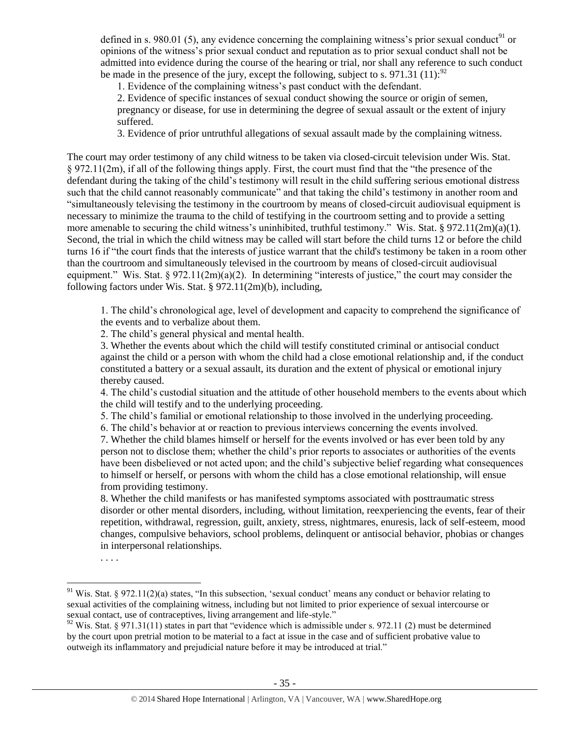defined in s. 980.01 (5), any evidence concerning the complaining witness's prior sexual conduct[91] or opinions of the witness's prior sexual conduct and reputation as to prior sexual conduct shall not be admitted into evidence during the course of the hearing or trial, nor shall any reference to such conduct be made in the presence of the jury, except the following, subject to s. 971.31 (11):[92]

> 1. Evidence of the complaining witness's past conduct with the defendant.
> 2. Evidence of specific instances of sexual conduct showing the source or origin of semen, pregnancy or disease, for use in determining the degree of sexual assault or the extent of injury suffered.
> 3. Evidence of prior untruthful allegations of sexual assault made by the complaining witness.

The court may order testimony of any child witness to be taken via closed-circuit television under Wis. Stat. § 972.11(2m), if all of the following things apply. First, the court must find that the "the presence of the defendant during the taking of the child's testimony will result in the child suffering serious emotional distress such that the child cannot reasonably communicate" and that taking the child's testimony in another room and "simultaneously televising the testimony in the courtroom by means of closed-circuit audiovisual equipment is necessary to minimize the trauma to the child of testifying in the courtroom setting and to provide a setting more amenable to securing the child witness's uninhibited, truthful testimony." Wis. Stat. § 972.11(2m)(a)(1). Second, the trial in which the child witness may be called will start before the child turns 12 or before the child turns 16 if "the court finds that the interests of justice warrant that the child's testimony be taken in a room other than the courtroom and simultaneously televised in the courtroom by means of closed-circuit audiovisual equipment." Wis. Stat. § 972.11(2m)(a)(2). In determining "interests of justice," the court may consider the following factors under Wis. Stat. § 972.11(2m)(b), including,

> 1. The child's chronological age, level of development and capacity to comprehend the significance of the events and to verbalize about them.
> 2. The child's general physical and mental health.
> 3. Whether the events about which the child will testify constituted criminal or antisocial conduct against the child or a person with whom the child had a close emotional relationship and, if the conduct constituted a battery or a sexual assault, its duration and the extent of physical or emotional injury thereby caused.
> 4. The child's custodial situation and the attitude of other household members to the events about which the child will testify and to the underlying proceeding.
> 5. The child's familial or emotional relationship to those involved in the underlying proceeding.
> 6. The child's behavior at or reaction to previous interviews concerning the events involved.
> 7. Whether the child blames himself or herself for the events involved or has ever been told by any person not to disclose them; whether the child's prior reports to associates or authorities of the events have been disbelieved or not acted upon; and the child's subjective belief regarding what consequences to himself or herself, or persons with whom the child has a close emotional relationship, will ensue from providing testimony.
> 8. Whether the child manifests or has manifested symptoms associated with posttraumatic stress disorder or other mental disorders, including, without limitation, reexperiencing the events, fear of their repetition, withdrawal, regression, guilt, anxiety, stress, nightmares, enuresis, lack of self-esteem, mood changes, compulsive behaviors, school problems, delinquent or antisocial behavior, phobias or changes in interpersonal relationships.
>
> . . . .

---

[91] Wis. Stat. § 972.11(2)(a) states, "In this subsection, 'sexual conduct' means any conduct or behavior relating to sexual activities of the complaining witness, including but not limited to prior experience of sexual intercourse or sexual contact, use of contraceptives, living arrangement and life-style."

[92] Wis. Stat. § 971.31(11) states in part that "evidence which is admissible under s. 972.11 (2) must be determined by the court upon pretrial motion to be material to a fact at issue in the case and of sufficient probative value to outweigh its inflammatory and prejudicial nature before it may be introduced at trial."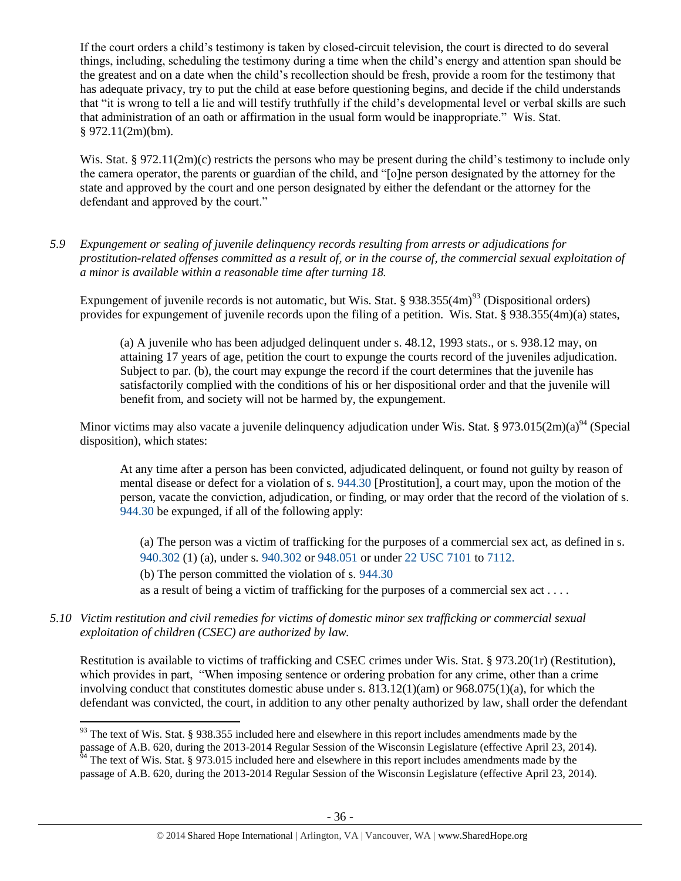If the court orders a child's testimony is taken by closed-circuit television, the court is directed to do several things, including, scheduling the testimony during a time when the child's energy and attention span should be the greatest and on a date when the child's recollection should be fresh, provide a room for the testimony that has adequate privacy, try to put the child at ease before questioning begins, and decide if the child understands that "it is wrong to tell a lie and will testify truthfully if the child's developmental level or verbal skills are such that administration of an oath or affirmation in the usual form would be inappropriate." Wis. Stat. § 972.11(2m)(bm).

Wis. Stat. § 972.11(2m)(c) restricts the persons who may be present during the child's testimony to include only the camera operator, the parents or guardian of the child, and "[o]ne person designated by the attorney for the state and approved by the court and one person designated by either the defendant or the attorney for the defendant and approved by the court."

*5.9 Expungement or sealing of juvenile delinquency records resulting from arrests or adjudications for prostitution-related offenses committed as a result of, or in the course of, the commercial sexual exploitation of a minor is available within a reasonable time after turning 18.*

Expungement of juvenile records is not automatic, but Wis. Stat. § 938.355(4m)[93] (Dispositional orders) provides for expungement of juvenile records upon the filing of a petition. Wis. Stat. § 938.355(4m)(a) states,

> (a) A juvenile who has been adjudged delinquent under s. 48.12, 1993 stats., or s. 938.12 may, on attaining 17 years of age, petition the court to expunge the courts record of the juveniles adjudication. Subject to par. (b), the court may expunge the record if the court determines that the juvenile has satisfactorily complied with the conditions of his or her dispositional order and that the juvenile will benefit from, and society will not be harmed by, the expungement.

Minor victims may also vacate a juvenile delinquency adjudication under Wis. Stat. § 973.015(2m)(a)[94] (Special disposition), which states:

> At any time after a person has been convicted, adjudicated delinquent, or found not guilty by reason of mental disease or defect for a violation of s. 944.30 [Prostitution], a court may, upon the motion of the person, vacate the conviction, adjudication, or finding, or may order that the record of the violation of s. 944.30 be expunged, if all of the following apply:
>
> > (a) The person was a victim of trafficking for the purposes of a commercial sex act, as defined in s. 940.302 (1) (a), under s. 940.302 or 948.051 or under 22 USC 7101 to 7112.
> >
> > (b) The person committed the violation of s. 944.30
> >
> > as a result of being a victim of trafficking for the purposes of a commercial sex act . . . .

*5.10 Victim restitution and civil remedies for victims of domestic minor sex trafficking or commercial sexual exploitation of children (CSEC) are authorized by law.*

Restitution is available to victims of trafficking and CSEC crimes under Wis. Stat. § 973.20(1r) (Restitution), which provides in part, "When imposing sentence or ordering probation for any crime, other than a crime involving conduct that constitutes domestic abuse under s. 813.12(1)(am) or 968.075(1)(a), for which the defendant was convicted, the court, in addition to any other penalty authorized by law, shall order the defendant

---

[93] The text of Wis. Stat. § 938.355 included here and elsewhere in this report includes amendments made by the passage of A.B. 620, during the 2013-2014 Regular Session of the Wisconsin Legislature (effective April 23, 2014).

[94] The text of Wis. Stat. § 973.015 included here and elsewhere in this report includes amendments made by the passage of A.B. 620, during the 2013-2014 Regular Session of the Wisconsin Legislature (effective April 23, 2014).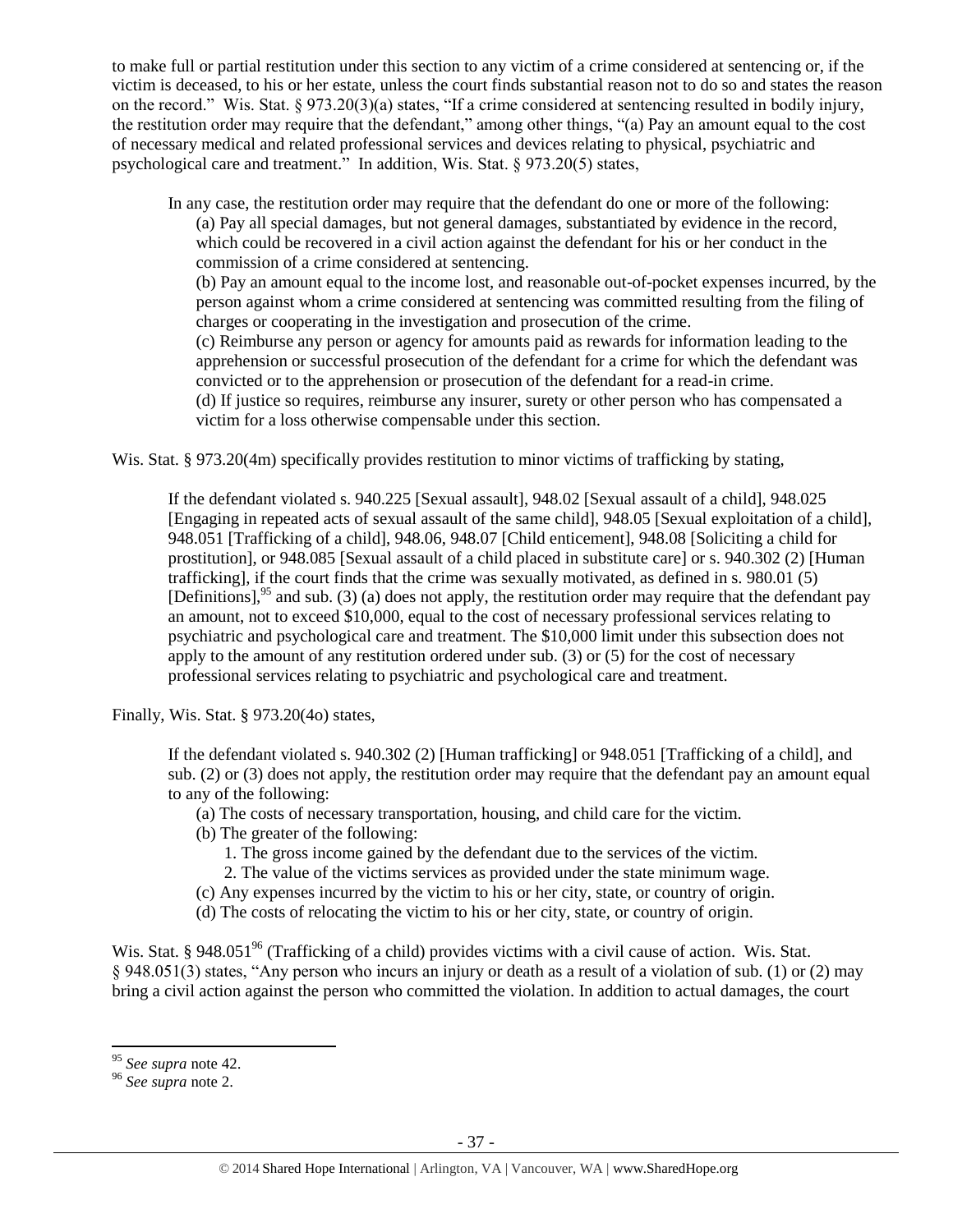to make full or partial restitution under this section to any victim of a crime considered at sentencing or, if the victim is deceased, to his or her estate, unless the court finds substantial reason not to do so and states the reason on the record." Wis. Stat. § 973.20(3)(a) states, "If a crime considered at sentencing resulted in bodily injury, the restitution order may require that the defendant," among other things, "(a) Pay an amount equal to the cost of necessary medical and related professional services and devices relating to physical, psychiatric and psychological care and treatment." In addition, Wis. Stat. § 973.20(5) states,

> In any case, the restitution order may require that the defendant do one or more of the following:
>
> (a) Pay all special damages, but not general damages, substantiated by evidence in the record, which could be recovered in a civil action against the defendant for his or her conduct in the commission of a crime considered at sentencing.
>
> (b) Pay an amount equal to the income lost, and reasonable out-of-pocket expenses incurred, by the person against whom a crime considered at sentencing was committed resulting from the filing of charges or cooperating in the investigation and prosecution of the crime.
>
> (c) Reimburse any person or agency for amounts paid as rewards for information leading to the apprehension or successful prosecution of the defendant for a crime for which the defendant was convicted or to the apprehension or prosecution of the defendant for a read-in crime.
>
> (d) If justice so requires, reimburse any insurer, surety or other person who has compensated a victim for a loss otherwise compensable under this section.

Wis. Stat. § 973.20(4m) specifically provides restitution to minor victims of trafficking by stating,

> If the defendant violated s. 940.225 [Sexual assault], 948.02 [Sexual assault of a child], 948.025 [Engaging in repeated acts of sexual assault of the same child], 948.05 [Sexual exploitation of a child], 948.051 [Trafficking of a child], 948.06, 948.07 [Child enticement], 948.08 [Soliciting a child for prostitution], or 948.085 [Sexual assault of a child placed in substitute care] or s. 940.302 (2) [Human trafficking], if the court finds that the crime was sexually motivated, as defined in s. 980.01 (5) [Definitions],[95] and sub. (3) (a) does not apply, the restitution order may require that the defendant pay an amount, not to exceed $10,000, equal to the cost of necessary professional services relating to psychiatric and psychological care and treatment. The $10,000 limit under this subsection does not apply to the amount of any restitution ordered under sub. (3) or (5) for the cost of necessary professional services relating to psychiatric and psychological care and treatment.

Finally, Wis. Stat. § 973.20(4o) states,

> If the defendant violated s. 940.302 (2) [Human trafficking] or 948.051 [Trafficking of a child], and sub. (2) or (3) does not apply, the restitution order may require that the defendant pay an amount equal to any of the following:
>
> (a) The costs of necessary transportation, housing, and child care for the victim.
>
> (b) The greater of the following:
>
> 1. The gross income gained by the defendant due to the services of the victim.
> 2. The value of the victims services as provided under the state minimum wage.
>
> (c) Any expenses incurred by the victim to his or her city, state, or country of origin.
>
> (d) The costs of relocating the victim to his or her city, state, or country of origin.

Wis. Stat. § 948.051[96] (Trafficking of a child) provides victims with a civil cause of action. Wis. Stat. § 948.051(3) states, "Any person who incurs an injury or death as a result of a violation of sub. (1) or (2) may bring a civil action against the person who committed the violation. In addition to actual damages, the court

---

[95] *See supra* note 42.

[96] *See supra* note 2.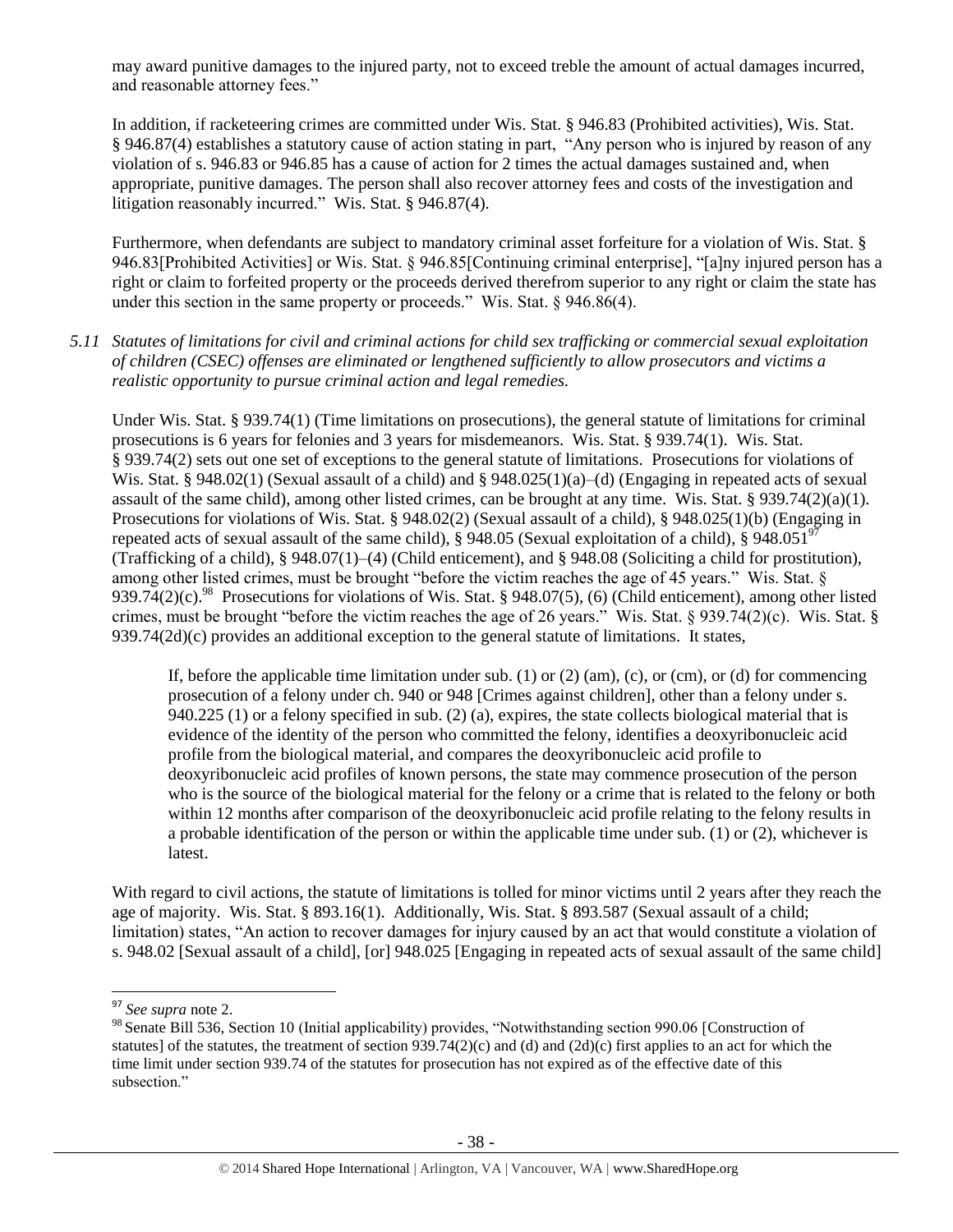may award punitive damages to the injured party, not to exceed treble the amount of actual damages incurred, and reasonable attorney fees."

In addition, if racketeering crimes are committed under Wis. Stat. § 946.83 (Prohibited activities), Wis. Stat. § 946.87(4) establishes a statutory cause of action stating in part, "Any person who is injured by reason of any violation of s. 946.83 or 946.85 has a cause of action for 2 times the actual damages sustained and, when appropriate, punitive damages. The person shall also recover attorney fees and costs of the investigation and litigation reasonably incurred." Wis. Stat. § 946.87(4).

Furthermore, when defendants are subject to mandatory criminal asset forfeiture for a violation of Wis. Stat. § 946.83[Prohibited Activities] or Wis. Stat. § 946.85[Continuing criminal enterprise], "[a]ny injured person has a right or claim to forfeited property or the proceeds derived therefrom superior to any right or claim the state has under this section in the same property or proceeds." Wis. Stat. § 946.86(4).

*5.11 Statutes of limitations for civil and criminal actions for child sex trafficking or commercial sexual exploitation of children (CSEC) offenses are eliminated or lengthened sufficiently to allow prosecutors and victims a realistic opportunity to pursue criminal action and legal remedies.*

Under Wis. Stat. § 939.74(1) (Time limitations on prosecutions), the general statute of limitations for criminal prosecutions is 6 years for felonies and 3 years for misdemeanors. Wis. Stat. § 939.74(1). Wis. Stat. § 939.74(2) sets out one set of exceptions to the general statute of limitations. Prosecutions for violations of Wis. Stat. § 948.02(1) (Sexual assault of a child) and § 948.025(1)(a)–(d) (Engaging in repeated acts of sexual assault of the same child), among other listed crimes, can be brought at any time. Wis. Stat. § 939.74(2)(a)(1). Prosecutions for violations of Wis. Stat. § 948.02(2) (Sexual assault of a child), § 948.025(1)(b) (Engaging in repeated acts of sexual assault of the same child), § 948.05 (Sexual exploitation of a child), § 948.051[97] (Trafficking of a child), § 948.07(1)–(4) (Child enticement), and § 948.08 (Soliciting a child for prostitution), among other listed crimes, must be brought "before the victim reaches the age of 45 years." Wis. Stat. § 939.74(2)(c).[98] Prosecutions for violations of Wis. Stat. § 948.07(5), (6) (Child enticement), among other listed crimes, must be brought "before the victim reaches the age of 26 years." Wis. Stat. § 939.74(2)(c). Wis. Stat. § 939.74(2d)(c) provides an additional exception to the general statute of limitations. It states,

> If, before the applicable time limitation under sub. (1) or (2) (am), (c), or (cm), or (d) for commencing prosecution of a felony under ch. 940 or 948 [Crimes against children], other than a felony under s. 940.225 (1) or a felony specified in sub. (2) (a), expires, the state collects biological material that is evidence of the identity of the person who committed the felony, identifies a deoxyribonucleic acid profile from the biological material, and compares the deoxyribonucleic acid profile to deoxyribonucleic acid profiles of known persons, the state may commence prosecution of the person who is the source of the biological material for the felony or a crime that is related to the felony or both within 12 months after comparison of the deoxyribonucleic acid profile relating to the felony results in a probable identification of the person or within the applicable time under sub. (1) or (2), whichever is latest.

With regard to civil actions, the statute of limitations is tolled for minor victims until 2 years after they reach the age of majority. Wis. Stat. § 893.16(1). Additionally, Wis. Stat. § 893.587 (Sexual assault of a child; limitation) states, "An action to recover damages for injury caused by an act that would constitute a violation of s. 948.02 [Sexual assault of a child], [or] 948.025 [Engaging in repeated acts of sexual assault of the same child]

---

[97] *See supra* note 2.

[98] Senate Bill 536, Section 10 (Initial applicability) provides, "Notwithstanding section 990.06 [Construction of statutes] of the statutes, the treatment of section 939.74(2)(c) and (d) and (2d)(c) first applies to an act for which the time limit under section 939.74 of the statutes for prosecution has not expired as of the effective date of this subsection."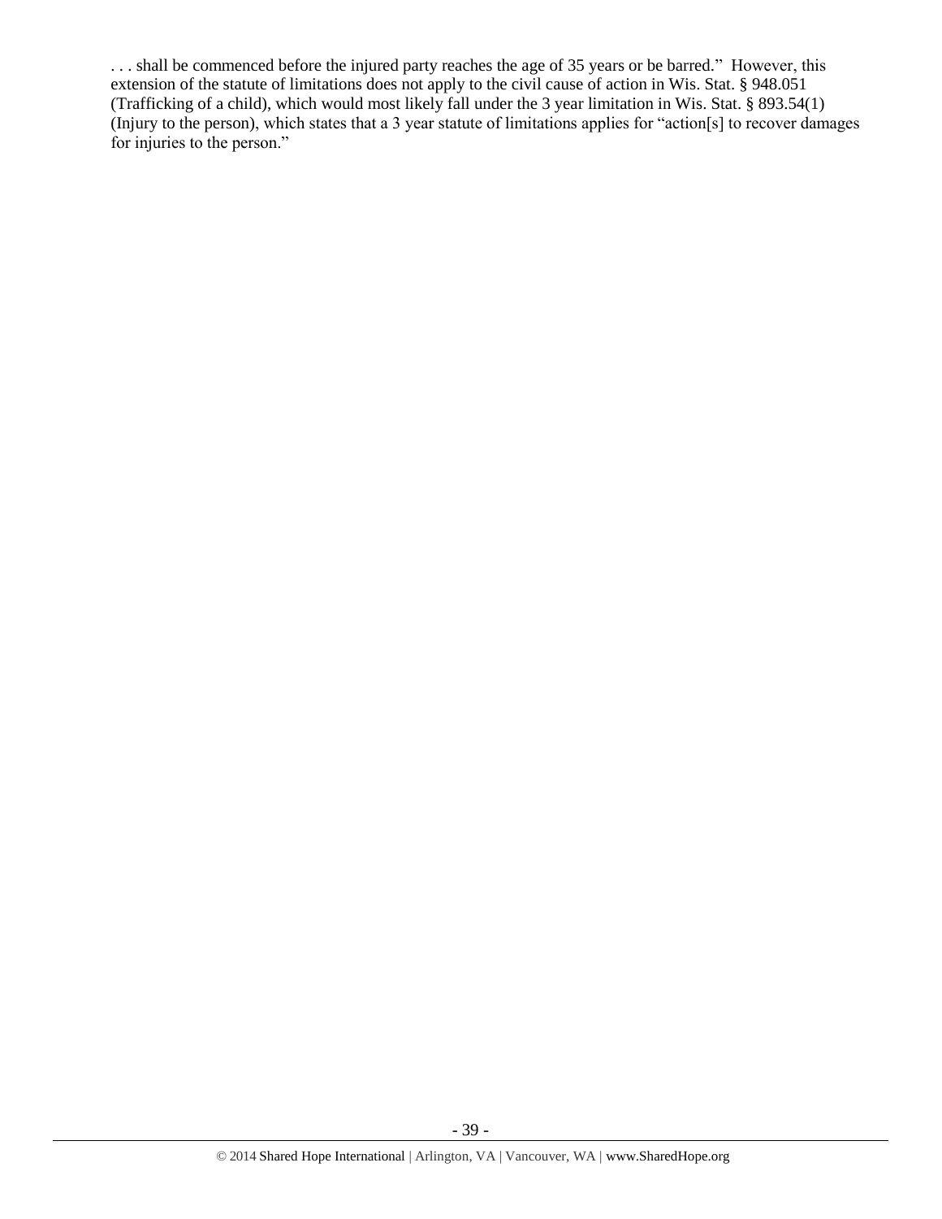. . . shall be commenced before the injured party reaches the age of 35 years or be barred." However, this extension of the statute of limitations does not apply to the civil cause of action in Wis. Stat. § 948.051 (Trafficking of a child), which would most likely fall under the 3 year limitation in Wis. Stat. § 893.54(1) (Injury to the person), which states that a 3 year statute of limitations applies for "action[s] to recover damages for injuries to the person."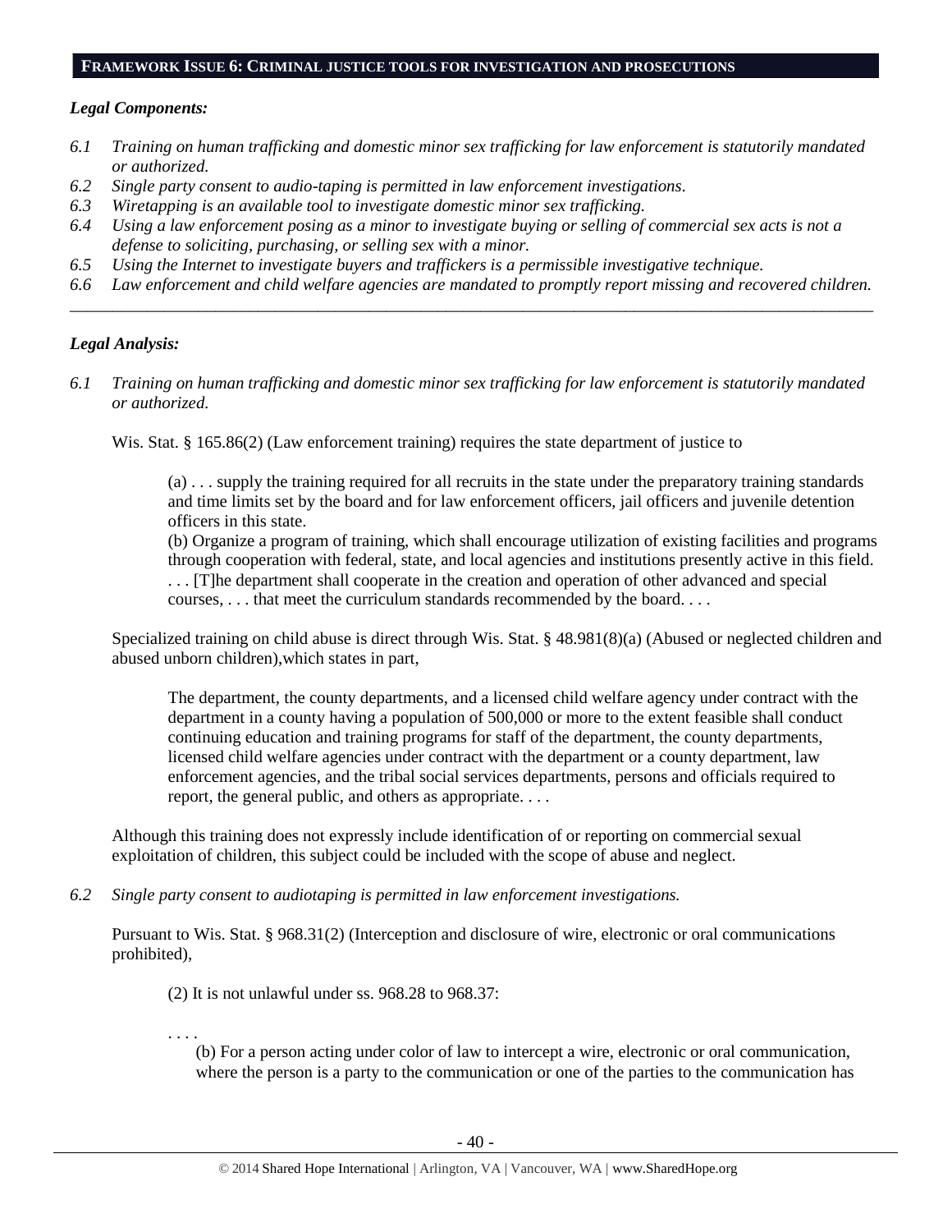## FRAMEWORK ISSUE 6: CRIMINAL JUSTICE TOOLS FOR INVESTIGATION AND PROSECUTIONS

***Legal Components:***

*6.1 Training on human trafficking and domestic minor sex trafficking for law enforcement is statutorily mandated or authorized.*
*6.2 Single party consent to audio-taping is permitted in law enforcement investigations.*
*6.3 Wiretapping is an available tool to investigate domestic minor sex trafficking.*
*6.4 Using a law enforcement posing as a minor to investigate buying or selling of commercial sex acts is not a defense to soliciting, purchasing, or selling sex with a minor.*
*6.5 Using the Internet to investigate buyers and traffickers is a permissible investigative technique.*
*6.6 Law enforcement and child welfare agencies are mandated to promptly report missing and recovered children.*

---

***Legal Analysis:***

*6.1 Training on human trafficking and domestic minor sex trafficking for law enforcement is statutorily mandated or authorized.*

Wis. Stat. § 165.86(2) (Law enforcement training) requires the state department of justice to

> (a) . . . supply the training required for all recruits in the state under the preparatory training standards and time limits set by the board and for law enforcement officers, jail officers and juvenile detention officers in this state.
> (b) Organize a program of training, which shall encourage utilization of existing facilities and programs through cooperation with federal, state, and local agencies and institutions presently active in this field. . . . [T]he department shall cooperate in the creation and operation of other advanced and special courses, . . . that meet the curriculum standards recommended by the board. . . .

Specialized training on child abuse is direct through Wis. Stat. § 48.981(8)(a) (Abused or neglected children and abused unborn children),which states in part,

> The department, the county departments, and a licensed child welfare agency under contract with the department in a county having a population of 500,000 or more to the extent feasible shall conduct continuing education and training programs for staff of the department, the county departments, licensed child welfare agencies under contract with the department or a county department, law enforcement agencies, and the tribal social services departments, persons and officials required to report, the general public, and others as appropriate. . . .

Although this training does not expressly include identification of or reporting on commercial sexual exploitation of children, this subject could be included with the scope of abuse and neglect.

*6.2 Single party consent to audiotaping is permitted in law enforcement investigations.*

Pursuant to Wis. Stat. § 968.31(2) (Interception and disclosure of wire, electronic or oral communications prohibited),

> (2) It is not unlawful under ss. 968.28 to 968.37:
>
> . . . .
>
> (b) For a person acting under color of law to intercept a wire, electronic or oral communication, where the person is a party to the communication or one of the parties to the communication has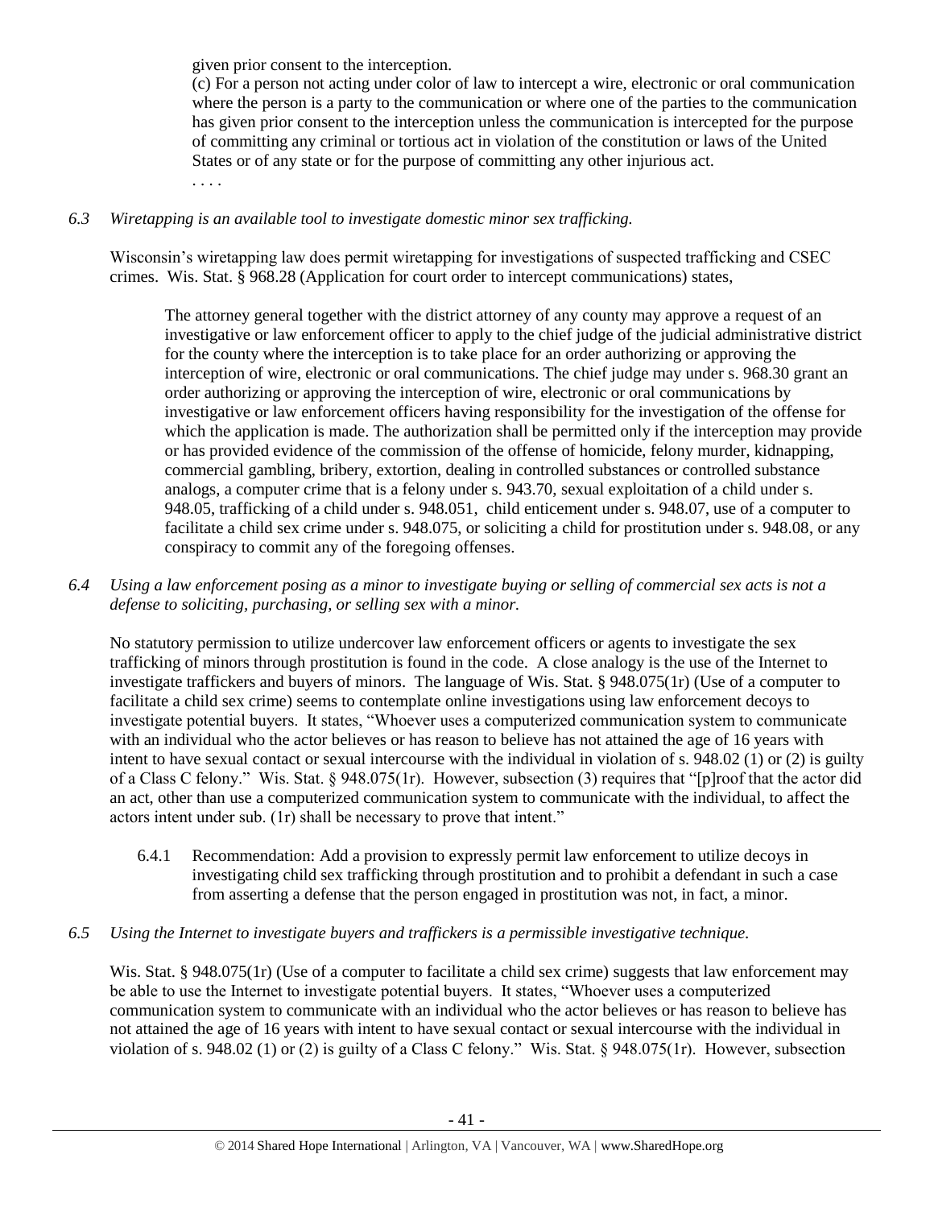given prior consent to the interception.

(c) For a person not acting under color of law to intercept a wire, electronic or oral communication where the person is a party to the communication or where one of the parties to the communication has given prior consent to the interception unless the communication is intercepted for the purpose of committing any criminal or tortious act in violation of the constitution or laws of the United States or of any state or for the purpose of committing any other injurious act.

. . . .

*6.3 Wiretapping is an available tool to investigate domestic minor sex trafficking.*

Wisconsin's wiretapping law does permit wiretapping for investigations of suspected trafficking and CSEC crimes. Wis. Stat. § 968.28 (Application for court order to intercept communications) states,

> The attorney general together with the district attorney of any county may approve a request of an investigative or law enforcement officer to apply to the chief judge of the judicial administrative district for the county where the interception is to take place for an order authorizing or approving the interception of wire, electronic or oral communications. The chief judge may under s. 968.30 grant an order authorizing or approving the interception of wire, electronic or oral communications by investigative or law enforcement officers having responsibility for the investigation of the offense for which the application is made. The authorization shall be permitted only if the interception may provide or has provided evidence of the commission of the offense of homicide, felony murder, kidnapping, commercial gambling, bribery, extortion, dealing in controlled substances or controlled substance analogs, a computer crime that is a felony under s. 943.70, sexual exploitation of a child under s. 948.05, trafficking of a child under s. 948.051, child enticement under s. 948.07, use of a computer to facilitate a child sex crime under s. 948.075, or soliciting a child for prostitution under s. 948.08, or any conspiracy to commit any of the foregoing offenses.

*6.4 Using a law enforcement posing as a minor to investigate buying or selling of commercial sex acts is not a defense to soliciting, purchasing, or selling sex with a minor.*

No statutory permission to utilize undercover law enforcement officers or agents to investigate the sex trafficking of minors through prostitution is found in the code. A close analogy is the use of the Internet to investigate traffickers and buyers of minors. The language of Wis. Stat. § 948.075(1r) (Use of a computer to facilitate a child sex crime) seems to contemplate online investigations using law enforcement decoys to investigate potential buyers. It states, "Whoever uses a computerized communication system to communicate with an individual who the actor believes or has reason to believe has not attained the age of 16 years with intent to have sexual contact or sexual intercourse with the individual in violation of s. 948.02 (1) or (2) is guilty of a Class C felony." Wis. Stat. § 948.075(1r). However, subsection (3) requires that "[p]roof that the actor did an act, other than use a computerized communication system to communicate with the individual, to affect the actors intent under sub. (1r) shall be necessary to prove that intent."

6.4.1 Recommendation: Add a provision to expressly permit law enforcement to utilize decoys in investigating child sex trafficking through prostitution and to prohibit a defendant in such a case from asserting a defense that the person engaged in prostitution was not, in fact, a minor.

*6.5 Using the Internet to investigate buyers and traffickers is a permissible investigative technique.*

Wis. Stat. § 948.075(1r) (Use of a computer to facilitate a child sex crime) suggests that law enforcement may be able to use the Internet to investigate potential buyers. It states, "Whoever uses a computerized communication system to communicate with an individual who the actor believes or has reason to believe has not attained the age of 16 years with intent to have sexual contact or sexual intercourse with the individual in violation of s. 948.02 (1) or (2) is guilty of a Class C felony." Wis. Stat. § 948.075(1r). However, subsection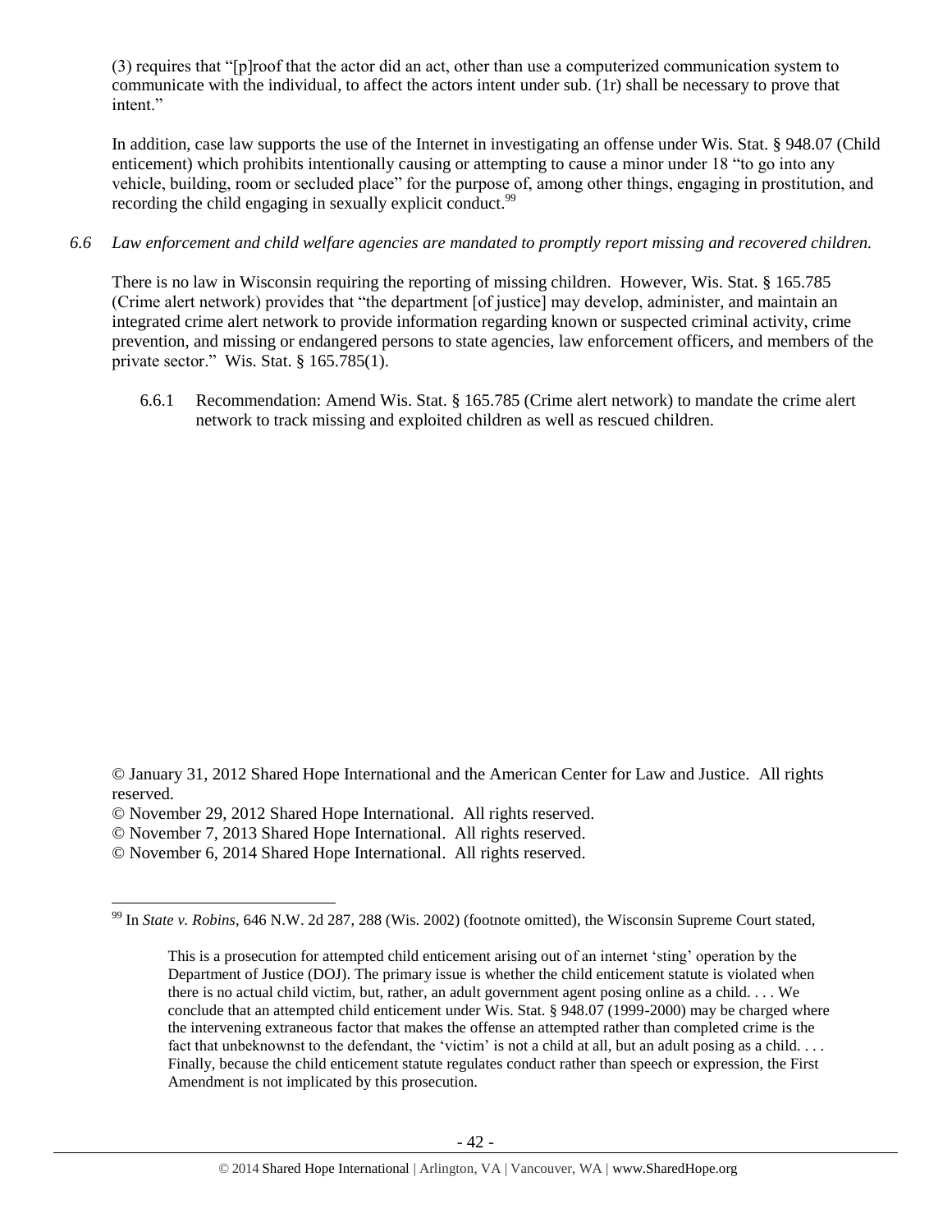(3) requires that "[p]roof that the actor did an act, other than use a computerized communication system to communicate with the individual, to affect the actors intent under sub. (1r) shall be necessary to prove that intent."

In addition, case law supports the use of the Internet in investigating an offense under Wis. Stat. § 948.07 (Child enticement) which prohibits intentionally causing or attempting to cause a minor under 18 "to go into any vehicle, building, room or secluded place" for the purpose of, among other things, engaging in prostitution, and recording the child engaging in sexually explicit conduct.[99]

*6.6 Law enforcement and child welfare agencies are mandated to promptly report missing and recovered children.*

There is no law in Wisconsin requiring the reporting of missing children. However, Wis. Stat. § 165.785 (Crime alert network) provides that "the department [of justice] may develop, administer, and maintain an integrated crime alert network to provide information regarding known or suspected criminal activity, crime prevention, and missing or endangered persons to state agencies, law enforcement officers, and members of the private sector." Wis. Stat. § 165.785(1).

6.6.1 Recommendation: Amend Wis. Stat. § 165.785 (Crime alert network) to mandate the crime alert network to track missing and exploited children as well as rescued children.

© January 31, 2012 Shared Hope International and the American Center for Law and Justice. All rights reserved.
© November 29, 2012 Shared Hope International. All rights reserved.
© November 7, 2013 Shared Hope International. All rights reserved.
© November 6, 2014 Shared Hope International. All rights reserved.

---

[99] In *State v. Robins*, 646 N.W. 2d 287, 288 (Wis. 2002) (footnote omitted), the Wisconsin Supreme Court stated,

> This is a prosecution for attempted child enticement arising out of an internet 'sting' operation by the Department of Justice (DOJ). The primary issue is whether the child enticement statute is violated when there is no actual child victim, but, rather, an adult government agent posing online as a child. . . . We conclude that an attempted child enticement under Wis. Stat. § 948.07 (1999-2000) may be charged where the intervening extraneous factor that makes the offense an attempted rather than completed crime is the fact that unbeknownst to the defendant, the 'victim' is not a child at all, but an adult posing as a child. . . . Finally, because the child enticement statute regulates conduct rather than speech or expression, the First Amendment is not implicated by this prosecution.